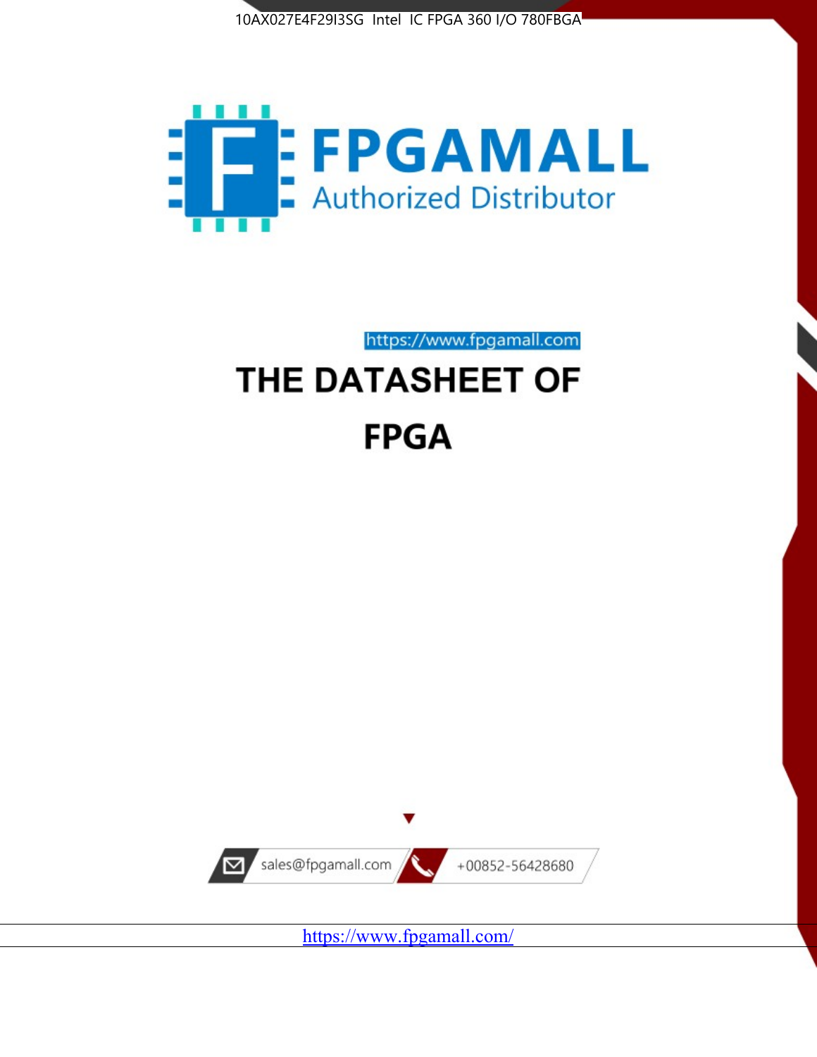10AX027E4F29I3SG Intel IC FPGA 360 I/O 780FBGA

# FPGAMALL

Authorized Distributor

https://www.fpgamall.com

# THE DATASHEET OF

# FPGA

sales@fpgamall.com

+00852-56428680

https://www.fpgamall.com/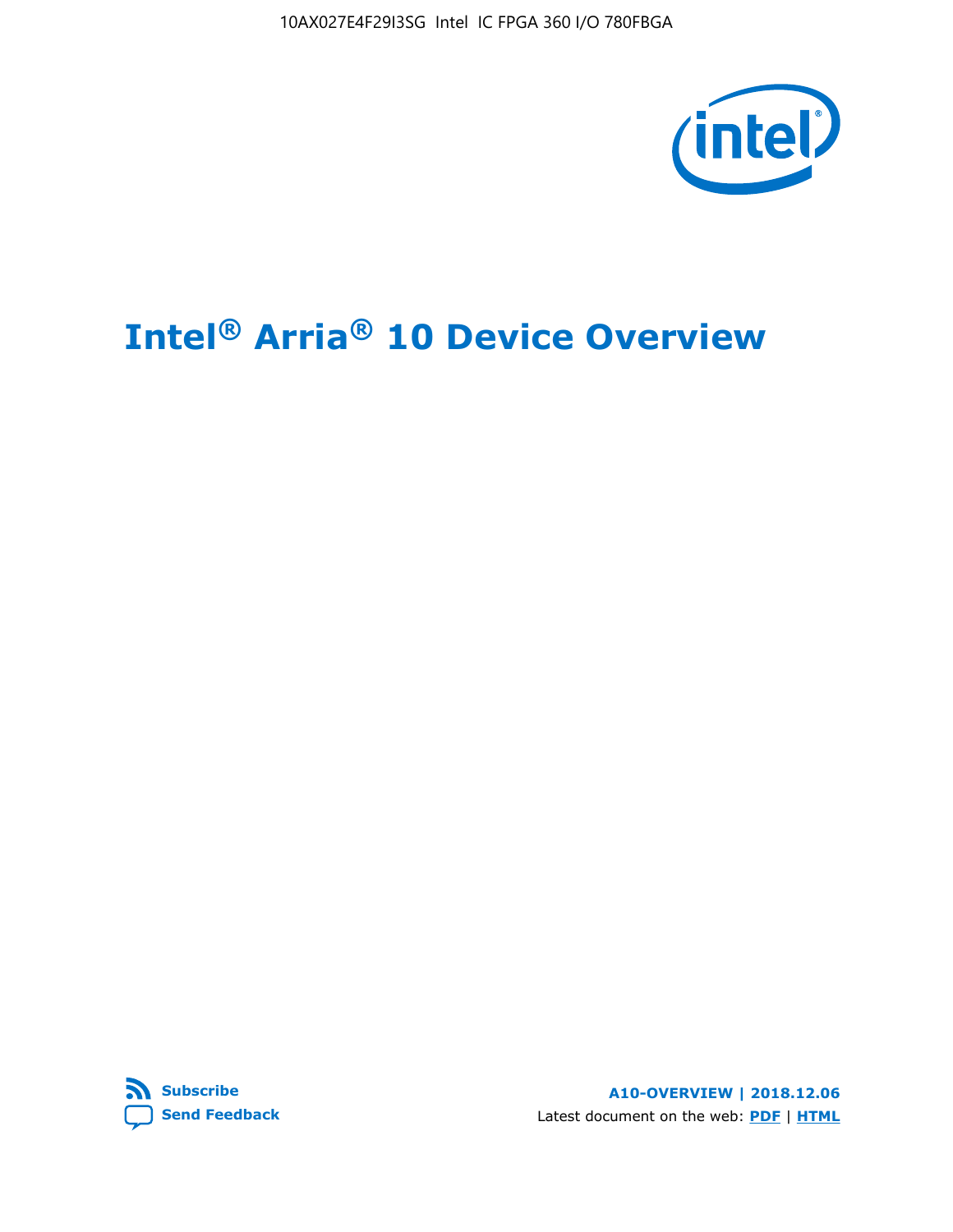# Intel® Arria® 10 Device Overview

Subscribe

Send Feedback

A10-OVERVIEW | 2018.12.06

Latest document on the web: PDF | HTML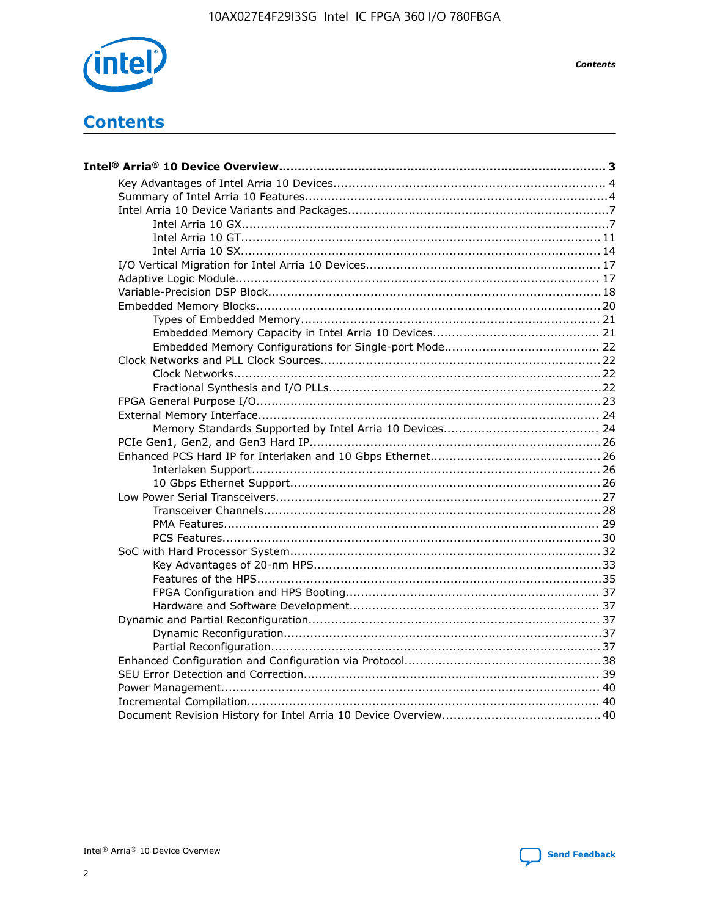# Contents

**Intel® Arria® 10 Device Overview....................................................................................... 3**

- Key Advantages of Intel Arria 10 Devices....................................................................... 4
- Summary of Intel Arria 10 Features................................................................................4
- Intel Arria 10 Device Variants and Packages.....................................................................7
  - Intel Arria 10 GX................................................................................................7
  - Intel Arria 10 GT.............................................................................................. 11
  - Intel Arria 10 SX.............................................................................................. 14
- I/O Vertical Migration for Intel Arria 10 Devices............................................................. 17
- Adaptive Logic Module................................................................................................ 17
- Variable-Precision DSP Block.......................................................................................18
- Embedded Memory Blocks.......................................................................................... 20
  - Types of Embedded Memory.............................................................................. 21
  - Embedded Memory Capacity in Intel Arria 10 Devices........................................... 21
  - Embedded Memory Configurations for Single-port Mode......................................... 22
- Clock Networks and PLL Clock Sources......................................................................... 22
  - Clock Networks................................................................................................22
  - Fractional Synthesis and I/O PLLs.......................................................................22
- FPGA General Purpose I/O.......................................................................................... 23
- External Memory Interface.......................................................................................... 24
  - Memory Standards Supported by Intel Arria 10 Devices........................................ 24
- PCIe Gen1, Gen2, and Gen3 Hard IP............................................................................ 26
- Enhanced PCS Hard IP for Interlaken and 10 Gbps Ethernet............................................ 26
  - Interlaken Support........................................................................................... 26
  - 10 Gbps Ethernet Support................................................................................. 26
- Low Power Serial Transceivers..................................................................................... 27
  - Transceiver Channels........................................................................................ 28
  - PMA Features.................................................................................................. 29
  - PCS Features...................................................................................................30
- SoC with Hard Processor System.................................................................................. 32
  - Key Advantages of 20-nm HPS........................................................................... 33
  - Features of the HPS..........................................................................................35
  - FPGA Configuration and HPS Booting.................................................................. 37
  - Hardware and Software Development................................................................. 37
- Dynamic and Partial Reconfiguration............................................................................ 37
  - Dynamic Reconfiguration...................................................................................37
  - Partial Reconfiguration...................................................................................... 37
- Enhanced Configuration and Configuration via Protocol...................................................38
- SEU Error Detection and Correction............................................................................. 39
- Power Management................................................................................................... 40
- Incremental Compilation............................................................................................ 40
- Document Revision History for Intel Arria 10 Device Overview......................................... 40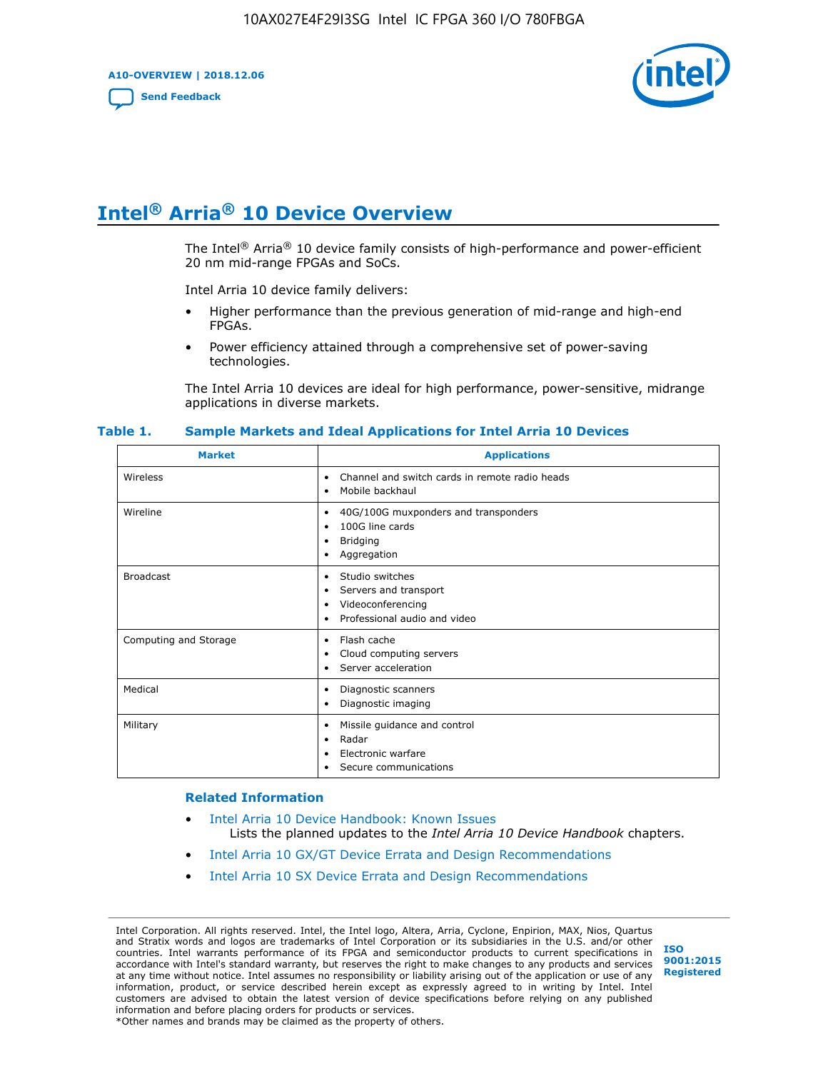# Intel® Arria® 10 Device Overview

The Intel® Arria® 10 device family consists of high-performance and power-efficient 20 nm mid-range FPGAs and SoCs.

Intel Arria 10 device family delivers:

- Higher performance than the previous generation of mid-range and high-end FPGAs.
- Power efficiency attained through a comprehensive set of power-saving technologies.

The Intel Arria 10 devices are ideal for high performance, power-sensitive, midrange applications in diverse markets.

**Table 1. Sample Markets and Ideal Applications for Intel Arria 10 Devices**

| Market | Applications |
|---|---|
| Wireless | • Channel and switch cards in remote radio heads<br>• Mobile backhaul |
| Wireline | • 40G/100G muxponders and transponders<br>• 100G line cards<br>• Bridging<br>• Aggregation |
| Broadcast | • Studio switches<br>• Servers and transport<br>• Videoconferencing<br>• Professional audio and video |
| Computing and Storage | • Flash cache<br>• Cloud computing servers<br>• Server acceleration |
| Medical | • Diagnostic scanners<br>• Diagnostic imaging |
| Military | • Missile guidance and control<br>• Radar<br>• Electronic warfare<br>• Secure communications |

## Related Information

- Intel Arria 10 Device Handbook: Known Issues
  Lists the planned updates to the *Intel Arria 10 Device Handbook* chapters.
- Intel Arria 10 GX/GT Device Errata and Design Recommendations
- Intel Arria 10 SX Device Errata and Design Recommendations

Intel Corporation. All rights reserved. Intel, the Intel logo, Altera, Arria, Cyclone, Enpirion, MAX, Nios, Quartus and Stratix words and logos are trademarks of Intel Corporation or its subsidiaries in the U.S. and/or other countries. Intel warrants performance of its FPGA and semiconductor products to current specifications in accordance with Intel's standard warranty, but reserves the right to make changes to any products and services at any time without notice. Intel assumes no responsibility or liability arising out of the application or use of any information, product, or service described herein except as expressly agreed to in writing by Intel. Intel customers are advised to obtain the latest version of device specifications before relying on any published information and before placing orders for products or services.
*Other names and brands may be claimed as the property of others.

ISO 9001:2015 Registered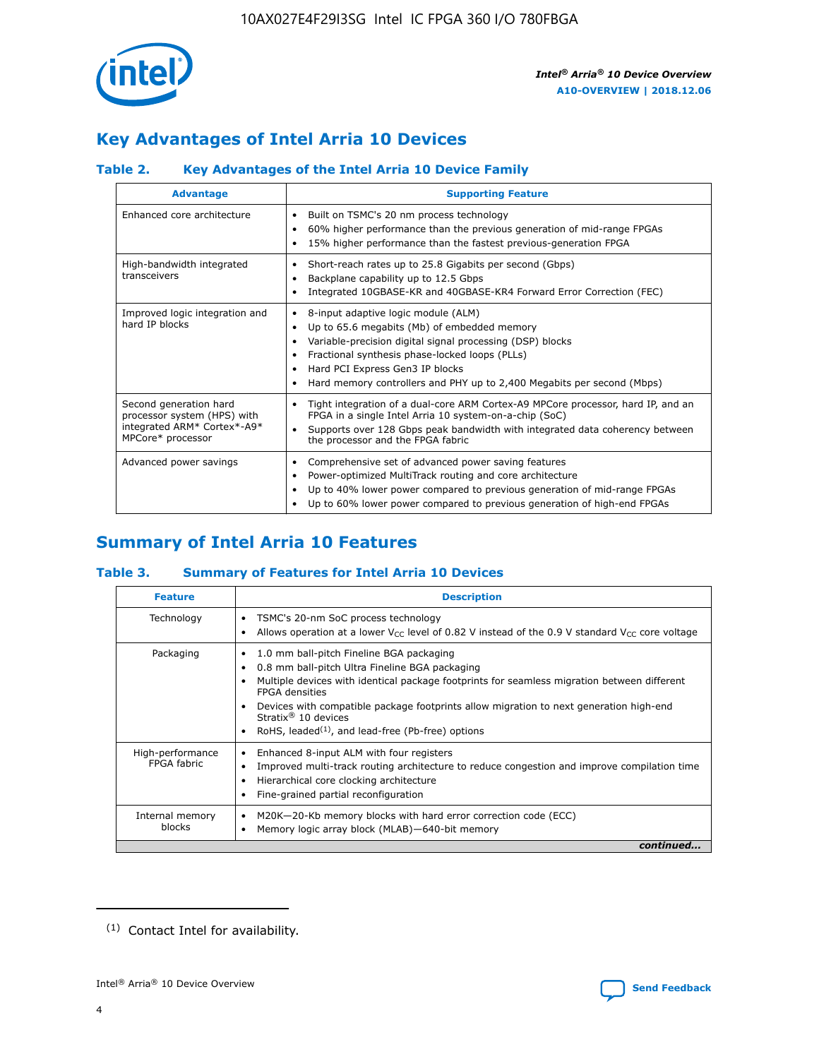## Key Advantages of Intel Arria 10 Devices

### Table 2. Key Advantages of the Intel Arria 10 Device Family

| Advantage | Supporting Feature |
| --- | --- |
| Enhanced core architecture | • Built on TSMC's 20 nm process technology<br>• 60% higher performance than the previous generation of mid-range FPGAs<br>• 15% higher performance than the fastest previous-generation FPGA |
| High-bandwidth integrated transceivers | • Short-reach rates up to 25.8 Gigabits per second (Gbps)<br>• Backplane capability up to 12.5 Gbps<br>• Integrated 10GBASE-KR and 40GBASE-KR4 Forward Error Correction (FEC) |
| Improved logic integration and hard IP blocks | • 8-input adaptive logic module (ALM)<br>• Up to 65.6 megabits (Mb) of embedded memory<br>• Variable-precision digital signal processing (DSP) blocks<br>• Fractional synthesis phase-locked loops (PLLs)<br>• Hard PCI Express Gen3 IP blocks<br>• Hard memory controllers and PHY up to 2,400 Megabits per second (Mbps) |
| Second generation hard processor system (HPS) with integrated ARM* Cortex*-A9* MPCore* processor | • Tight integration of a dual-core ARM Cortex-A9 MPCore processor, hard IP, and an FPGA in a single Intel Arria 10 system-on-a-chip (SoC)<br>• Supports over 128 Gbps peak bandwidth with integrated data coherency between the processor and the FPGA fabric |
| Advanced power savings | • Comprehensive set of advanced power saving features<br>• Power-optimized MultiTrack routing and core architecture<br>• Up to 40% lower power compared to previous generation of mid-range FPGAs<br>• Up to 60% lower power compared to previous generation of high-end FPGAs |

## Summary of Intel Arria 10 Features

### Table 3. Summary of Features for Intel Arria 10 Devices

| Feature | Description |
| --- | --- |
| Technology | • TSMC's 20-nm SoC process technology<br>• Allows operation at a lower $V_{CC}$ level of 0.82 V instead of the 0.9 V standard $V_{CC}$ core voltage |
| Packaging | • 1.0 mm ball-pitch Fineline BGA packaging<br>• 0.8 mm ball-pitch Ultra Fineline BGA packaging<br>• Multiple devices with identical package footprints for seamless migration between different FPGA densities<br>• Devices with compatible package footprints allow migration to next generation high-end Stratix® 10 devices<br>• RoHS, leaded[(1)], and lead-free (Pb-free) options |
| High-performance FPGA fabric | • Enhanced 8-input ALM with four registers<br>• Improved multi-track routing architecture to reduce congestion and improve compilation time<br>• Hierarchical core clocking architecture<br>• Fine-grained partial reconfiguration |
| Internal memory blocks | • M20K—20-Kb memory blocks with hard error correction code (ECC)<br>• Memory logic array block (MLAB)—640-bit memory |

*continued...*

(1) Contact Intel for availability.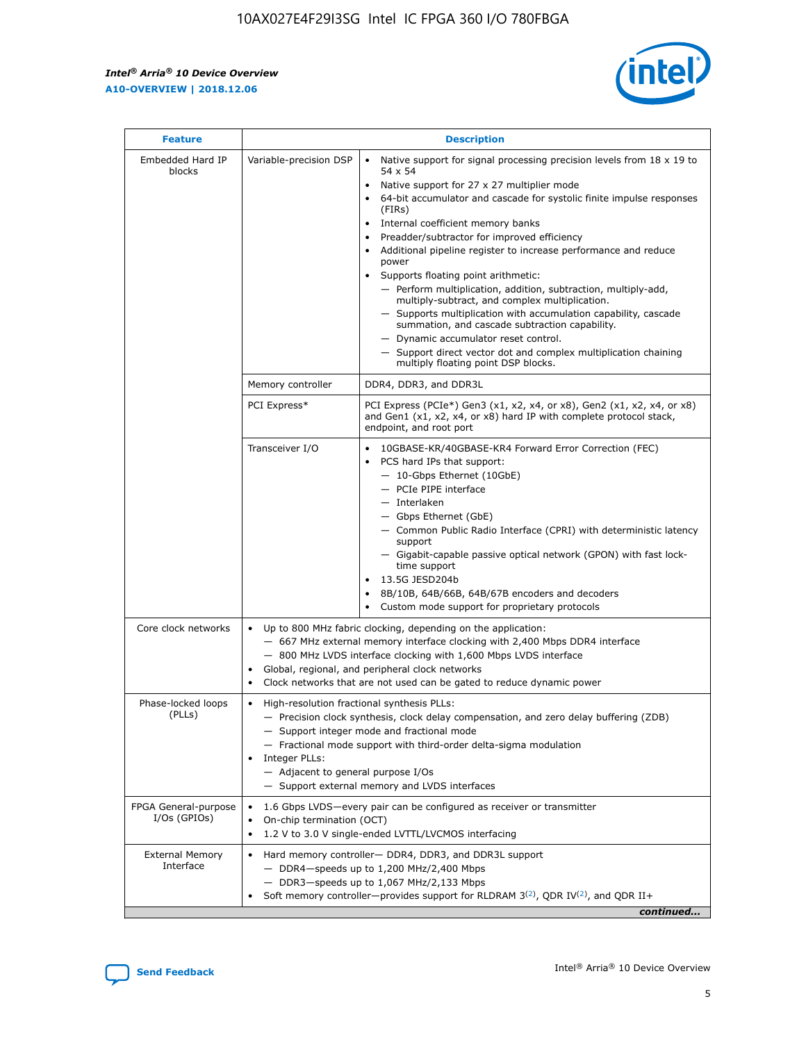| Feature | Description | |
|---|---|---|
| Embedded Hard IP blocks | Variable-precision DSP | • Native support for signal processing precision levels from 18 x 19 to 54 x 54<br>• Native support for 27 x 27 multiplier mode<br>• 64-bit accumulator and cascade for systolic finite impulse responses (FIRs)<br>• Internal coefficient memory banks<br>• Preadder/subtractor for improved efficiency<br>• Additional pipeline register to increase performance and reduce power<br>• Supports floating point arithmetic:<br>— Perform multiplication, addition, subtraction, multiply-add, multiply-subtract, and complex multiplication.<br>— Supports multiplication with accumulation capability, cascade summation, and cascade subtraction capability.<br>— Dynamic accumulator reset control.<br>— Support direct vector dot and complex multiplication chaining multiply floating point DSP blocks. |
| | Memory controller | DDR4, DDR3, and DDR3L |
| | PCI Express* | PCI Express (PCIe*) Gen3 (x1, x2, x4, or x8), Gen2 (x1, x2, x4, or x8) and Gen1 (x1, x2, x4, or x8) hard IP with complete protocol stack, endpoint, and root port |
| | Transceiver I/O | • 10GBASE-KR/40GBASE-KR4 Forward Error Correction (FEC)<br>• PCS hard IPs that support:<br>— 10-Gbps Ethernet (10GbE)<br>— PCIe PIPE interface<br>— Interlaken<br>— Gbps Ethernet (GbE)<br>— Common Public Radio Interface (CPRI) with deterministic latency support<br>— Gigabit-capable passive optical network (GPON) with fast lock-time support<br>• 13.5G JESD204b<br>• 8B/10B, 64B/66B, 64B/67B encoders and decoders<br>• Custom mode support for proprietary protocols |
| Core clock networks | • Up to 800 MHz fabric clocking, depending on the application:<br>— 667 MHz external memory interface clocking with 2,400 Mbps DDR4 interface<br>— 800 MHz LVDS interface clocking with 1,600 Mbps LVDS interface<br>• Global, regional, and peripheral clock networks<br>• Clock networks that are not used can be gated to reduce dynamic power | |
| Phase-locked loops (PLLs) | • High-resolution fractional synthesis PLLs:<br>— Precision clock synthesis, clock delay compensation, and zero delay buffering (ZDB)<br>— Support integer mode and fractional mode<br>— Fractional mode support with third-order delta-sigma modulation<br>• Integer PLLs:<br>— Adjacent to general purpose I/Os<br>— Support external memory and LVDS interfaces | |
| FPGA General-purpose I/Os (GPIOs) | • 1.6 Gbps LVDS—every pair can be configured as receiver or transmitter<br>• On-chip termination (OCT)<br>• 1.2 V to 3.0 V single-ended LVTTL/LVCMOS interfacing | |
| External Memory Interface | • Hard memory controller— DDR4, DDR3, and DDR3L support<br>— DDR4—speeds up to 1,200 MHz/2,400 Mbps<br>— DDR3—speeds up to 1,067 MHz/2,133 Mbps<br>• Soft memory controller—provides support for RLDRAM 3[(2)], QDR IV[(2)], and QDR II+ | |

*continued...*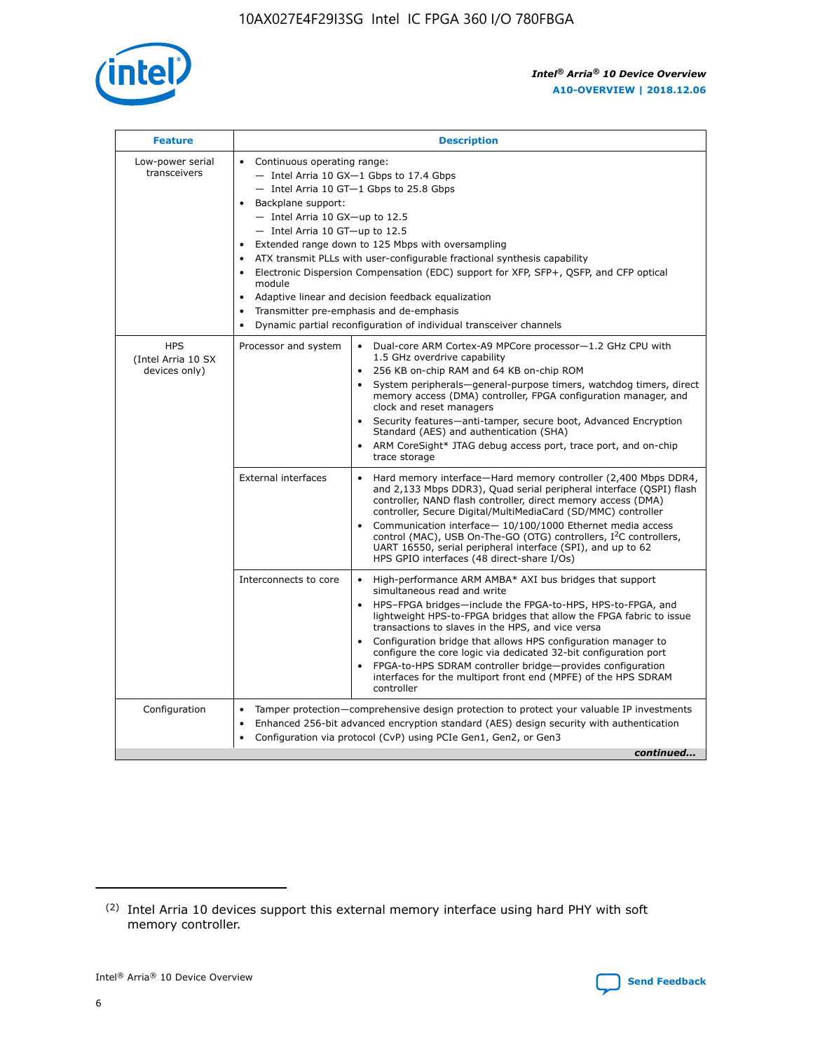| Feature | Description | |
|---|---|---|
| Low-power serial transceivers | • Continuous operating range:<br>— Intel Arria 10 GX—1 Gbps to 17.4 Gbps<br>— Intel Arria 10 GT—1 Gbps to 25.8 Gbps<br>• Backplane support:<br>— Intel Arria 10 GX—up to 12.5<br>— Intel Arria 10 GT—up to 12.5<br>• Extended range down to 125 Mbps with oversampling<br>• ATX transmit PLLs with user-configurable fractional synthesis capability<br>• Electronic Dispersion Compensation (EDC) support for XFP, SFP+, QSFP, and CFP optical module<br>• Adaptive linear and decision feedback equalization<br>• Transmitter pre-emphasis and de-emphasis<br>• Dynamic partial reconfiguration of individual transceiver channels | |
| HPS (Intel Arria 10 SX devices only) | Processor and system | • Dual-core ARM Cortex-A9 MPCore processor—1.2 GHz CPU with 1.5 GHz overdrive capability<br>• 256 KB on-chip RAM and 64 KB on-chip ROM<br>• System peripherals—general-purpose timers, watchdog timers, direct memory access (DMA) controller, FPGA configuration manager, and clock and reset managers<br>• Security features—anti-tamper, secure boot, Advanced Encryption Standard (AES) and authentication (SHA)<br>• ARM CoreSight* JTAG debug access port, trace port, and on-chip trace storage |
| | External interfaces | • Hard memory interface—Hard memory controller (2,400 Mbps DDR4, and 2,133 Mbps DDR3), Quad serial peripheral interface (QSPI) flash controller, NAND flash controller, direct memory access (DMA) controller, Secure Digital/MultiMediaCard (SD/MMC) controller<br>• Communication interface— 10/100/1000 Ethernet media access control (MAC), USB On-The-GO (OTG) controllers, I²C controllers, UART 16550, serial peripheral interface (SPI), and up to 62 HPS GPIO interfaces (48 direct-share I/Os) |
| | Interconnects to core | • High-performance ARM AMBA* AXI bus bridges that support simultaneous read and write<br>• HPS–FPGA bridges—include the FPGA-to-HPS, HPS-to-FPGA, and lightweight HPS-to-FPGA bridges that allow the FPGA fabric to issue transactions to slaves in the HPS, and vice versa<br>• Configuration bridge that allows HPS configuration manager to configure the core logic via dedicated 32-bit configuration port<br>• FPGA-to-HPS SDRAM controller bridge—provides configuration interfaces for the multiport front end (MPFE) of the HPS SDRAM controller |
| Configuration | • Tamper protection—comprehensive design protection to protect your valuable IP investments<br>• Enhanced 256-bit advanced encryption standard (AES) design security with authentication<br>• Configuration via protocol (CvP) using PCIe Gen1, Gen2, or Gen3 | |

*continued...*

(2) Intel Arria 10 devices support this external memory interface using hard PHY with soft memory controller.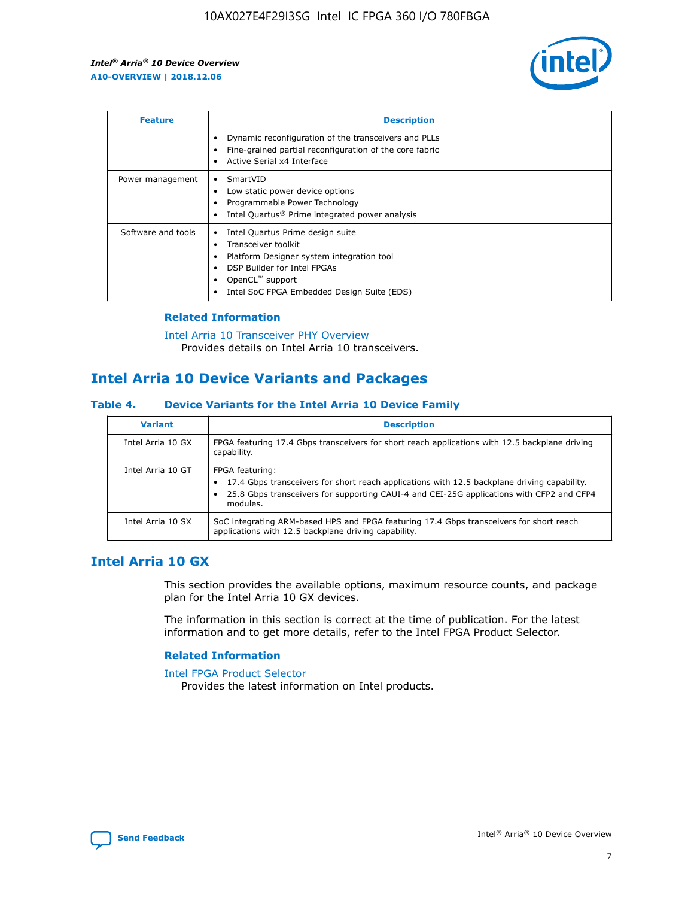| Feature | Description |
| --- | --- |
| | • Dynamic reconfiguration of the transceivers and PLLs<br>• Fine-grained partial reconfiguration of the core fabric<br>• Active Serial x4 Interface |
| Power management | • SmartVID<br>• Low static power device options<br>• Programmable Power Technology<br>• Intel Quartus® Prime integrated power analysis |
| Software and tools | • Intel Quartus Prime design suite<br>• Transceiver toolkit<br>• Platform Designer system integration tool<br>• DSP Builder for Intel FPGAs<br>• OpenCL™ support<br>• Intel SoC FPGA Embedded Design Suite (EDS) |

### Related Information

Intel Arria 10 Transceiver PHY Overview
Provides details on Intel Arria 10 transceivers.

## Intel Arria 10 Device Variants and Packages

#### Table 4. Device Variants for the Intel Arria 10 Device Family

| Variant | Description |
| --- | --- |
| Intel Arria 10 GX | FPGA featuring 17.4 Gbps transceivers for short reach applications with 12.5 backplane driving capability. |
| Intel Arria 10 GT | FPGA featuring:<br>• 17.4 Gbps transceivers for short reach applications with 12.5 backplane driving capability.<br>• 25.8 Gbps transceivers for supporting CAUI-4 and CEI-25G applications with CFP2 and CFP4 modules. |
| Intel Arria 10 SX | SoC integrating ARM-based HPS and FPGA featuring 17.4 Gbps transceivers for short reach applications with 12.5 backplane driving capability. |

## Intel Arria 10 GX

This section provides the available options, maximum resource counts, and package plan for the Intel Arria 10 GX devices.

The information in this section is correct at the time of publication. For the latest information and to get more details, refer to the Intel FPGA Product Selector.

### Related Information

Intel FPGA Product Selector
Provides the latest information on Intel products.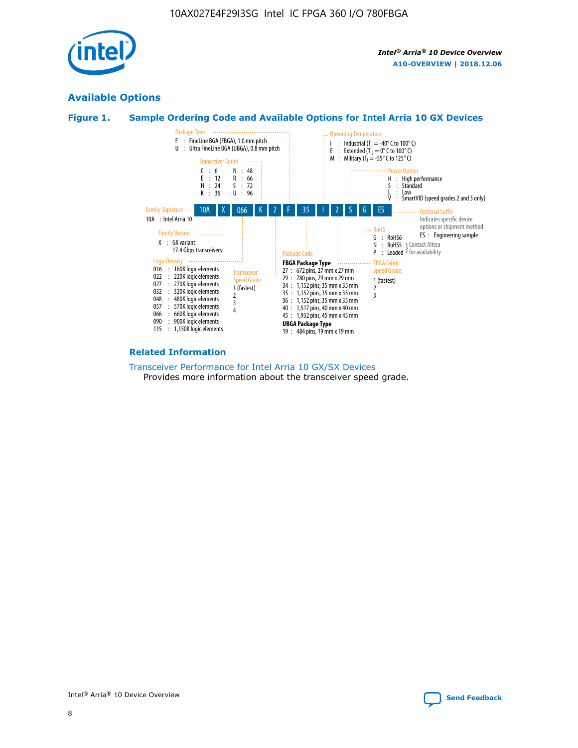## Available Options

### Figure 1. Sample Ordering Code and Available Options for Intel Arria 10 GX Devices

Sample ordering code: 10A X 066 K 2 F 35 I 2 S G ES

**Family Signature**
- 10A : Intel Arria 10

**Family Variant**
- X : GX variant
  17.4 Gbps transceivers

**Logic Density**
- 016 : 160K logic elements
- 022 : 220K logic elements
- 027 : 270K logic elements
- 032 : 320K logic elements
- 048 : 480K logic elements
- 057 : 570K logic elements
- 066 : 660K logic elements
- 090 : 900K logic elements
- 115 : 1,150K logic elements

**Transceiver Count**
- C : 6
- E : 12
- H : 24
- K : 36
- N : 48
- R : 66
- S : 72
- U : 96

**Transceiver Speed Grade**
- 1 (fastest)
- 2
- 3
- 4

**Package Type**
- F : FineLine BGA (FBGA), 1.0 mm pitch
- U : Ultra FineLine BGA (UBGA), 0.8 mm pitch

**Package Code**

**FBGA Package Type**
- 27 : 672 pins, 27 mm x 27 mm
- 29 : 780 pins, 29 mm x 29 mm
- 34 : 1,152 pins, 35 mm x 35 mm
- 35 : 1,152 pins, 35 mm x 35 mm
- 36 : 1,152 pins, 35 mm x 35 mm
- 40 : 1,517 pins, 40 mm x 40 mm
- 45 : 1,932 pins, 45 mm x 45 mm

**UBGA Package Type**
- 19 : 484 pins, 19 mm x 19 mm

**Operating Temperature**
- I : Industrial ($T_J$ = -40° C to 100° C)
- E : Extended ($T_J$ = 0° C to 100° C)
- M : Military ($T_J$ = -55° C to 125° C)

**FPGA Fabric Speed Grade**
- 1 (fastest)
- 2
- 3

**Power Option**
- H : High performance
- S : Standard
- L : Low
- V : SmartVID (speed grades 2 and 3 only)

**RoHS**
- G : RoHS6
- N : RoHS5 (Contact Altera for availability)
- P : Leaded (Contact Altera for availability)

**Optional Suffix**

Indicates specific device options or shipment method
- ES : Engineering sample

### Related Information

Transceiver Performance for Intel Arria 10 GX/SX Devices
Provides more information about the transceiver speed grade.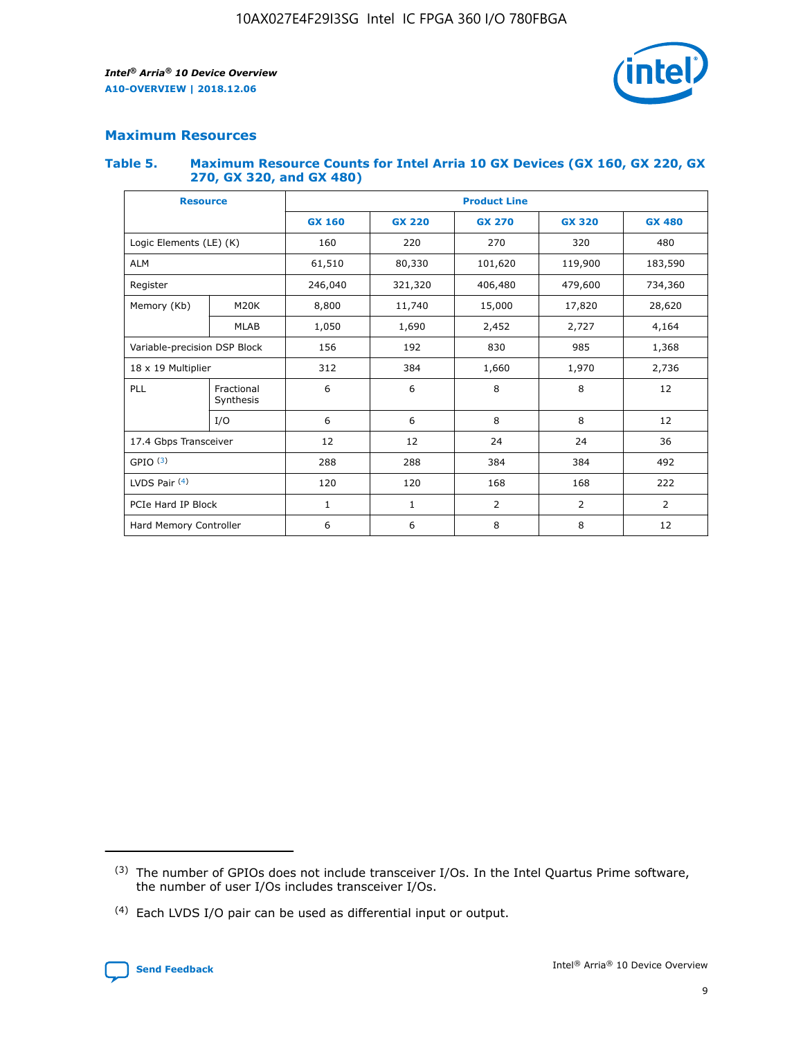## Maximum Resources

### Table 5. Maximum Resource Counts for Intel Arria 10 GX Devices (GX 160, GX 220, GX 270, GX 320, and GX 480)

| Resource | | Product Line | | | | |
|---|---|---|---|---|---|---|
| | | GX 160 | GX 220 | GX 270 | GX 320 | GX 480 |
| Logic Elements (LE) (K) | | 160 | 220 | 270 | 320 | 480 |
| ALM | | 61,510 | 80,330 | 101,620 | 119,900 | 183,590 |
| Register | | 246,040 | 321,320 | 406,480 | 479,600 | 734,360 |
| Memory (Kb) | M20K | 8,800 | 11,740 | 15,000 | 17,820 | 28,620 |
| | MLAB | 1,050 | 1,690 | 2,452 | 2,727 | 4,164 |
| Variable-precision DSP Block | | 156 | 192 | 830 | 985 | 1,368 |
| 18 x 19 Multiplier | | 312 | 384 | 1,660 | 1,970 | 2,736 |
| PLL | Fractional Synthesis | 6 | 6 | 8 | 8 | 12 |
| | I/O | 6 | 6 | 8 | 8 | 12 |
| 17.4 Gbps Transceiver | | 12 | 12 | 24 | 24 | 36 |
| GPIO [(3)] | | 288 | 288 | 384 | 384 | 492 |
| LVDS Pair [(4)] | | 120 | 120 | 168 | 168 | 222 |
| PCIe Hard IP Block | | 1 | 1 | 2 | 2 | 2 |
| Hard Memory Controller | | 6 | 6 | 8 | 8 | 12 |

(3) The number of GPIOs does not include transceiver I/Os. In the Intel Quartus Prime software, the number of user I/Os includes transceiver I/Os.

(4) Each LVDS I/O pair can be used as differential input or output.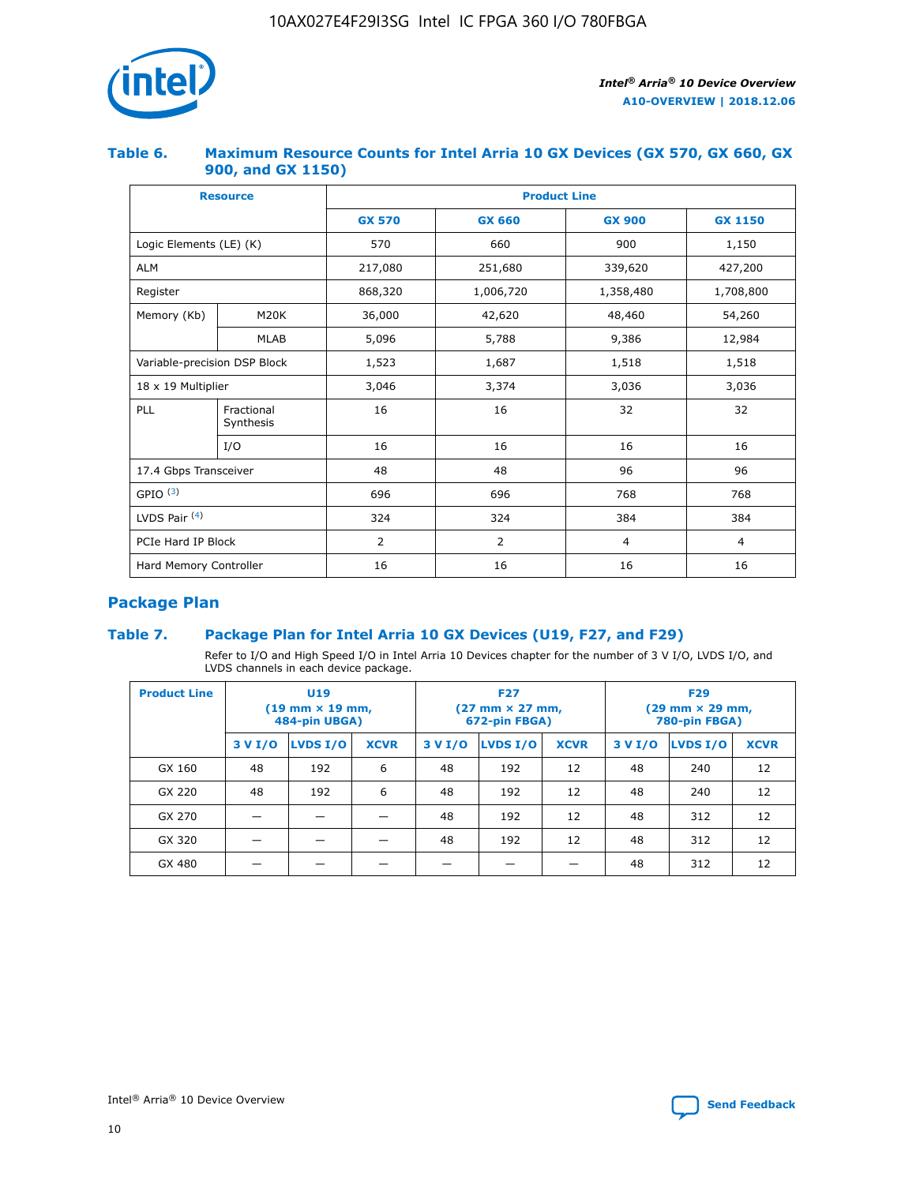### Table 6. Maximum Resource Counts for Intel Arria 10 GX Devices (GX 570, GX 660, GX 900, and GX 1150)

| Resource | | Product Line | | | |
|---|---|---|---|---|---|
| | | GX 570 | GX 660 | GX 900 | GX 1150 |
| Logic Elements (LE) (K) | | 570 | 660 | 900 | 1,150 |
| ALM | | 217,080 | 251,680 | 339,620 | 427,200 |
| Register | | 868,320 | 1,006,720 | 1,358,480 | 1,708,800 |
| Memory (Kb) | M20K | 36,000 | 42,620 | 48,460 | 54,260 |
| | MLAB | 5,096 | 5,788 | 9,386 | 12,984 |
| Variable-precision DSP Block | | 1,523 | 1,687 | 1,518 | 1,518 |
| 18 x 19 Multiplier | | 3,046 | 3,374 | 3,036 | 3,036 |
| PLL | Fractional Synthesis | 16 | 16 | 32 | 32 |
| | I/O | 16 | 16 | 16 | 16 |
| 17.4 Gbps Transceiver | | 48 | 48 | 96 | 96 |
| GPIO [(3)] | | 696 | 696 | 768 | 768 |
| LVDS Pair [(4)] | | 324 | 324 | 384 | 384 |
| PCIe Hard IP Block | | 2 | 2 | 4 | 4 |
| Hard Memory Controller | | 16 | 16 | 16 | 16 |

## Package Plan

### Table 7. Package Plan for Intel Arria 10 GX Devices (U19, F27, and F29)

Refer to I/O and High Speed I/O in Intel Arria 10 Devices chapter for the number of 3 V I/O, LVDS I/O, and LVDS channels in each device package.

| Product Line | U19 (19 mm × 19 mm, 484-pin UBGA) | | | F27 (27 mm × 27 mm, 672-pin FBGA) | | | F29 (29 mm × 29 mm, 780-pin FBGA) | | |
|---|---|---|---|---|---|---|---|---|---|
| | 3 V I/O | LVDS I/O | XCVR | 3 V I/O | LVDS I/O | XCVR | 3 V I/O | LVDS I/O | XCVR |
| GX 160 | 48 | 192 | 6 | 48 | 192 | 12 | 48 | 240 | 12 |
| GX 220 | 48 | 192 | 6 | 48 | 192 | 12 | 48 | 240 | 12 |
| GX 270 | — | — | — | 48 | 192 | 12 | 48 | 312 | 12 |
| GX 320 | — | — | — | 48 | 192 | 12 | 48 | 312 | 12 |
| GX 480 | — | — | — | — | — | — | 48 | 312 | 12 |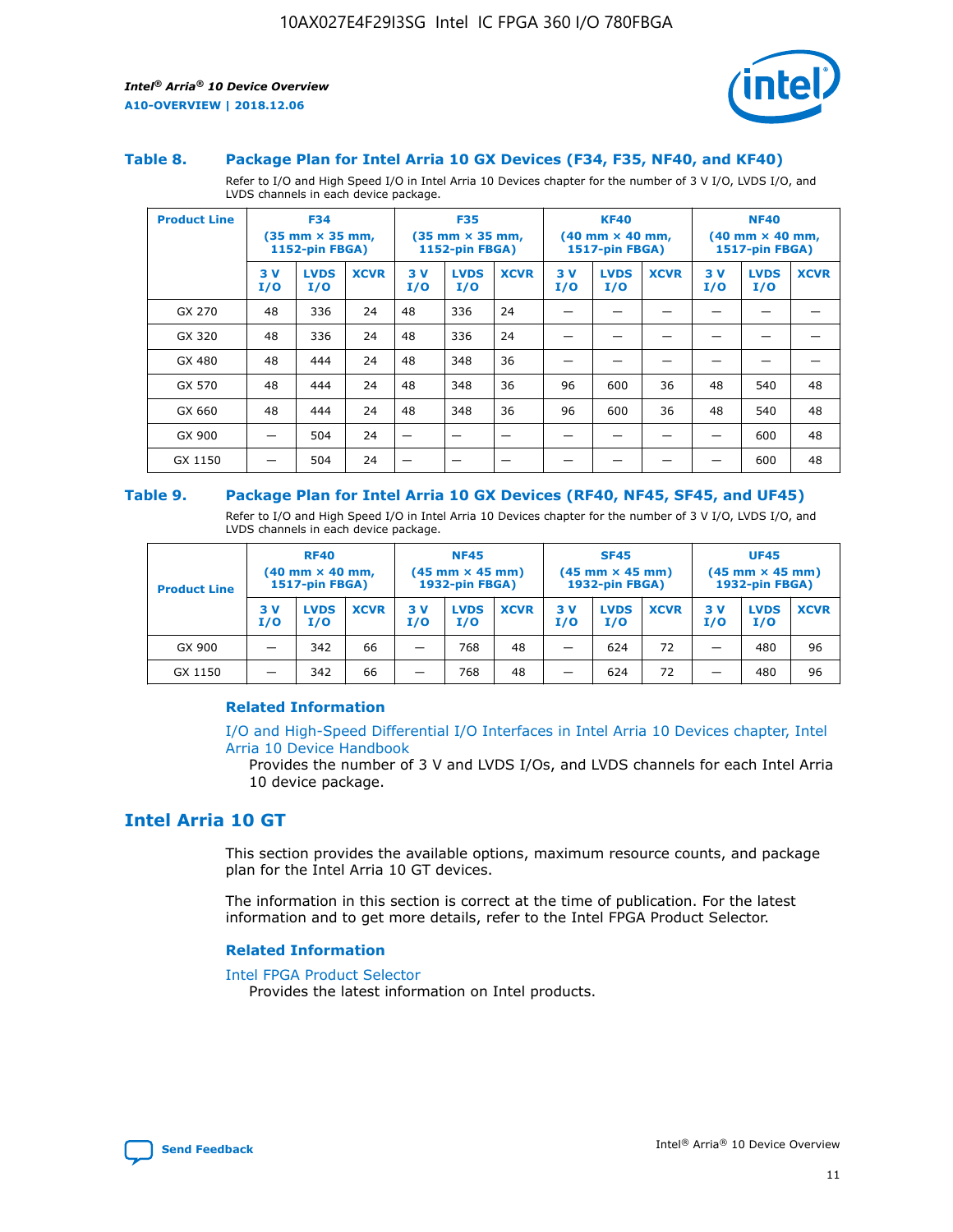### Table 8. Package Plan for Intel Arria 10 GX Devices (F34, F35, NF40, and KF40)

Refer to I/O and High Speed I/O in Intel Arria 10 Devices chapter for the number of 3 V I/O, LVDS I/O, and LVDS channels in each device package.

| Product Line | F34 (35 mm × 35 mm, 1152-pin FBGA) | | | F35 (35 mm × 35 mm, 1152-pin FBGA) | | | KF40 (40 mm × 40 mm, 1517-pin FBGA) | | | NF40 (40 mm × 40 mm, 1517-pin FBGA) | | |
|---|---|---|---|---|---|---|---|---|---|---|---|---|
| | 3 V I/O | LVDS I/O | XCVR | 3 V I/O | LVDS I/O | XCVR | 3 V I/O | LVDS I/O | XCVR | 3 V I/O | LVDS I/O | XCVR |
| GX 270 | 48 | 336 | 24 | 48 | 336 | 24 | — | — | — | — | — | — |
| GX 320 | 48 | 336 | 24 | 48 | 336 | 24 | — | — | — | — | — | — |
| GX 480 | 48 | 444 | 24 | 48 | 348 | 36 | — | — | — | — | — | — |
| GX 570 | 48 | 444 | 24 | 48 | 348 | 36 | 96 | 600 | 36 | 48 | 540 | 48 |
| GX 660 | 48 | 444 | 24 | 48 | 348 | 36 | 96 | 600 | 36 | 48 | 540 | 48 |
| GX 900 | — | 504 | 24 | — | — | — | — | — | — | — | 600 | 48 |
| GX 1150 | — | 504 | 24 | — | — | — | — | — | — | — | 600 | 48 |

### Table 9. Package Plan for Intel Arria 10 GX Devices (RF40, NF45, SF45, and UF45)

Refer to I/O and High Speed I/O in Intel Arria 10 Devices chapter for the number of 3 V I/O, LVDS I/O, and LVDS channels in each device package.

| Product Line | RF40 (40 mm × 40 mm, 1517-pin FBGA) | | | NF45 (45 mm × 45 mm) 1932-pin FBGA) | | | SF45 (45 mm × 45 mm) 1932-pin FBGA) | | | UF45 (45 mm × 45 mm) 1932-pin FBGA) | | |
|---|---|---|---|---|---|---|---|---|---|---|---|---|
| | 3 V I/O | LVDS I/O | XCVR | 3 V I/O | LVDS I/O | XCVR | 3 V I/O | LVDS I/O | XCVR | 3 V I/O | LVDS I/O | XCVR |
| GX 900 | — | 342 | 66 | — | 768 | 48 | — | 624 | 72 | — | 480 | 96 |
| GX 1150 | — | 342 | 66 | — | 768 | 48 | — | 624 | 72 | — | 480 | 96 |

#### Related Information

I/O and High-Speed Differential I/O Interfaces in Intel Arria 10 Devices chapter, Intel Arria 10 Device Handbook

Provides the number of 3 V and LVDS I/Os, and LVDS channels for each Intel Arria 10 device package.

## Intel Arria 10 GT

This section provides the available options, maximum resource counts, and package plan for the Intel Arria 10 GT devices.

The information in this section is correct at the time of publication. For the latest information and to get more details, refer to the Intel FPGA Product Selector.

#### Related Information

Intel FPGA Product Selector

Provides the latest information on Intel products.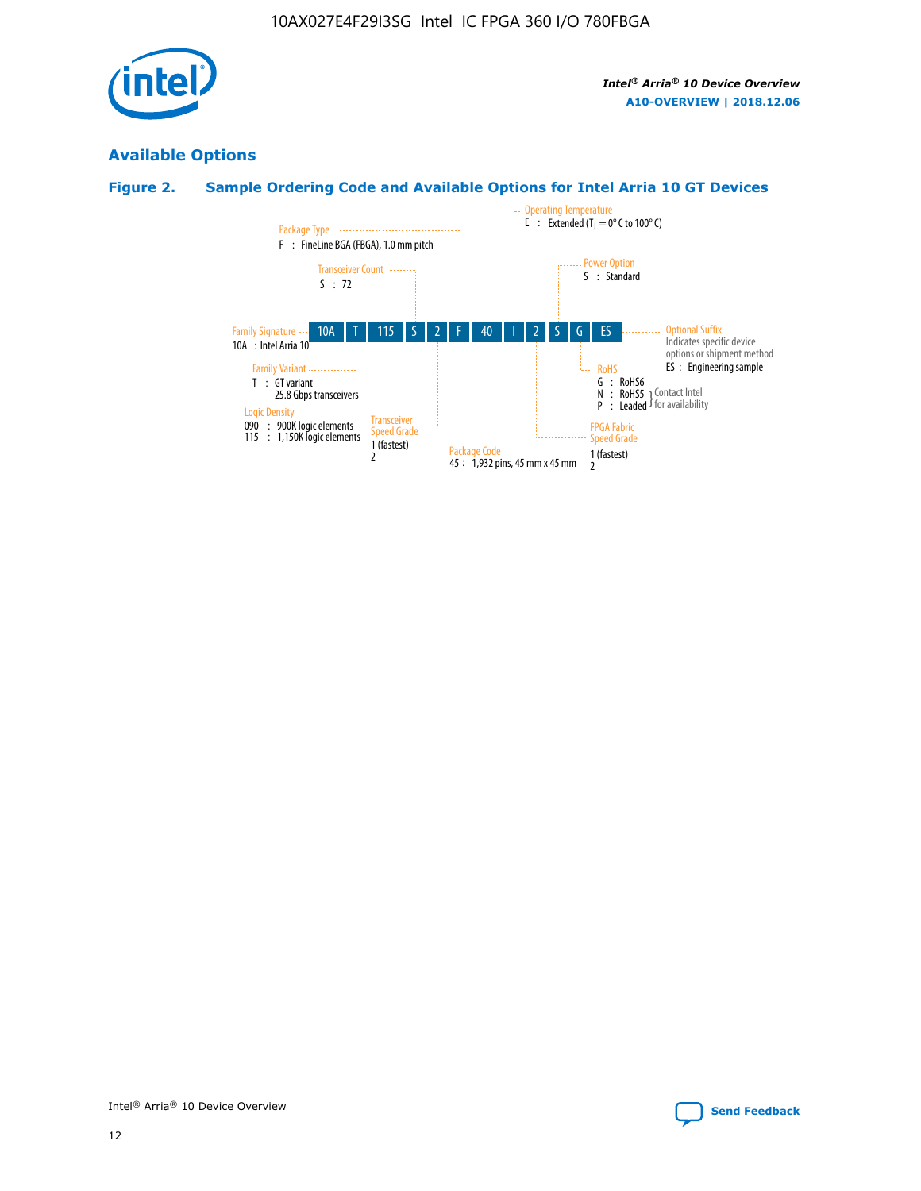## Available Options

### Figure 2. Sample Ordering Code and Available Options for Intel Arria 10 GT Devices

Sample ordering code: 10A T 115 S 2 F 40 I 2 S G ES

- **Family Signature**
  - 10A : Intel Arria 10
- **Family Variant**
  - T : GT variant 25.8 Gbps transceivers
- **Logic Density**
  - 090 : 900K logic elements
  - 115 : 1,150K logic elements
- **Transceiver Count**
  - S : 72
- **Transceiver Speed Grade**
  - 1 (fastest)
  - 2
- **Package Type**
  - F : FineLine BGA (FBGA), 1.0 mm pitch
- **Package Code**
  - 45 : 1,932 pins, 45 mm x 45 mm
- **Operating Temperature**
  - E : Extended ($T_J$ = 0° C to 100° C)
- **FPGA Fabric Speed Grade**
  - 1 (fastest)
  - 2
- **Power Option**
  - S : Standard
- **RoHS**
  - G : RoHS6
  - N : RoHS5 (Contact Intel for availability)
  - P : Leaded (Contact Intel for availability)
- **Optional Suffix**
  - Indicates specific device options or shipment method
  - ES : Engineering sample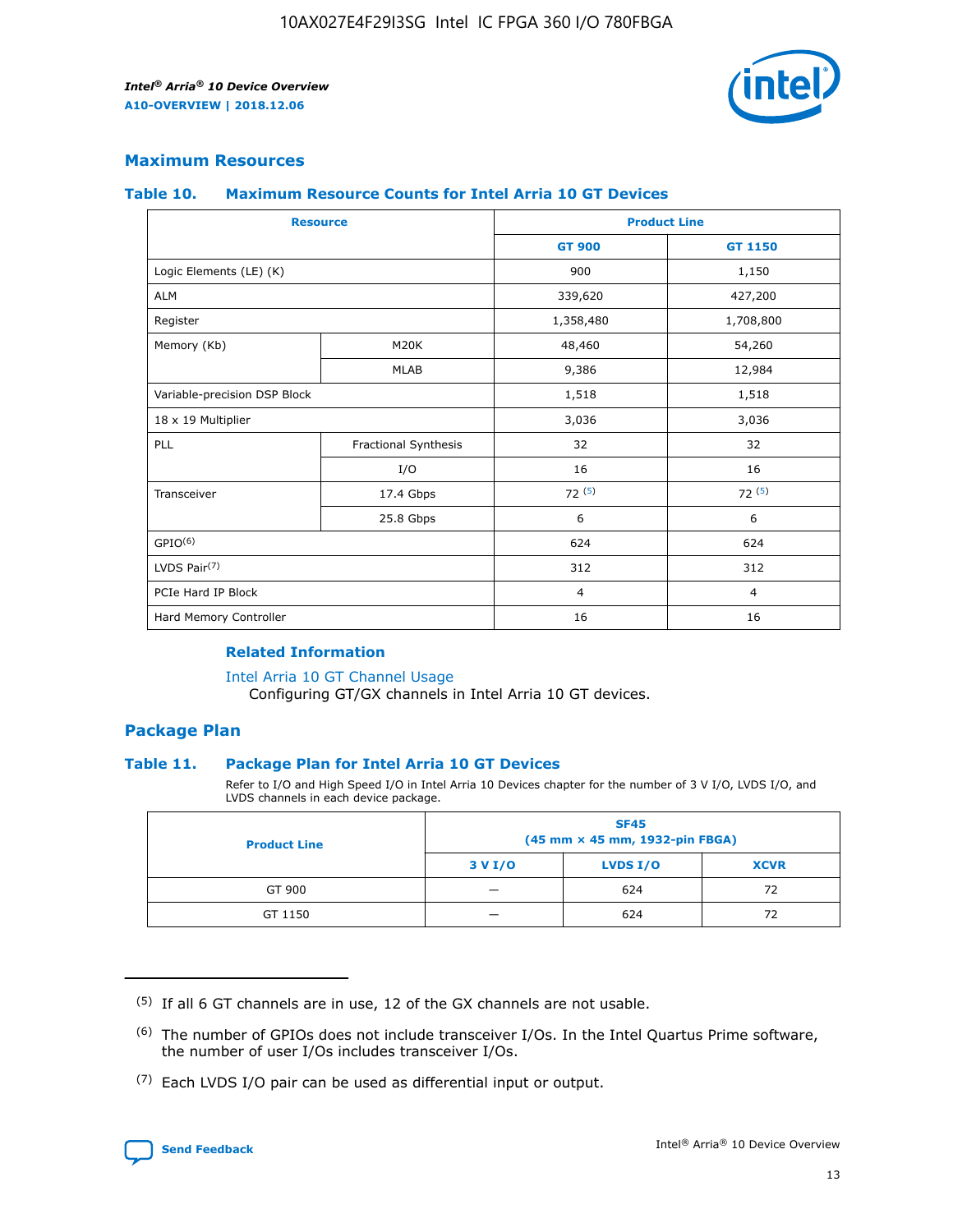## Maximum Resources

### Table 10. Maximum Resource Counts for Intel Arria 10 GT Devices

| Resource | | Product Line | |
|---|---|---|---|
| | | GT 900 | GT 1150 |
| Logic Elements (LE) (K) | | 900 | 1,150 |
| ALM | | 339,620 | 427,200 |
| Register | | 1,358,480 | 1,708,800 |
| Memory (Kb) | M20K | 48,460 | 54,260 |
| | MLAB | 9,386 | 12,984 |
| Variable-precision DSP Block | | 1,518 | 1,518 |
| 18 x 19 Multiplier | | 3,036 | 3,036 |
| PLL | Fractional Synthesis | 32 | 32 |
| | I/O | 16 | 16 |
| Transceiver | 17.4 Gbps | 72 (5) | 72 (5) |
| | 25.8 Gbps | 6 | 6 |
| GPIO(6) | | 624 | 624 |
| LVDS Pair(7) | | 312 | 312 |
| PCIe Hard IP Block | | 4 | 4 |
| Hard Memory Controller | | 16 | 16 |

**Related Information**

Intel Arria 10 GT Channel Usage
Configuring GT/GX channels in Intel Arria 10 GT devices.

## Package Plan

### Table 11. Package Plan for Intel Arria 10 GT Devices

Refer to I/O and High Speed I/O in Intel Arria 10 Devices chapter for the number of 3 V I/O, LVDS I/O, and LVDS channels in each device package.

| Product Line | SF45 (45 mm × 45 mm, 1932-pin FBGA) | | |
|---|---|---|---|
| | 3 V I/O | LVDS I/O | XCVR |
| GT 900 | — | 624 | 72 |
| GT 1150 | — | 624 | 72 |

(5) If all 6 GT channels are in use, 12 of the GX channels are not usable.

(6) The number of GPIOs does not include transceiver I/Os. In the Intel Quartus Prime software, the number of user I/Os includes transceiver I/Os.

(7) Each LVDS I/O pair can be used as differential input or output.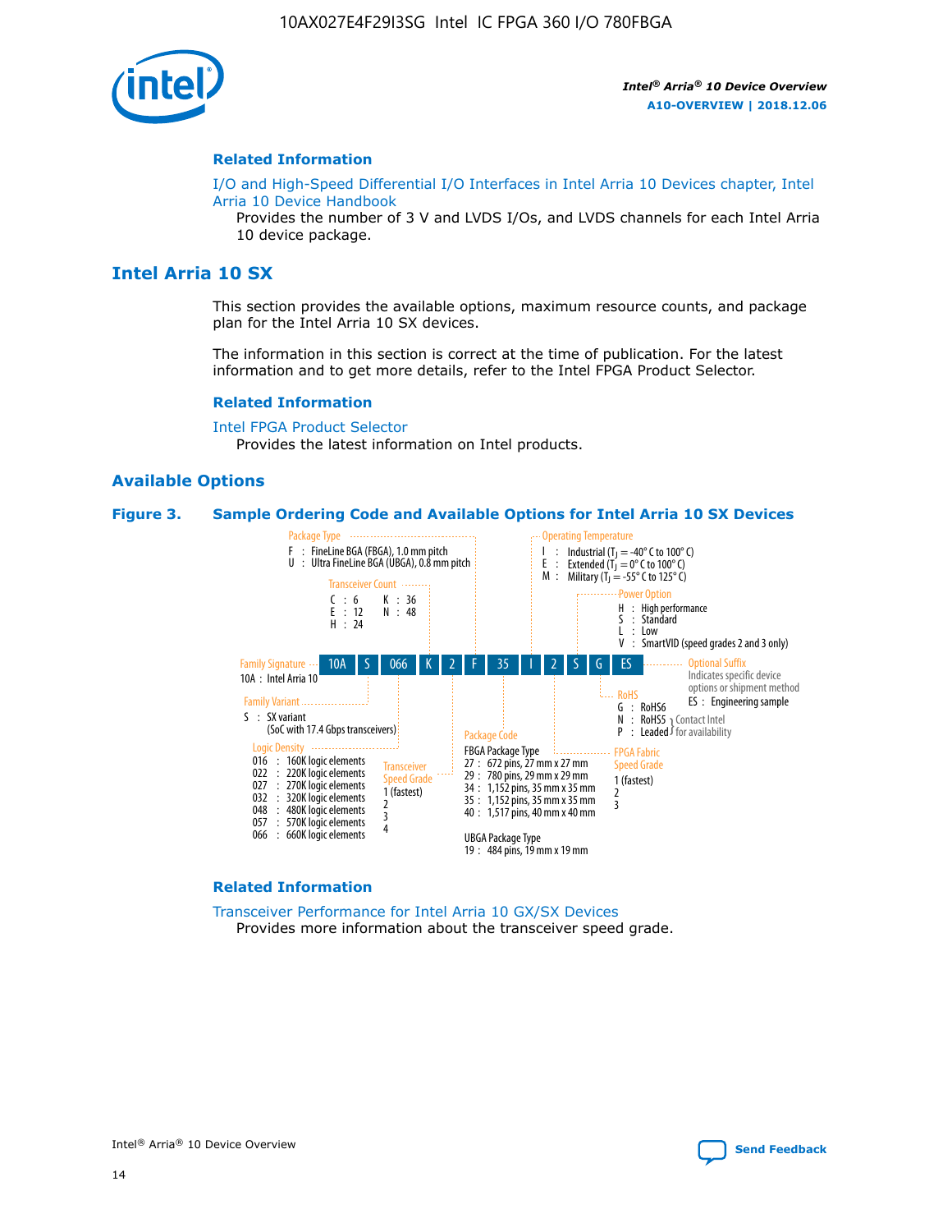**Related Information**

I/O and High-Speed Differential I/O Interfaces in Intel Arria 10 Devices chapter, Intel Arria 10 Device Handbook

Provides the number of 3 V and LVDS I/Os, and LVDS channels for each Intel Arria 10 device package.

## Intel Arria 10 SX

This section provides the available options, maximum resource counts, and package plan for the Intel Arria 10 SX devices.

The information in this section is correct at the time of publication. For the latest information and to get more details, refer to the Intel FPGA Product Selector.

**Related Information**

Intel FPGA Product Selector

Provides the latest information on Intel products.

### Available Options

**Figure 3. Sample Ordering Code and Available Options for Intel Arria 10 SX Devices**

Ordering code: 10A S 066 K 2 F 35 I 2 S G ES

Family Signature
- 10A : Intel Arria 10

Family Variant
- S : SX variant (SoC with 17.4 Gbps transceivers)

Logic Density
- 016 : 160K logic elements
- 022 : 220K logic elements
- 027 : 270K logic elements
- 032 : 320K logic elements
- 048 : 480K logic elements
- 057 : 570K logic elements
- 066 : 660K logic elements

Transceiver Count
- C : 6
- E : 12
- H : 24
- K : 36
- N : 48

Transceiver Speed Grade
- 1 (fastest)
- 2
- 3
- 4

Package Type
- F : FineLine BGA (FBGA), 1.0 mm pitch
- U : Ultra FineLine BGA (UBGA), 0.8 mm pitch

Package Code

FBGA Package Type
- 27 : 672 pins, 27 mm x 27 mm
- 29 : 780 pins, 29 mm x 29 mm
- 34 : 1,152 pins, 35 mm x 35 mm
- 35 : 1,152 pins, 35 mm x 35 mm
- 40 : 1,517 pins, 40 mm x 40 mm

UBGA Package Type
- 19 : 484 pins, 19 mm x 19 mm

Operating Temperature
- I : Industrial ($T_J$ = -40° C to 100° C)
- E : Extended ($T_J$ = 0° C to 100° C)
- M : Military ($T_J$ = -55° C to 125° C)

FPGA Fabric Speed Grade
- 1 (fastest)
- 2
- 3

Power Option
- H : High performance
- S : Standard
- L : Low
- V : SmartVID (speed grades 2 and 3 only)

RoHS
- G : RoHS6
- N : RoHS5 } Contact Intel for availability
- P : Leaded } Contact Intel for availability

Optional Suffix

Indicates specific device options or shipment method
- ES : Engineering sample

**Related Information**

Transceiver Performance for Intel Arria 10 GX/SX Devices

Provides more information about the transceiver speed grade.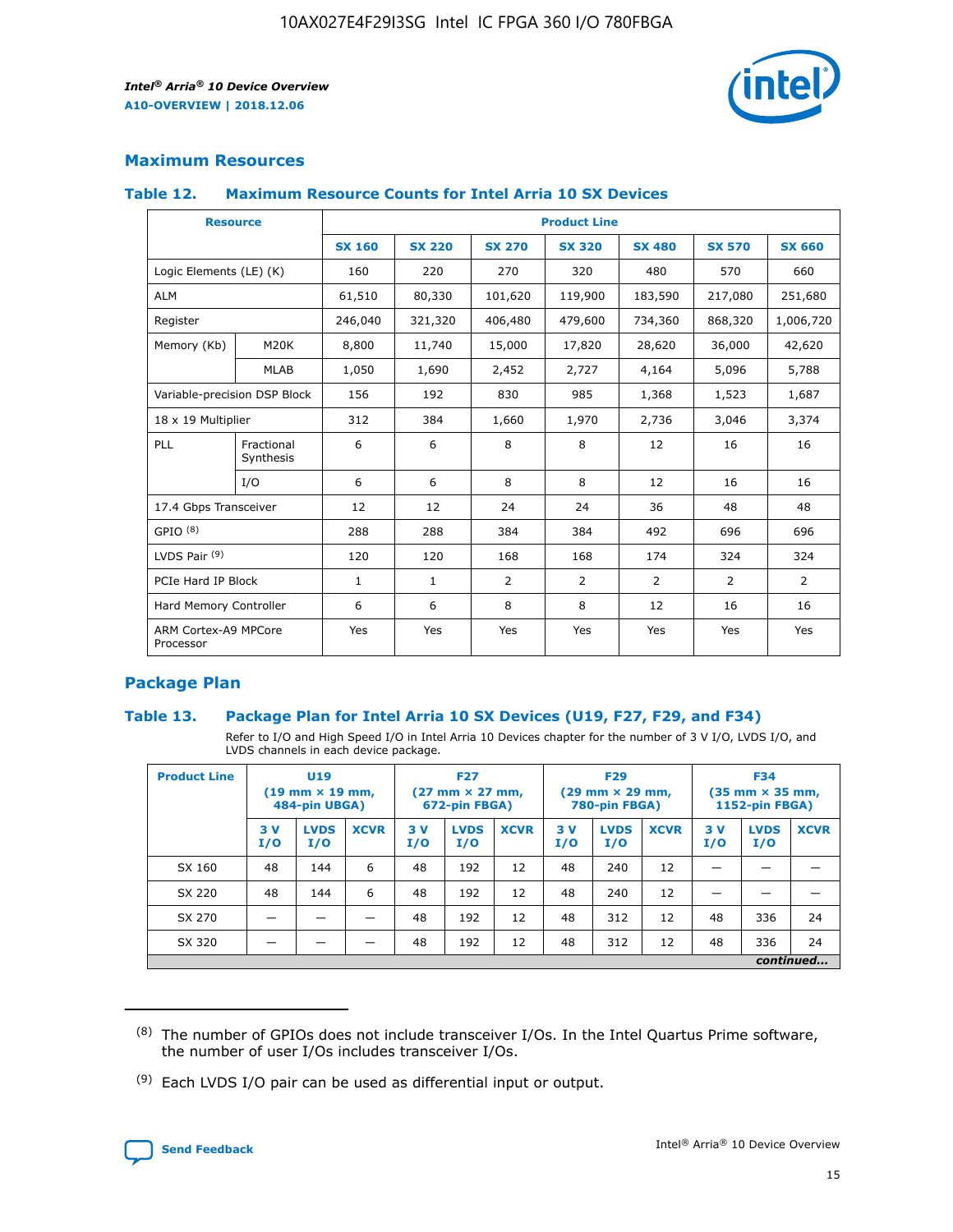## Maximum Resources

### Table 12. Maximum Resource Counts for Intel Arria 10 SX Devices

| Resource | | Product Line | | | | | | |
|---|---|---|---|---|---|---|---|---|
| | | SX 160 | SX 220 | SX 270 | SX 320 | SX 480 | SX 570 | SX 660 |
| Logic Elements (LE) (K) | | 160 | 220 | 270 | 320 | 480 | 570 | 660 |
| ALM | | 61,510 | 80,330 | 101,620 | 119,900 | 183,590 | 217,080 | 251,680 |
| Register | | 246,040 | 321,320 | 406,480 | 479,600 | 734,360 | 868,320 | 1,006,720 |
| Memory (Kb) | M20K | 8,800 | 11,740 | 15,000 | 17,820 | 28,620 | 36,000 | 42,620 |
| | MLAB | 1,050 | 1,690 | 2,452 | 2,727 | 4,164 | 5,096 | 5,788 |
| Variable-precision DSP Block | | 156 | 192 | 830 | 985 | 1,368 | 1,523 | 1,687 |
| 18 x 19 Multiplier | | 312 | 384 | 1,660 | 1,970 | 2,736 | 3,046 | 3,374 |
| PLL | Fractional Synthesis | 6 | 6 | 8 | 8 | 12 | 16 | 16 |
| | I/O | 6 | 6 | 8 | 8 | 12 | 16 | 16 |
| 17.4 Gbps Transceiver | | 12 | 12 | 24 | 24 | 36 | 48 | 48 |
| GPIO [8] | | 288 | 288 | 384 | 384 | 492 | 696 | 696 |
| LVDS Pair [9] | | 120 | 120 | 168 | 168 | 174 | 324 | 324 |
| PCIe Hard IP Block | | 1 | 1 | 2 | 2 | 2 | 2 | 2 |
| Hard Memory Controller | | 6 | 6 | 8 | 8 | 12 | 16 | 16 |
| ARM Cortex-A9 MPCore Processor | | Yes | Yes | Yes | Yes | Yes | Yes | Yes |

## Package Plan

### Table 13. Package Plan for Intel Arria 10 SX Devices (U19, F27, F29, and F34)

Refer to I/O and High Speed I/O in Intel Arria 10 Devices chapter for the number of 3 V I/O, LVDS I/O, and LVDS channels in each device package.

| Product Line | U19 (19 mm × 19 mm, 484-pin UBGA) | | | F27 (27 mm × 27 mm, 672-pin FBGA) | | | F29 (29 mm × 29 mm, 780-pin FBGA) | | | F34 (35 mm × 35 mm, 1152-pin FBGA) | | |
|---|---|---|---|---|---|---|---|---|---|---|---|---|
| | 3 V I/O | LVDS I/O | XCVR | 3 V I/O | LVDS I/O | XCVR | 3 V I/O | LVDS I/O | XCVR | 3 V I/O | LVDS I/O | XCVR |
| SX 160 | 48 | 144 | 6 | 48 | 192 | 12 | 48 | 240 | 12 | — | — | — |
| SX 220 | 48 | 144 | 6 | 48 | 192 | 12 | 48 | 240 | 12 | — | — | — |
| SX 270 | — | — | — | 48 | 192 | 12 | 48 | 312 | 12 | 48 | 336 | 24 |
| SX 320 | — | — | — | 48 | 192 | 12 | 48 | 312 | 12 | 48 | 336 | 24 |

*continued...*

(8) The number of GPIOs does not include transceiver I/Os. In the Intel Quartus Prime software, the number of user I/Os includes transceiver I/Os.

(9) Each LVDS I/O pair can be used as differential input or output.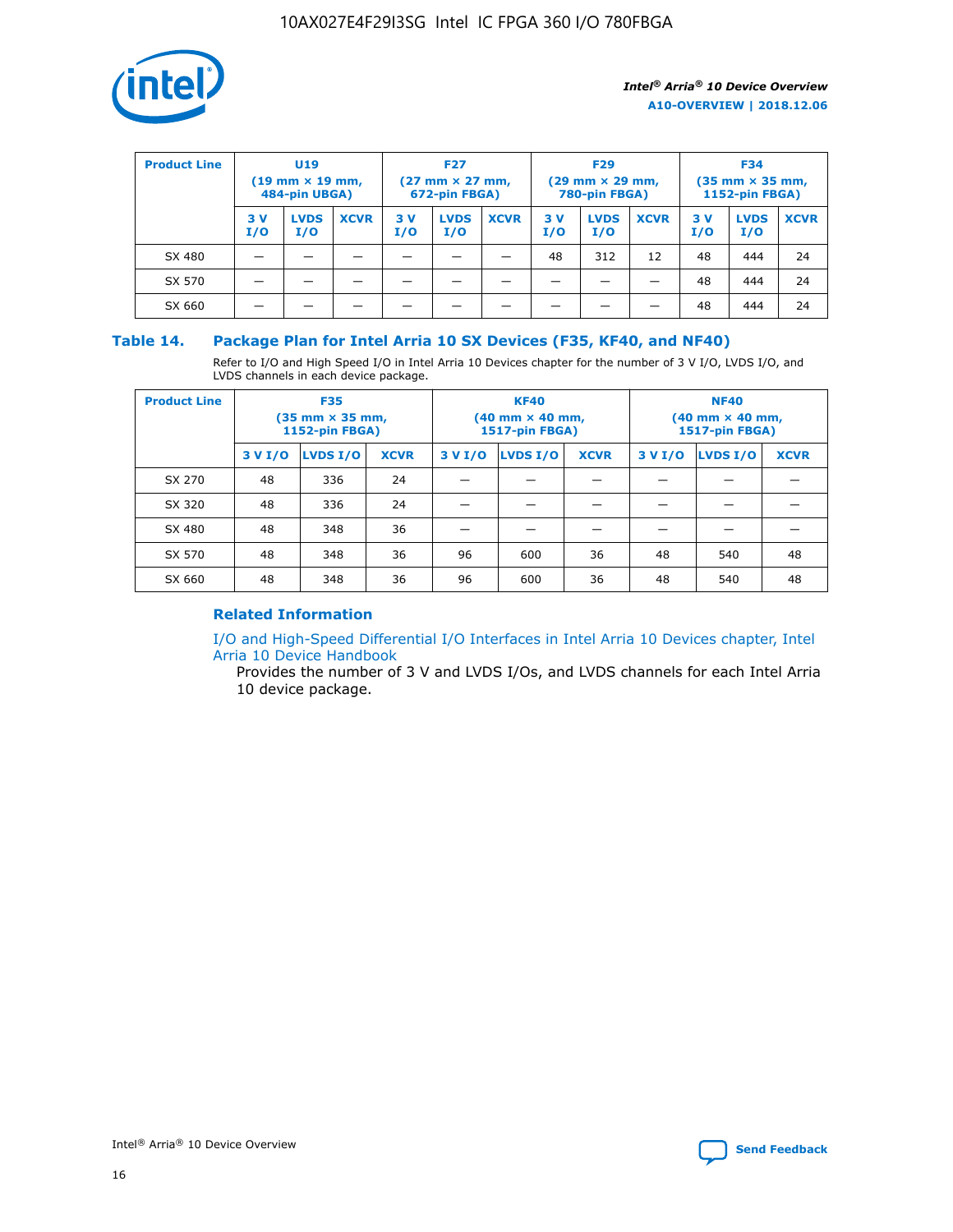| Product Line | U19 (19 mm × 19 mm, 484-pin UBGA) | | | F27 (27 mm × 27 mm, 672-pin FBGA) | | | F29 (29 mm × 29 mm, 780-pin FBGA) | | | F34 (35 mm × 35 mm, 1152-pin FBGA) | | |
|---|---|---|---|---|---|---|---|---|---|---|---|---|
| | 3 V I/O | LVDS I/O | XCVR | 3 V I/O | LVDS I/O | XCVR | 3 V I/O | LVDS I/O | XCVR | 3 V I/O | LVDS I/O | XCVR |
| SX 480 | — | — | — | — | — | — | 48 | 312 | 12 | 48 | 444 | 24 |
| SX 570 | — | — | — | — | — | — | — | — | — | 48 | 444 | 24 |
| SX 660 | — | — | — | — | — | — | — | — | — | 48 | 444 | 24 |

### Table 14. Package Plan for Intel Arria 10 SX Devices (F35, KF40, and NF40)

Refer to I/O and High Speed I/O in Intel Arria 10 Devices chapter for the number of 3 V I/O, LVDS I/O, and LVDS channels in each device package.

| Product Line | F35 (35 mm × 35 mm, 1152-pin FBGA) | | | KF40 (40 mm × 40 mm, 1517-pin FBGA) | | | NF40 (40 mm × 40 mm, 1517-pin FBGA) | | |
|---|---|---|---|---|---|---|---|---|---|
| | 3 V I/O | LVDS I/O | XCVR | 3 V I/O | LVDS I/O | XCVR | 3 V I/O | LVDS I/O | XCVR |
| SX 270 | 48 | 336 | 24 | — | — | — | — | — | — |
| SX 320 | 48 | 336 | 24 | — | — | — | — | — | — |
| SX 480 | 48 | 348 | 36 | — | — | — | — | — | — |
| SX 570 | 48 | 348 | 36 | 96 | 600 | 36 | 48 | 540 | 48 |
| SX 660 | 48 | 348 | 36 | 96 | 600 | 36 | 48 | 540 | 48 |

#### Related Information

I/O and High-Speed Differential I/O Interfaces in Intel Arria 10 Devices chapter, Intel Arria 10 Device Handbook

Provides the number of 3 V and LVDS I/Os, and LVDS channels for each Intel Arria 10 device package.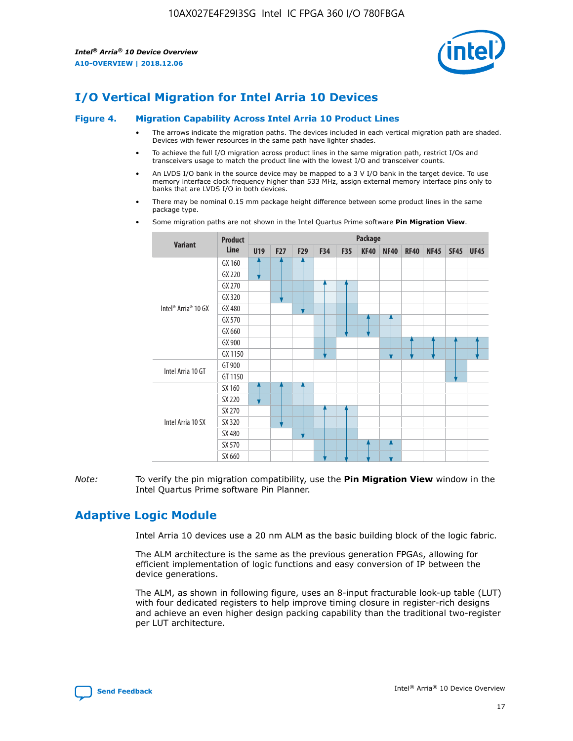# I/O Vertical Migration for Intel Arria 10 Devices

**Figure 4. Migration Capability Across Intel Arria 10 Product Lines**

- The arrows indicate the migration paths. The devices included in each vertical migration path are shaded. Devices with fewer resources in the same path have lighter shades.
- To achieve the full I/O migration across product lines in the same migration path, restrict I/Os and transceivers usage to match the product line with the lowest I/O and transceiver counts.
- An LVDS I/O bank in the source device may be mapped to a 3 V I/O bank in the target device. To use memory interface clock frequency higher than 533 MHz, assign external memory interface pins only to banks that are LVDS I/O in both devices.
- There may be nominal 0.15 mm package height difference between some product lines in the same package type.
- Some migration paths are not shown in the Intel Quartus Prime software **Pin Migration View**.

| Variant | Product Line | Package | | | | | | | | | | |
|---|---|---|---|---|---|---|---|---|---|---|---|---|
| | | U19 | F27 | F29 | F34 | F35 | KF40 | NF40 | RF40 | NF45 | SF45 | UF45 |
| Intel® Arria® 10 GX | GX 160 | | | | | | | | | | | |
| | GX 220 | | | | | | | | | | | |
| | GX 270 | | | | | | | | | | | |
| | GX 320 | | | | | | | | | | | |
| | GX 480 | | | | | | | | | | | |
| | GX 570 | | | | | | | | | | | |
| | GX 660 | | | | | | | | | | | |
| | GX 900 | | | | | | | | | | | |
| | GX 1150 | | | | | | | | | | | |
| Intel Arria 10 GT | GT 900 | | | | | | | | | | | |
| | GT 1150 | | | | | | | | | | | |
| Intel Arria 10 SX | SX 160 | | | | | | | | | | | |
| | SX 220 | | | | | | | | | | | |
| | SX 270 | | | | | | | | | | | |
| | SX 320 | | | | | | | | | | | |
| | SX 480 | | | | | | | | | | | |
| | SX 570 | | | | | | | | | | | |
| | SX 660 | | | | | | | | | | | |

*Note:* To verify the pin migration compatibility, use the **Pin Migration View** window in the Intel Quartus Prime software Pin Planner.

# Adaptive Logic Module

Intel Arria 10 devices use a 20 nm ALM as the basic building block of the logic fabric.

The ALM architecture is the same as the previous generation FPGAs, allowing for efficient implementation of logic functions and easy conversion of IP between the device generations.

The ALM, as shown in following figure, uses an 8-input fracturable look-up table (LUT) with four dedicated registers to help improve timing closure in register-rich designs and achieve an even higher design packing capability than the traditional two-register per LUT architecture.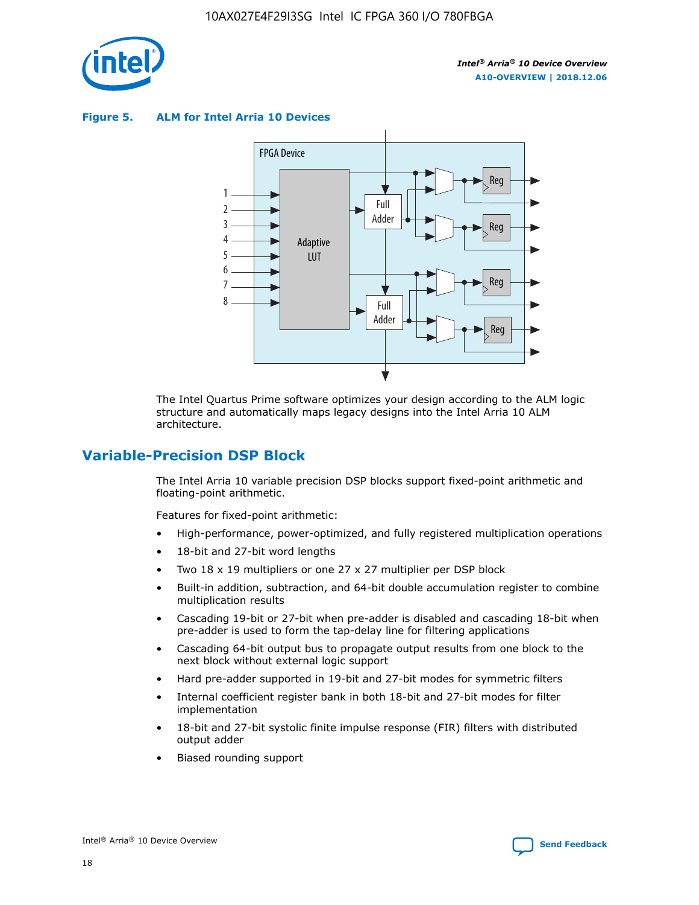**Figure 5. ALM for Intel Arria 10 Devices**

The Intel Quartus Prime software optimizes your design according to the ALM logic structure and automatically maps legacy designs into the Intel Arria 10 ALM architecture.

## Variable-Precision DSP Block

The Intel Arria 10 variable precision DSP blocks support fixed-point arithmetic and floating-point arithmetic.

Features for fixed-point arithmetic:

- High-performance, power-optimized, and fully registered multiplication operations
- 18-bit and 27-bit word lengths
- Two 18 x 19 multipliers or one 27 x 27 multiplier per DSP block
- Built-in addition, subtraction, and 64-bit double accumulation register to combine multiplication results
- Cascading 19-bit or 27-bit when pre-adder is disabled and cascading 18-bit when pre-adder is used to form the tap-delay line for filtering applications
- Cascading 64-bit output bus to propagate output results from one block to the next block without external logic support
- Hard pre-adder supported in 19-bit and 27-bit modes for symmetric filters
- Internal coefficient register bank in both 18-bit and 27-bit modes for filter implementation
- 18-bit and 27-bit systolic finite impulse response (FIR) filters with distributed output adder
- Biased rounding support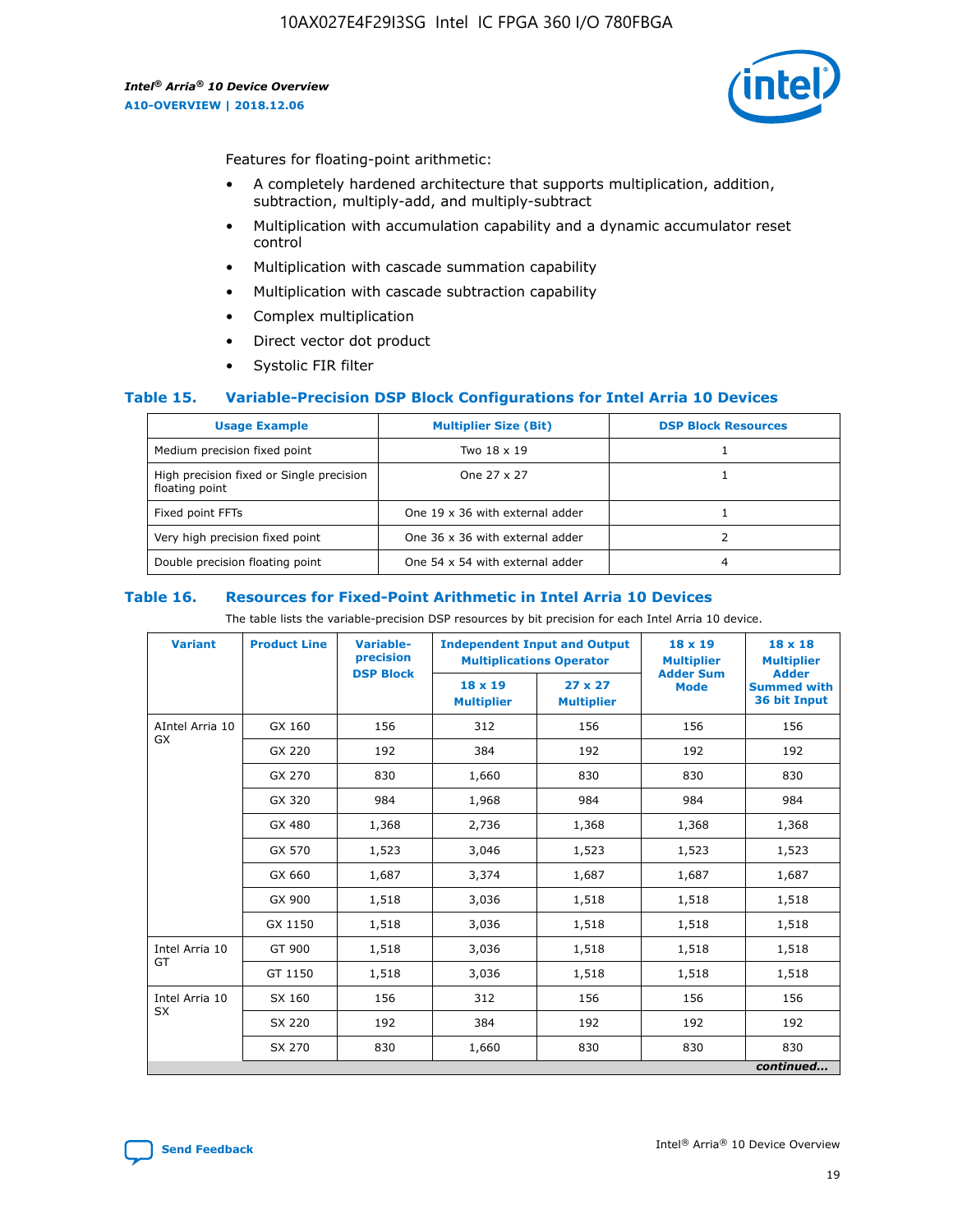Features for floating-point arithmetic:

- A completely hardened architecture that supports multiplication, addition, subtraction, multiply-add, and multiply-subtract
- Multiplication with accumulation capability and a dynamic accumulator reset control
- Multiplication with cascade summation capability
- Multiplication with cascade subtraction capability
- Complex multiplication
- Direct vector dot product
- Systolic FIR filter

### Table 15. Variable-Precision DSP Block Configurations for Intel Arria 10 Devices

| Usage Example | Multiplier Size (Bit) | DSP Block Resources |
|---|---|---|
| Medium precision fixed point | Two 18 x 19 | 1 |
| High precision fixed or Single precision floating point | One 27 x 27 | 1 |
| Fixed point FFTs | One 19 x 36 with external adder | 1 |
| Very high precision fixed point | One 36 x 36 with external adder | 2 |
| Double precision floating point | One 54 x 54 with external adder | 4 |

### Table 16. Resources for Fixed-Point Arithmetic in Intel Arria 10 Devices

The table lists the variable-precision DSP resources by bit precision for each Intel Arria 10 device.

| Variant | Product Line | Variable-precision DSP Block | Independent Input and Output Multiplications Operator | | 18 x 19 Multiplier Adder Sum Mode | 18 x 18 Multiplier Adder Summed with 36 bit Input |
|---|---|---|---|---|---|---|
| | | | 18 x 19 Multiplier | 27 x 27 Multiplier | | |
| AIntel Arria 10 GX | GX 160 | 156 | 312 | 156 | 156 | 156 |
| | GX 220 | 192 | 384 | 192 | 192 | 192 |
| | GX 270 | 830 | 1,660 | 830 | 830 | 830 |
| | GX 320 | 984 | 1,968 | 984 | 984 | 984 |
| | GX 480 | 1,368 | 2,736 | 1,368 | 1,368 | 1,368 |
| | GX 570 | 1,523 | 3,046 | 1,523 | 1,523 | 1,523 |
| | GX 660 | 1,687 | 3,374 | 1,687 | 1,687 | 1,687 |
| | GX 900 | 1,518 | 3,036 | 1,518 | 1,518 | 1,518 |
| | GX 1150 | 1,518 | 3,036 | 1,518 | 1,518 | 1,518 |
| Intel Arria 10 GT | GT 900 | 1,518 | 3,036 | 1,518 | 1,518 | 1,518 |
| | GT 1150 | 1,518 | 3,036 | 1,518 | 1,518 | 1,518 |
| Intel Arria 10 SX | SX 160 | 156 | 312 | 156 | 156 | 156 |
| | SX 220 | 192 | 384 | 192 | 192 | 192 |
| | SX 270 | 830 | 1,660 | 830 | 830 | 830 |

*continued...*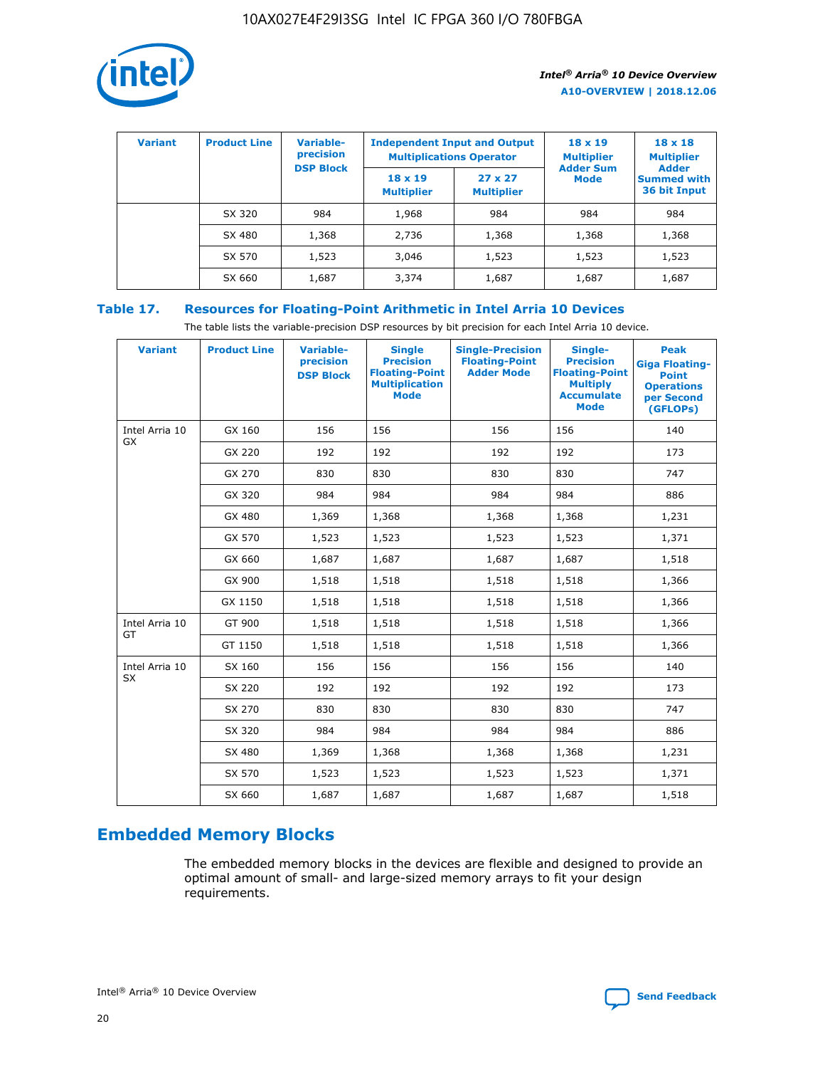| Variant | Product Line | Variable-precision DSP Block | Independent Input and Output Multiplications Operator | | 18 x 19 Multiplier Adder Sum Mode | 18 x 18 Multiplier Adder Summed with 36 bit Input |
|---|---|---|---|---|---|---|
| | | | 18 x 19 Multiplier | 27 x 27 Multiplier | | |
| | SX 320 | 984 | 1,968 | 984 | 984 | 984 |
| | SX 480 | 1,368 | 2,736 | 1,368 | 1,368 | 1,368 |
| | SX 570 | 1,523 | 3,046 | 1,523 | 1,523 | 1,523 |
| | SX 660 | 1,687 | 3,374 | 1,687 | 1,687 | 1,687 |

## Table 17. Resources for Floating-Point Arithmetic in Intel Arria 10 Devices

The table lists the variable-precision DSP resources by bit precision for each Intel Arria 10 device.

| Variant | Product Line | Variable-precision DSP Block | Single Precision Floating-Point Multiplication Mode | Single-Precision Floating-Point Adder Mode | Single-Precision Floating-Point Multiply Accumulate Mode | Peak Giga Floating-Point Operations per Second (GFLOPs) |
|---|---|---|---|---|---|---|
| Intel Arria 10 GX | GX 160 | 156 | 156 | 156 | 156 | 140 |
| | GX 220 | 192 | 192 | 192 | 192 | 173 |
| | GX 270 | 830 | 830 | 830 | 830 | 747 |
| | GX 320 | 984 | 984 | 984 | 984 | 886 |
| | GX 480 | 1,369 | 1,368 | 1,368 | 1,368 | 1,231 |
| | GX 570 | 1,523 | 1,523 | 1,523 | 1,523 | 1,371 |
| | GX 660 | 1,687 | 1,687 | 1,687 | 1,687 | 1,518 |
| | GX 900 | 1,518 | 1,518 | 1,518 | 1,518 | 1,366 |
| | GX 1150 | 1,518 | 1,518 | 1,518 | 1,518 | 1,366 |
| Intel Arria 10 GT | GT 900 | 1,518 | 1,518 | 1,518 | 1,518 | 1,366 |
| | GT 1150 | 1,518 | 1,518 | 1,518 | 1,518 | 1,366 |
| Intel Arria 10 SX | SX 160 | 156 | 156 | 156 | 156 | 140 |
| | SX 220 | 192 | 192 | 192 | 192 | 173 |
| | SX 270 | 830 | 830 | 830 | 830 | 747 |
| | SX 320 | 984 | 984 | 984 | 984 | 886 |
| | SX 480 | 1,369 | 1,368 | 1,368 | 1,368 | 1,231 |
| | SX 570 | 1,523 | 1,523 | 1,523 | 1,523 | 1,371 |
| | SX 660 | 1,687 | 1,687 | 1,687 | 1,687 | 1,518 |

## Embedded Memory Blocks

The embedded memory blocks in the devices are flexible and designed to provide an optimal amount of small- and large-sized memory arrays to fit your design requirements.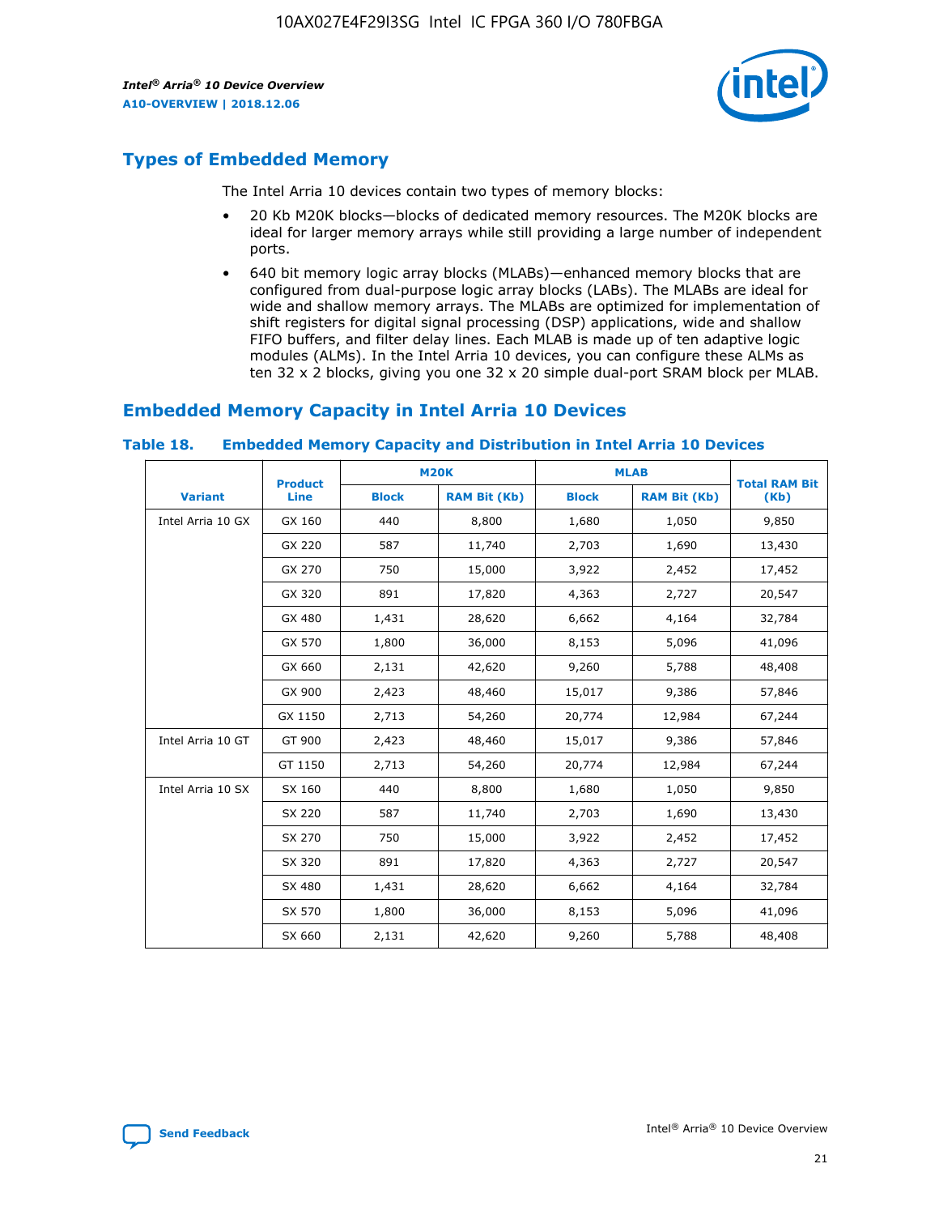## Types of Embedded Memory

The Intel Arria 10 devices contain two types of memory blocks:

- 20 Kb M20K blocks—blocks of dedicated memory resources. The M20K blocks are ideal for larger memory arrays while still providing a large number of independent ports.
- 640 bit memory logic array blocks (MLABs)—enhanced memory blocks that are configured from dual-purpose logic array blocks (LABs). The MLABs are ideal for wide and shallow memory arrays. The MLABs are optimized for implementation of shift registers for digital signal processing (DSP) applications, wide and shallow FIFO buffers, and filter delay lines. Each MLAB is made up of ten adaptive logic modules (ALMs). In the Intel Arria 10 devices, you can configure these ALMs as ten 32 x 2 blocks, giving you one 32 x 20 simple dual-port SRAM block per MLAB.

## Embedded Memory Capacity in Intel Arria 10 Devices

### Table 18. Embedded Memory Capacity and Distribution in Intel Arria 10 Devices

| Variant | Product Line | M20K | | MLAB | | Total RAM Bit (Kb) |
|---|---|---|---|---|---|---|
| | | Block | RAM Bit (Kb) | Block | RAM Bit (Kb) | |
| Intel Arria 10 GX | GX 160 | 440 | 8,800 | 1,680 | 1,050 | 9,850 |
| | GX 220 | 587 | 11,740 | 2,703 | 1,690 | 13,430 |
| | GX 270 | 750 | 15,000 | 3,922 | 2,452 | 17,452 |
| | GX 320 | 891 | 17,820 | 4,363 | 2,727 | 20,547 |
| | GX 480 | 1,431 | 28,620 | 6,662 | 4,164 | 32,784 |
| | GX 570 | 1,800 | 36,000 | 8,153 | 5,096 | 41,096 |
| | GX 660 | 2,131 | 42,620 | 9,260 | 5,788 | 48,408 |
| | GX 900 | 2,423 | 48,460 | 15,017 | 9,386 | 57,846 |
| | GX 1150 | 2,713 | 54,260 | 20,774 | 12,984 | 67,244 |
| Intel Arria 10 GT | GT 900 | 2,423 | 48,460 | 15,017 | 9,386 | 57,846 |
| | GT 1150 | 2,713 | 54,260 | 20,774 | 12,984 | 67,244 |
| Intel Arria 10 SX | SX 160 | 440 | 8,800 | 1,680 | 1,050 | 9,850 |
| | SX 220 | 587 | 11,740 | 2,703 | 1,690 | 13,430 |
| | SX 270 | 750 | 15,000 | 3,922 | 2,452 | 17,452 |
| | SX 320 | 891 | 17,820 | 4,363 | 2,727 | 20,547 |
| | SX 480 | 1,431 | 28,620 | 6,662 | 4,164 | 32,784 |
| | SX 570 | 1,800 | 36,000 | 8,153 | 5,096 | 41,096 |
| | SX 660 | 2,131 | 42,620 | 9,260 | 5,788 | 48,408 |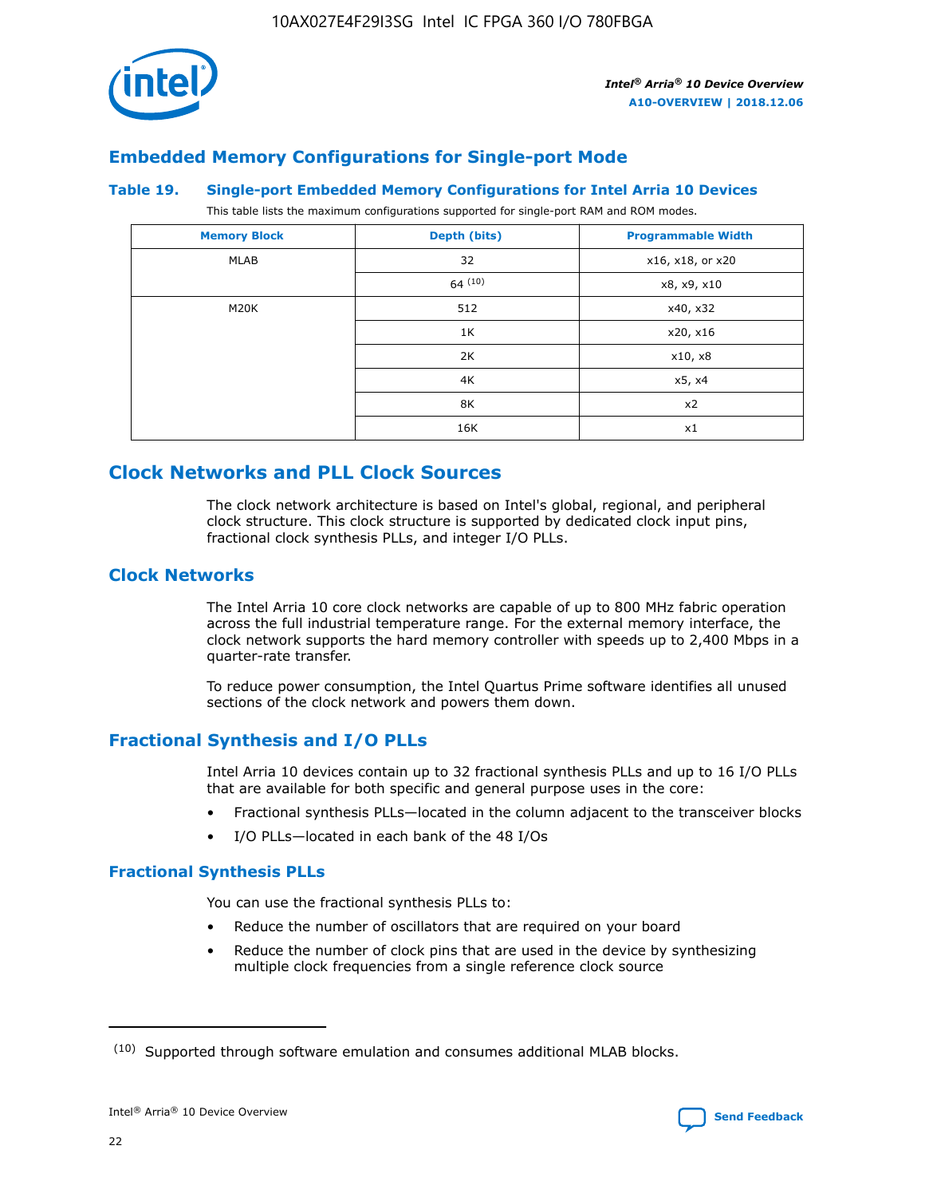## Embedded Memory Configurations for Single-port Mode

### Table 19. Single-port Embedded Memory Configurations for Intel Arria 10 Devices

This table lists the maximum configurations supported for single-port RAM and ROM modes.

| Memory Block | Depth (bits) | Programmable Width |
|---|---|---|
| MLAB | 32 | x16, x18, or x20 |
| | 64 [10] | x8, x9, x10 |
| M20K | 512 | x40, x32 |
| | 1K | x20, x16 |
| | 2K | x10, x8 |
| | 4K | x5, x4 |
| | 8K | x2 |
| | 16K | x1 |

## Clock Networks and PLL Clock Sources

The clock network architecture is based on Intel's global, regional, and peripheral clock structure. This clock structure is supported by dedicated clock input pins, fractional clock synthesis PLLs, and integer I/O PLLs.

## Clock Networks

The Intel Arria 10 core clock networks are capable of up to 800 MHz fabric operation across the full industrial temperature range. For the external memory interface, the clock network supports the hard memory controller with speeds up to 2,400 Mbps in a quarter-rate transfer.

To reduce power consumption, the Intel Quartus Prime software identifies all unused sections of the clock network and powers them down.

## Fractional Synthesis and I/O PLLs

Intel Arria 10 devices contain up to 32 fractional synthesis PLLs and up to 16 I/O PLLs that are available for both specific and general purpose uses in the core:

- Fractional synthesis PLLs—located in the column adjacent to the transceiver blocks
- I/O PLLs—located in each bank of the 48 I/Os

### Fractional Synthesis PLLs

You can use the fractional synthesis PLLs to:

- Reduce the number of oscillators that are required on your board
- Reduce the number of clock pins that are used in the device by synthesizing multiple clock frequencies from a single reference clock source

[10] Supported through software emulation and consumes additional MLAB blocks.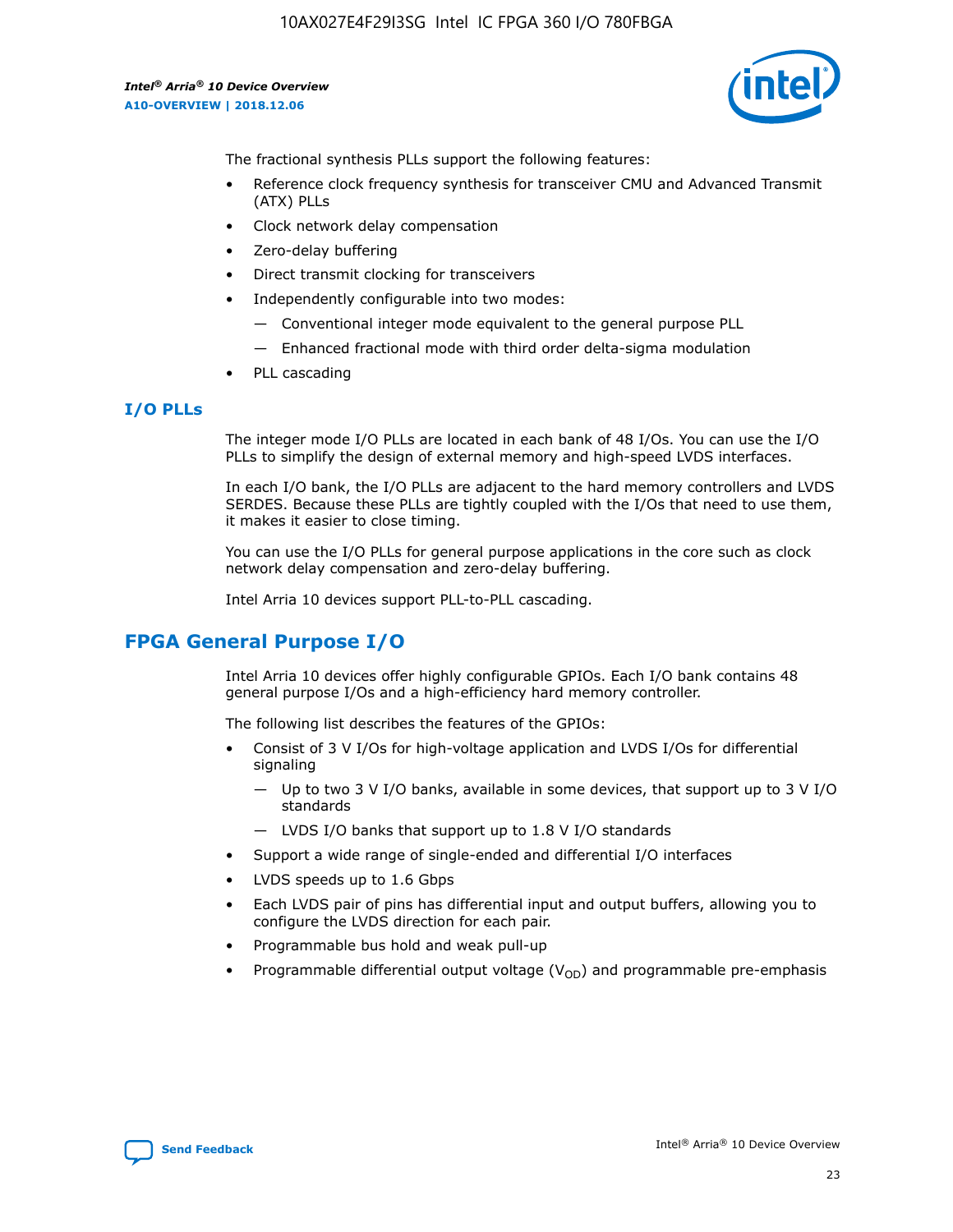The fractional synthesis PLLs support the following features:

- Reference clock frequency synthesis for transceiver CMU and Advanced Transmit (ATX) PLLs
- Clock network delay compensation
- Zero-delay buffering
- Direct transmit clocking for transceivers
- Independently configurable into two modes:
  - — Conventional integer mode equivalent to the general purpose PLL
  - — Enhanced fractional mode with third order delta-sigma modulation
- PLL cascading

### I/O PLLs

The integer mode I/O PLLs are located in each bank of 48 I/Os. You can use the I/O PLLs to simplify the design of external memory and high-speed LVDS interfaces.

In each I/O bank, the I/O PLLs are adjacent to the hard memory controllers and LVDS SERDES. Because these PLLs are tightly coupled with the I/Os that need to use them, it makes it easier to close timing.

You can use the I/O PLLs for general purpose applications in the core such as clock network delay compensation and zero-delay buffering.

Intel Arria 10 devices support PLL-to-PLL cascading.

## FPGA General Purpose I/O

Intel Arria 10 devices offer highly configurable GPIOs. Each I/O bank contains 48 general purpose I/Os and a high-efficiency hard memory controller.

The following list describes the features of the GPIOs:

- Consist of 3 V I/Os for high-voltage application and LVDS I/Os for differential signaling
  - — Up to two 3 V I/O banks, available in some devices, that support up to 3 V I/O standards
  - — LVDS I/O banks that support up to 1.8 V I/O standards
- Support a wide range of single-ended and differential I/O interfaces
- LVDS speeds up to 1.6 Gbps
- Each LVDS pair of pins has differential input and output buffers, allowing you to configure the LVDS direction for each pair.
- Programmable bus hold and weak pull-up
- Programmable differential output voltage ($V_{OD}$) and programmable pre-emphasis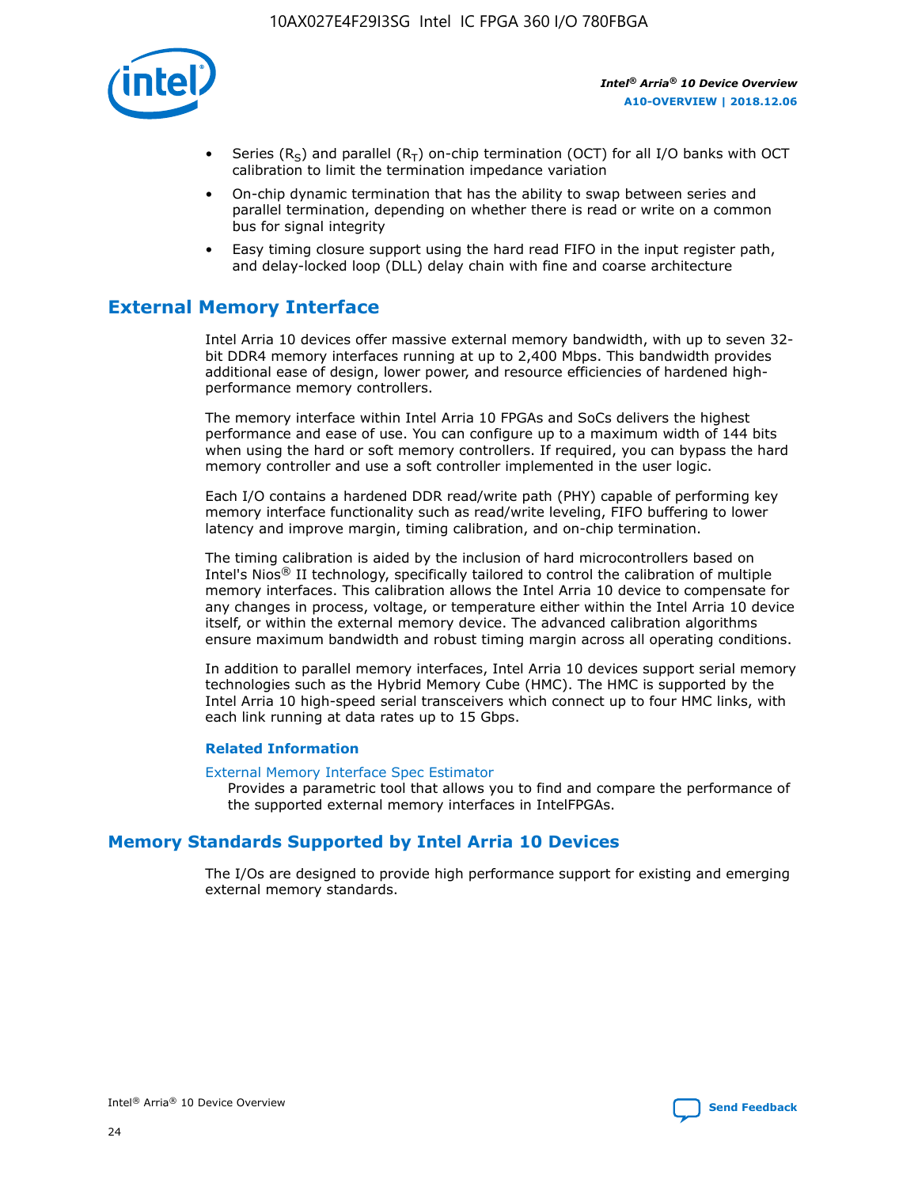- Series ($R_S$) and parallel ($R_T$) on-chip termination (OCT) for all I/O banks with OCT calibration to limit the termination impedance variation
- On-chip dynamic termination that has the ability to swap between series and parallel termination, depending on whether there is read or write on a common bus for signal integrity
- Easy timing closure support using the hard read FIFO in the input register path, and delay-locked loop (DLL) delay chain with fine and coarse architecture

## External Memory Interface

Intel Arria 10 devices offer massive external memory bandwidth, with up to seven 32-bit DDR4 memory interfaces running at up to 2,400 Mbps. This bandwidth provides additional ease of design, lower power, and resource efficiencies of hardened high-performance memory controllers.

The memory interface within Intel Arria 10 FPGAs and SoCs delivers the highest performance and ease of use. You can configure up to a maximum width of 144 bits when using the hard or soft memory controllers. If required, you can bypass the hard memory controller and use a soft controller implemented in the user logic.

Each I/O contains a hardened DDR read/write path (PHY) capable of performing key memory interface functionality such as read/write leveling, FIFO buffering to lower latency and improve margin, timing calibration, and on-chip termination.

The timing calibration is aided by the inclusion of hard microcontrollers based on Intel's Nios® II technology, specifically tailored to control the calibration of multiple memory interfaces. This calibration allows the Intel Arria 10 device to compensate for any changes in process, voltage, or temperature either within the Intel Arria 10 device itself, or within the external memory device. The advanced calibration algorithms ensure maximum bandwidth and robust timing margin across all operating conditions.

In addition to parallel memory interfaces, Intel Arria 10 devices support serial memory technologies such as the Hybrid Memory Cube (HMC). The HMC is supported by the Intel Arria 10 high-speed serial transceivers which connect up to four HMC links, with each link running at data rates up to 15 Gbps.

### Related Information

External Memory Interface Spec Estimator

Provides a parametric tool that allows you to find and compare the performance of the supported external memory interfaces in IntelFPGAs.

## Memory Standards Supported by Intel Arria 10 Devices

The I/Os are designed to provide high performance support for existing and emerging external memory standards.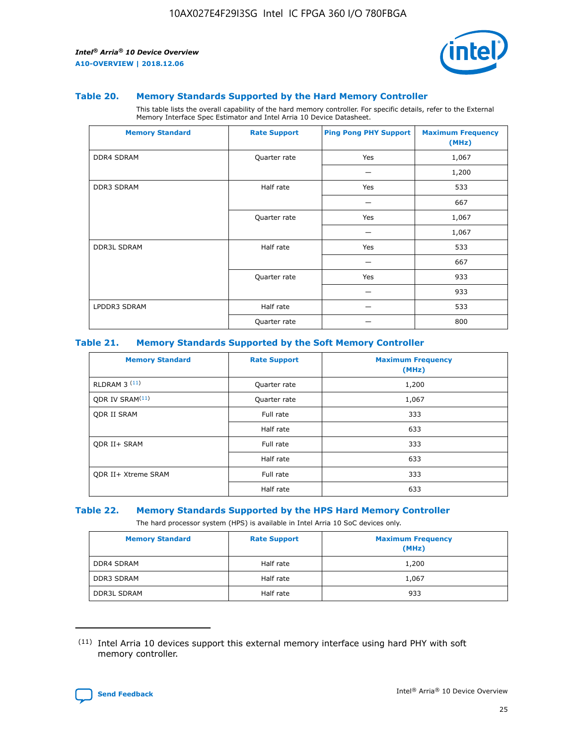### Table 20. Memory Standards Supported by the Hard Memory Controller

This table lists the overall capability of the hard memory controller. For specific details, refer to the External Memory Interface Spec Estimator and Intel Arria 10 Device Datasheet.

| Memory Standard | Rate Support | Ping Pong PHY Support | Maximum Frequency (MHz) |
|---|---|---|---|
| DDR4 SDRAM | Quarter rate | Yes | 1,067 |
| | | — | 1,200 |
| DDR3 SDRAM | Half rate | Yes | 533 |
| | | — | 667 |
| | Quarter rate | Yes | 1,067 |
| | | — | 1,067 |
| DDR3L SDRAM | Half rate | Yes | 533 |
| | | — | 667 |
| | Quarter rate | Yes | 933 |
| | | — | 933 |
| LPDDR3 SDRAM | Half rate | — | 533 |
| | Quarter rate | — | 800 |

### Table 21. Memory Standards Supported by the Soft Memory Controller

| Memory Standard | Rate Support | Maximum Frequency (MHz) |
|---|---|---|
| RLDRAM 3 [11] | Quarter rate | 1,200 |
| QDR IV SRAM[11] | Quarter rate | 1,067 |
| QDR II SRAM | Full rate | 333 |
| | Half rate | 633 |
| QDR II+ SRAM | Full rate | 333 |
| | Half rate | 633 |
| QDR II+ Xtreme SRAM | Full rate | 333 |
| | Half rate | 633 |

### Table 22. Memory Standards Supported by the HPS Hard Memory Controller

The hard processor system (HPS) is available in Intel Arria 10 SoC devices only.

| Memory Standard | Rate Support | Maximum Frequency (MHz) |
|---|---|---|
| DDR4 SDRAM | Half rate | 1,200 |
| DDR3 SDRAM | Half rate | 1,067 |
| DDR3L SDRAM | Half rate | 933 |

(11) Intel Arria 10 devices support this external memory interface using hard PHY with soft memory controller.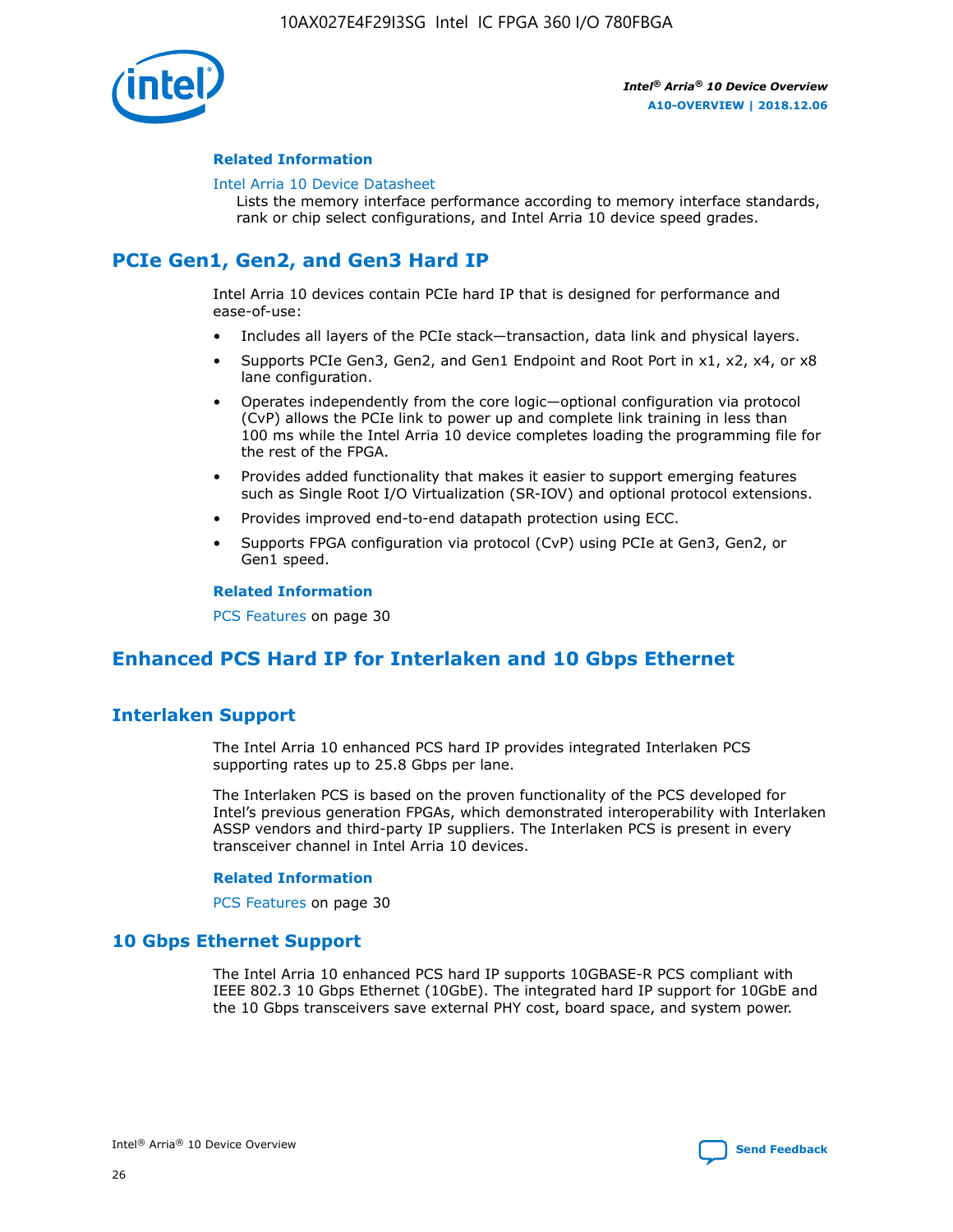#### Related Information

Intel Arria 10 Device Datasheet

Lists the memory interface performance according to memory interface standards, rank or chip select configurations, and Intel Arria 10 device speed grades.

## PCIe Gen1, Gen2, and Gen3 Hard IP

Intel Arria 10 devices contain PCIe hard IP that is designed for performance and ease-of-use:

- Includes all layers of the PCIe stack—transaction, data link and physical layers.
- Supports PCIe Gen3, Gen2, and Gen1 Endpoint and Root Port in x1, x2, x4, or x8 lane configuration.
- Operates independently from the core logic—optional configuration via protocol (CvP) allows the PCIe link to power up and complete link training in less than 100 ms while the Intel Arria 10 device completes loading the programming file for the rest of the FPGA.
- Provides added functionality that makes it easier to support emerging features such as Single Root I/O Virtualization (SR-IOV) and optional protocol extensions.
- Provides improved end-to-end datapath protection using ECC.
- Supports FPGA configuration via protocol (CvP) using PCIe at Gen3, Gen2, or Gen1 speed.

#### Related Information

PCS Features on page 30

## Enhanced PCS Hard IP for Interlaken and 10 Gbps Ethernet

### Interlaken Support

The Intel Arria 10 enhanced PCS hard IP provides integrated Interlaken PCS supporting rates up to 25.8 Gbps per lane.

The Interlaken PCS is based on the proven functionality of the PCS developed for Intel's previous generation FPGAs, which demonstrated interoperability with Interlaken ASSP vendors and third-party IP suppliers. The Interlaken PCS is present in every transceiver channel in Intel Arria 10 devices.

#### Related Information

PCS Features on page 30

### 10 Gbps Ethernet Support

The Intel Arria 10 enhanced PCS hard IP supports 10GBASE-R PCS compliant with IEEE 802.3 10 Gbps Ethernet (10GbE). The integrated hard IP support for 10GbE and the 10 Gbps transceivers save external PHY cost, board space, and system power.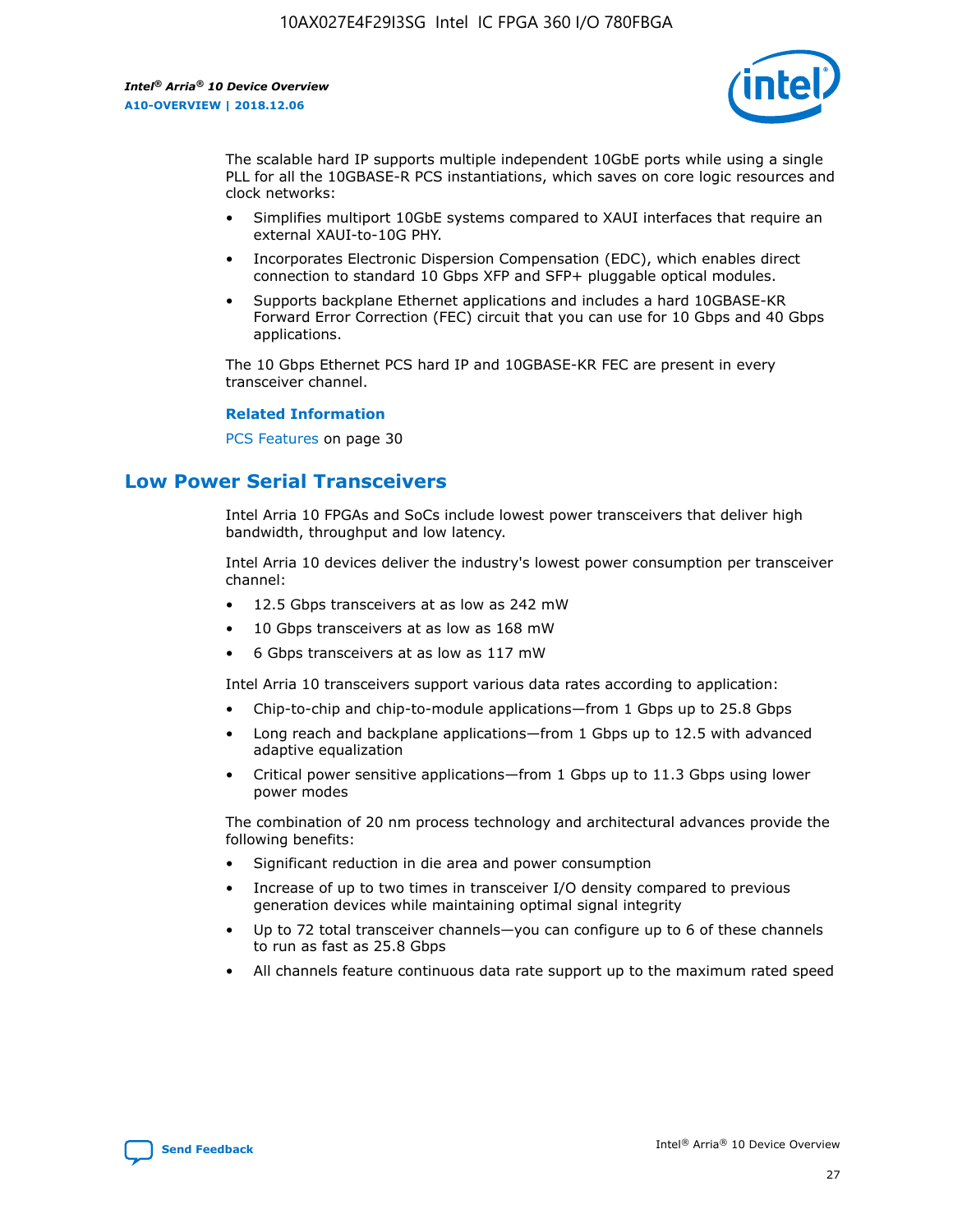The scalable hard IP supports multiple independent 10GbE ports while using a single PLL for all the 10GBASE-R PCS instantiations, which saves on core logic resources and clock networks:

- Simplifies multiport 10GbE systems compared to XAUI interfaces that require an external XAUI-to-10G PHY.
- Incorporates Electronic Dispersion Compensation (EDC), which enables direct connection to standard 10 Gbps XFP and SFP+ pluggable optical modules.
- Supports backplane Ethernet applications and includes a hard 10GBASE-KR Forward Error Correction (FEC) circuit that you can use for 10 Gbps and 40 Gbps applications.

The 10 Gbps Ethernet PCS hard IP and 10GBASE-KR FEC are present in every transceiver channel.

**Related Information**

PCS Features on page 30

## Low Power Serial Transceivers

Intel Arria 10 FPGAs and SoCs include lowest power transceivers that deliver high bandwidth, throughput and low latency.

Intel Arria 10 devices deliver the industry's lowest power consumption per transceiver channel:

- 12.5 Gbps transceivers at as low as 242 mW
- 10 Gbps transceivers at as low as 168 mW
- 6 Gbps transceivers at as low as 117 mW

Intel Arria 10 transceivers support various data rates according to application:

- Chip-to-chip and chip-to-module applications—from 1 Gbps up to 25.8 Gbps
- Long reach and backplane applications—from 1 Gbps up to 12.5 with advanced adaptive equalization
- Critical power sensitive applications—from 1 Gbps up to 11.3 Gbps using lower power modes

The combination of 20 nm process technology and architectural advances provide the following benefits:

- Significant reduction in die area and power consumption
- Increase of up to two times in transceiver I/O density compared to previous generation devices while maintaining optimal signal integrity
- Up to 72 total transceiver channels—you can configure up to 6 of these channels to run as fast as 25.8 Gbps
- All channels feature continuous data rate support up to the maximum rated speed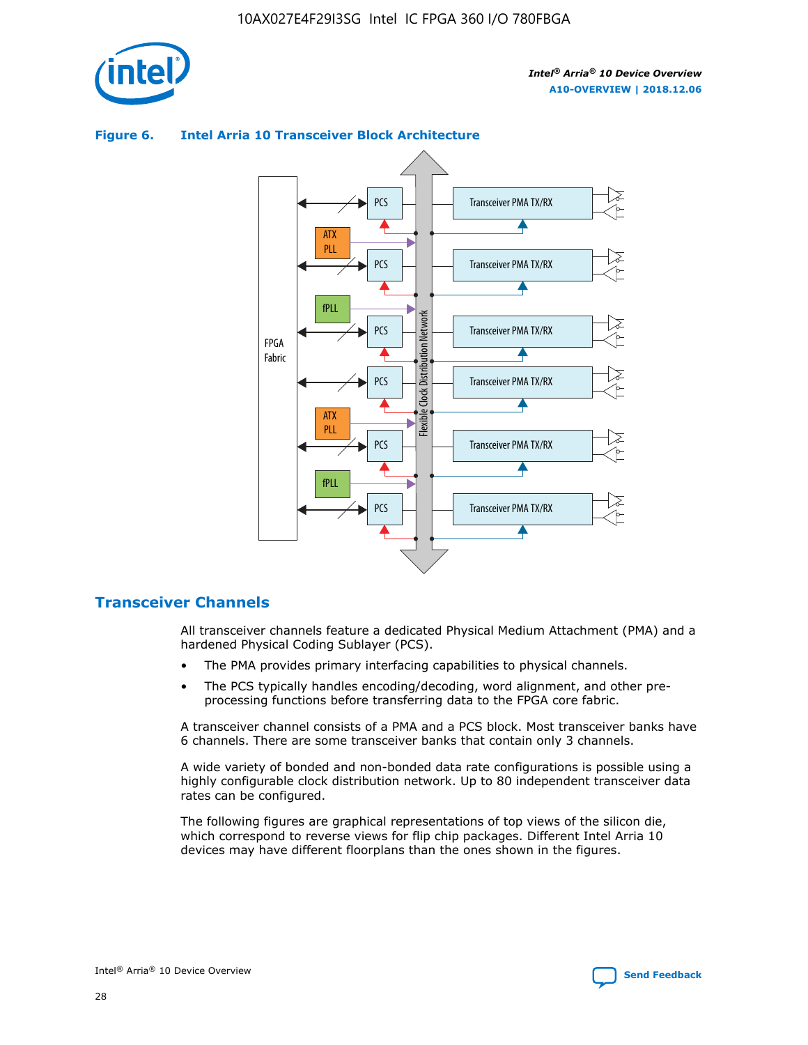**Figure 6. Intel Arria 10 Transceiver Block Architecture**

## Transceiver Channels

All transceiver channels feature a dedicated Physical Medium Attachment (PMA) and a hardened Physical Coding Sublayer (PCS).

- The PMA provides primary interfacing capabilities to physical channels.
- The PCS typically handles encoding/decoding, word alignment, and other pre-processing functions before transferring data to the FPGA core fabric.

A transceiver channel consists of a PMA and a PCS block. Most transceiver banks have 6 channels. There are some transceiver banks that contain only 3 channels.

A wide variety of bonded and non-bonded data rate configurations is possible using a highly configurable clock distribution network. Up to 80 independent transceiver data rates can be configured.

The following figures are graphical representations of top views of the silicon die, which correspond to reverse views for flip chip packages. Different Intel Arria 10 devices may have different floorplans than the ones shown in the figures.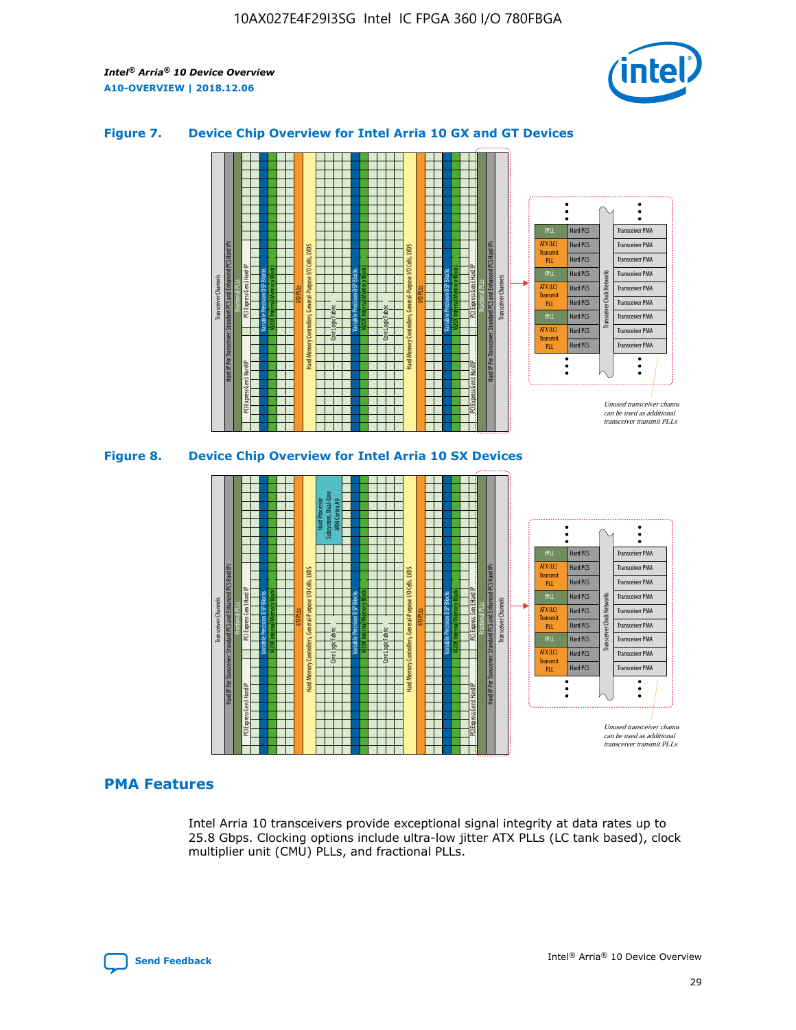## Figure 7. Device Chip Overview for Intel Arria 10 GX and GT Devices

## Figure 8. Device Chip Overview for Intel Arria 10 SX Devices

## PMA Features

Intel Arria 10 transceivers provide exceptional signal integrity at data rates up to 25.8 Gbps. Clocking options include ultra-low jitter ATX PLLs (LC tank based), clock multiplier unit (CMU) PLLs, and fractional PLLs.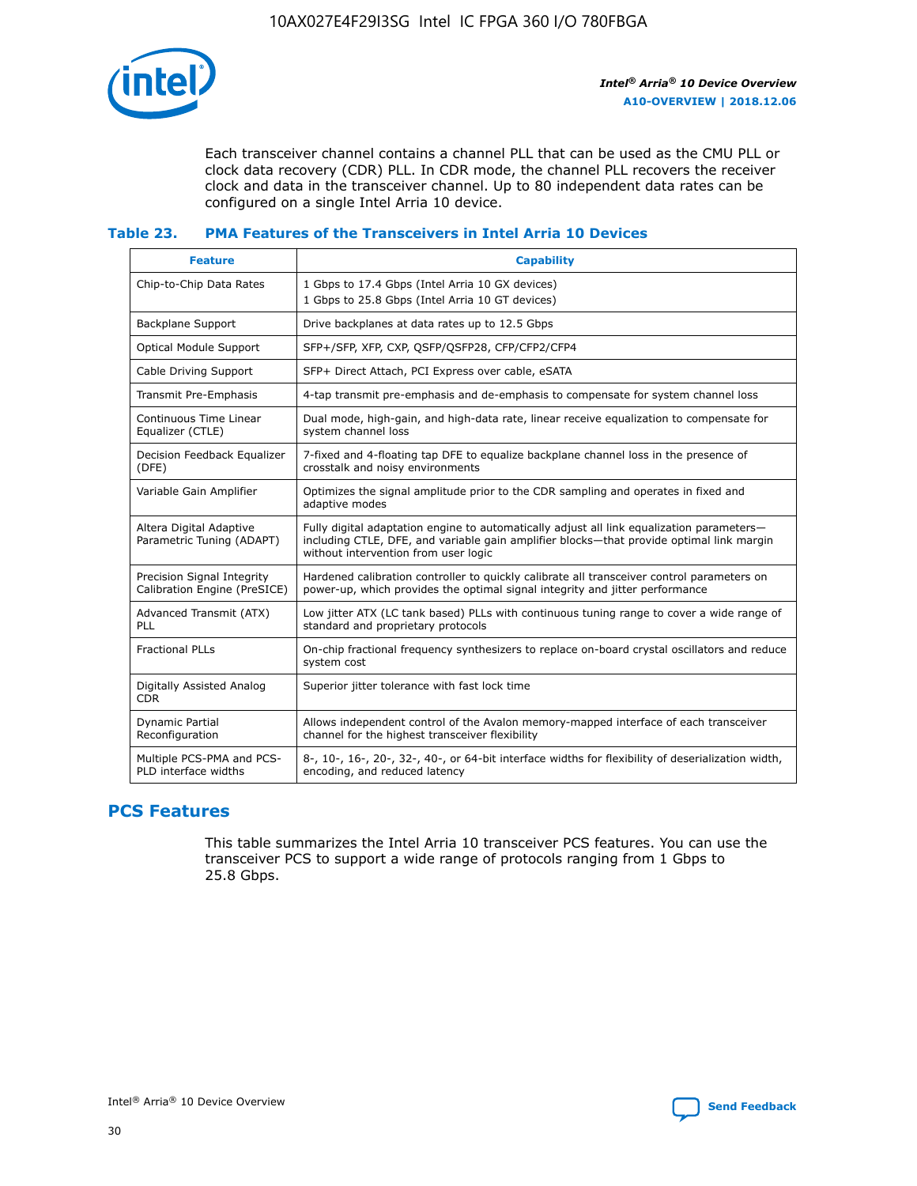Each transceiver channel contains a channel PLL that can be used as the CMU PLL or clock data recovery (CDR) PLL. In CDR mode, the channel PLL recovers the receiver clock and data in the transceiver channel. Up to 80 independent data rates can be configured on a single Intel Arria 10 device.

**Table 23. PMA Features of the Transceivers in Intel Arria 10 Devices**

| Feature | Capability |
| --- | --- |
| Chip-to-Chip Data Rates | 1 Gbps to 17.4 Gbps (Intel Arria 10 GX devices)<br>1 Gbps to 25.8 Gbps (Intel Arria 10 GT devices) |
| Backplane Support | Drive backplanes at data rates up to 12.5 Gbps |
| Optical Module Support | SFP+/SFP, XFP, CXP, QSFP/QSFP28, CFP/CFP2/CFP4 |
| Cable Driving Support | SFP+ Direct Attach, PCI Express over cable, eSATA |
| Transmit Pre-Emphasis | 4-tap transmit pre-emphasis and de-emphasis to compensate for system channel loss |
| Continuous Time Linear Equalizer (CTLE) | Dual mode, high-gain, and high-data rate, linear receive equalization to compensate for system channel loss |
| Decision Feedback Equalizer (DFE) | 7-fixed and 4-floating tap DFE to equalize backplane channel loss in the presence of crosstalk and noisy environments |
| Variable Gain Amplifier | Optimizes the signal amplitude prior to the CDR sampling and operates in fixed and adaptive modes |
| Altera Digital Adaptive Parametric Tuning (ADAPT) | Fully digital adaptation engine to automatically adjust all link equalization parameters—including CTLE, DFE, and variable gain amplifier blocks—that provide optimal link margin without intervention from user logic |
| Precision Signal Integrity Calibration Engine (PreSICE) | Hardened calibration controller to quickly calibrate all transceiver control parameters on power-up, which provides the optimal signal integrity and jitter performance |
| Advanced Transmit (ATX) PLL | Low jitter ATX (LC tank based) PLLs with continuous tuning range to cover a wide range of standard and proprietary protocols |
| Fractional PLLs | On-chip fractional frequency synthesizers to replace on-board crystal oscillators and reduce system cost |
| Digitally Assisted Analog CDR | Superior jitter tolerance with fast lock time |
| Dynamic Partial Reconfiguration | Allows independent control of the Avalon memory-mapped interface of each transceiver channel for the highest transceiver flexibility |
| Multiple PCS-PMA and PCS-PLD interface widths | 8-, 10-, 16-, 20-, 32-, 40-, or 64-bit interface widths for flexibility of deserialization width, encoding, and reduced latency |

## PCS Features

This table summarizes the Intel Arria 10 transceiver PCS features. You can use the transceiver PCS to support a wide range of protocols ranging from 1 Gbps to 25.8 Gbps.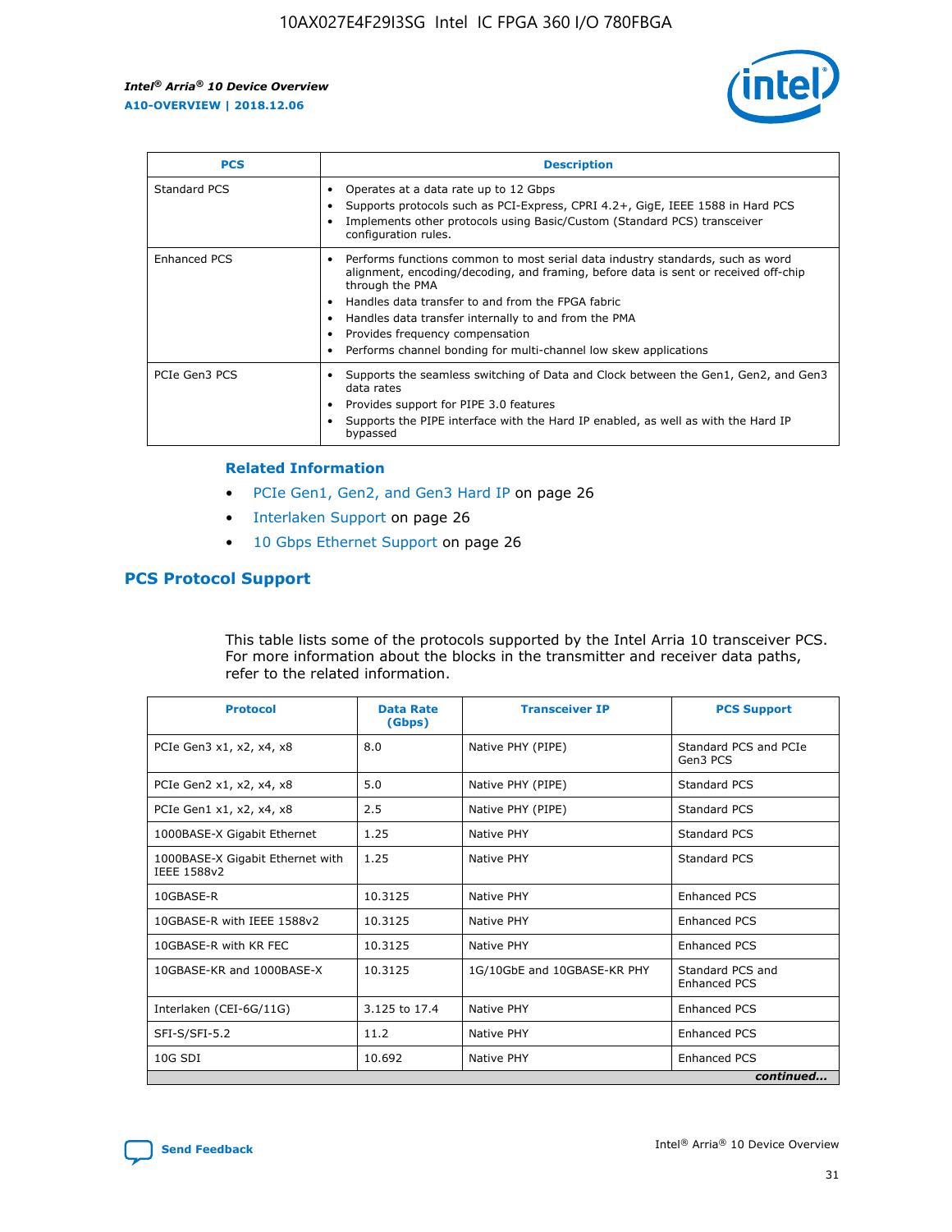| PCS | Description |
| --- | --- |
| Standard PCS | • Operates at a data rate up to 12 Gbps<br>• Supports protocols such as PCI-Express, CPRI 4.2+, GigE, IEEE 1588 in Hard PCS<br>• Implements other protocols using Basic/Custom (Standard PCS) transceiver configuration rules. |
| Enhanced PCS | • Performs functions common to most serial data industry standards, such as word alignment, encoding/decoding, and framing, before data is sent or received off-chip through the PMA<br>• Handles data transfer to and from the FPGA fabric<br>• Handles data transfer internally to and from the PMA<br>• Provides frequency compensation<br>• Performs channel bonding for multi-channel low skew applications |
| PCIe Gen3 PCS | • Supports the seamless switching of Data and Clock between the Gen1, Gen2, and Gen3 data rates<br>• Provides support for PIPE 3.0 features<br>• Supports the PIPE interface with the Hard IP enabled, as well as with the Hard IP bypassed |

### Related Information

- PCIe Gen1, Gen2, and Gen3 Hard IP on page 26
- Interlaken Support on page 26
- 10 Gbps Ethernet Support on page 26

## PCS Protocol Support

This table lists some of the protocols supported by the Intel Arria 10 transceiver PCS. For more information about the blocks in the transmitter and receiver data paths, refer to the related information.

| Protocol | Data Rate (Gbps) | Transceiver IP | PCS Support |
| --- | --- | --- | --- |
| PCIe Gen3 x1, x2, x4, x8 | 8.0 | Native PHY (PIPE) | Standard PCS and PCIe Gen3 PCS |
| PCIe Gen2 x1, x2, x4, x8 | 5.0 | Native PHY (PIPE) | Standard PCS |
| PCIe Gen1 x1, x2, x4, x8 | 2.5 | Native PHY (PIPE) | Standard PCS |
| 1000BASE-X Gigabit Ethernet | 1.25 | Native PHY | Standard PCS |
| 1000BASE-X Gigabit Ethernet with IEEE 1588v2 | 1.25 | Native PHY | Standard PCS |
| 10GBASE-R | 10.3125 | Native PHY | Enhanced PCS |
| 10GBASE-R with IEEE 1588v2 | 10.3125 | Native PHY | Enhanced PCS |
| 10GBASE-R with KR FEC | 10.3125 | Native PHY | Enhanced PCS |
| 10GBASE-KR and 1000BASE-X | 10.3125 | 1G/10GbE and 10GBASE-KR PHY | Standard PCS and Enhanced PCS |
| Interlaken (CEI-6G/11G) | 3.125 to 17.4 | Native PHY | Enhanced PCS |
| SFI-S/SFI-5.2 | 11.2 | Native PHY | Enhanced PCS |
| 10G SDI | 10.692 | Native PHY | Enhanced PCS |

*continued...*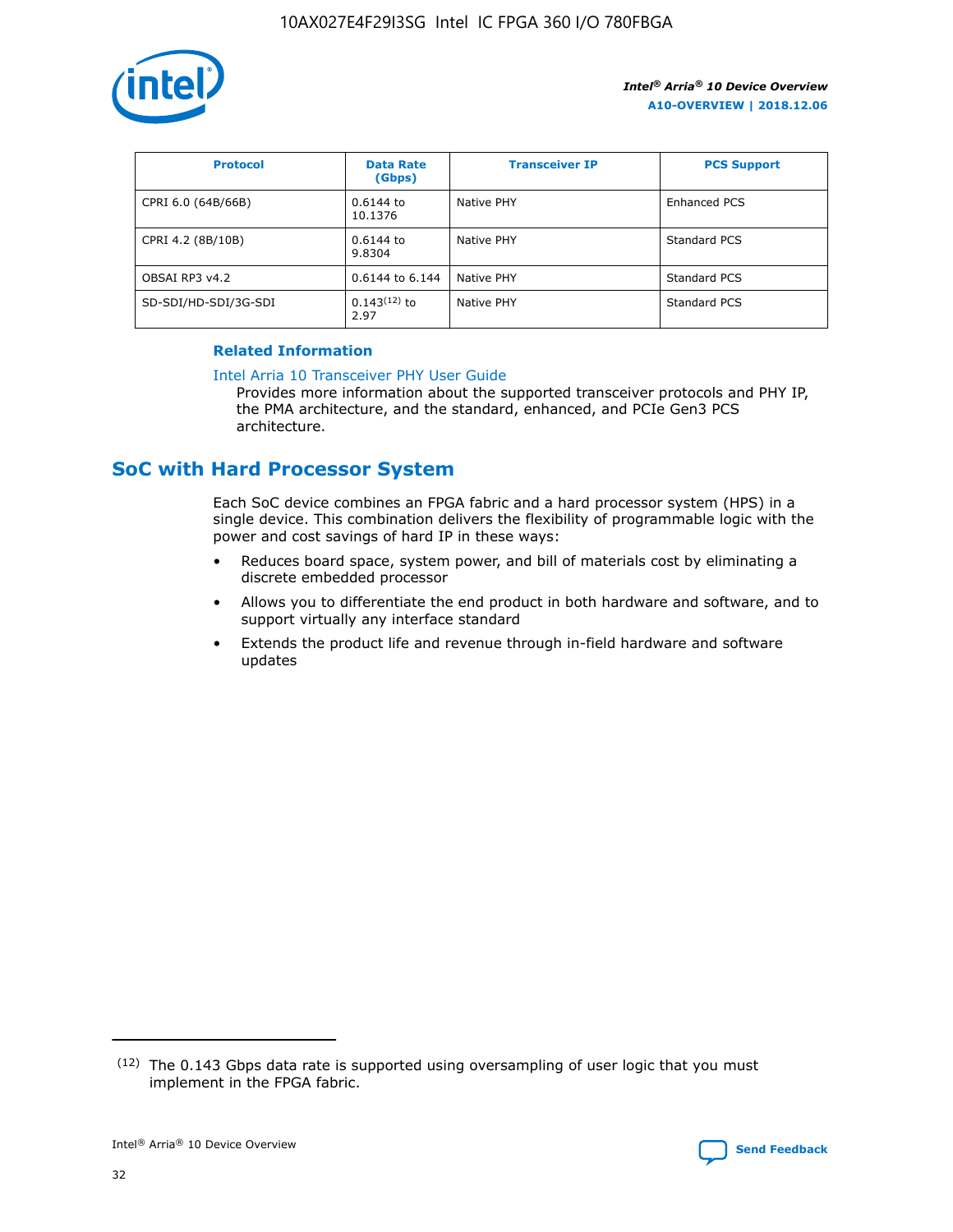| Protocol | Data Rate (Gbps) | Transceiver IP | PCS Support |
| --- | --- | --- | --- |
| CPRI 6.0 (64B/66B) | 0.6144 to 10.1376 | Native PHY | Enhanced PCS |
| CPRI 4.2 (8B/10B) | 0.6144 to 9.8304 | Native PHY | Standard PCS |
| OBSAI RP3 v4.2 | 0.6144 to 6.144 | Native PHY | Standard PCS |
| SD-SDI/HD-SDI/3G-SDI | 0.143[12] to 2.97 | Native PHY | Standard PCS |

**Related Information**

Intel Arria 10 Transceiver PHY User Guide
Provides more information about the supported transceiver protocols and PHY IP, the PMA architecture, and the standard, enhanced, and PCIe Gen3 PCS architecture.

## SoC with Hard Processor System

Each SoC device combines an FPGA fabric and a hard processor system (HPS) in a single device. This combination delivers the flexibility of programmable logic with the power and cost savings of hard IP in these ways:

- Reduces board space, system power, and bill of materials cost by eliminating a discrete embedded processor
- Allows you to differentiate the end product in both hardware and software, and to support virtually any interface standard
- Extends the product life and revenue through in-field hardware and software updates

(12) The 0.143 Gbps data rate is supported using oversampling of user logic that you must implement in the FPGA fabric.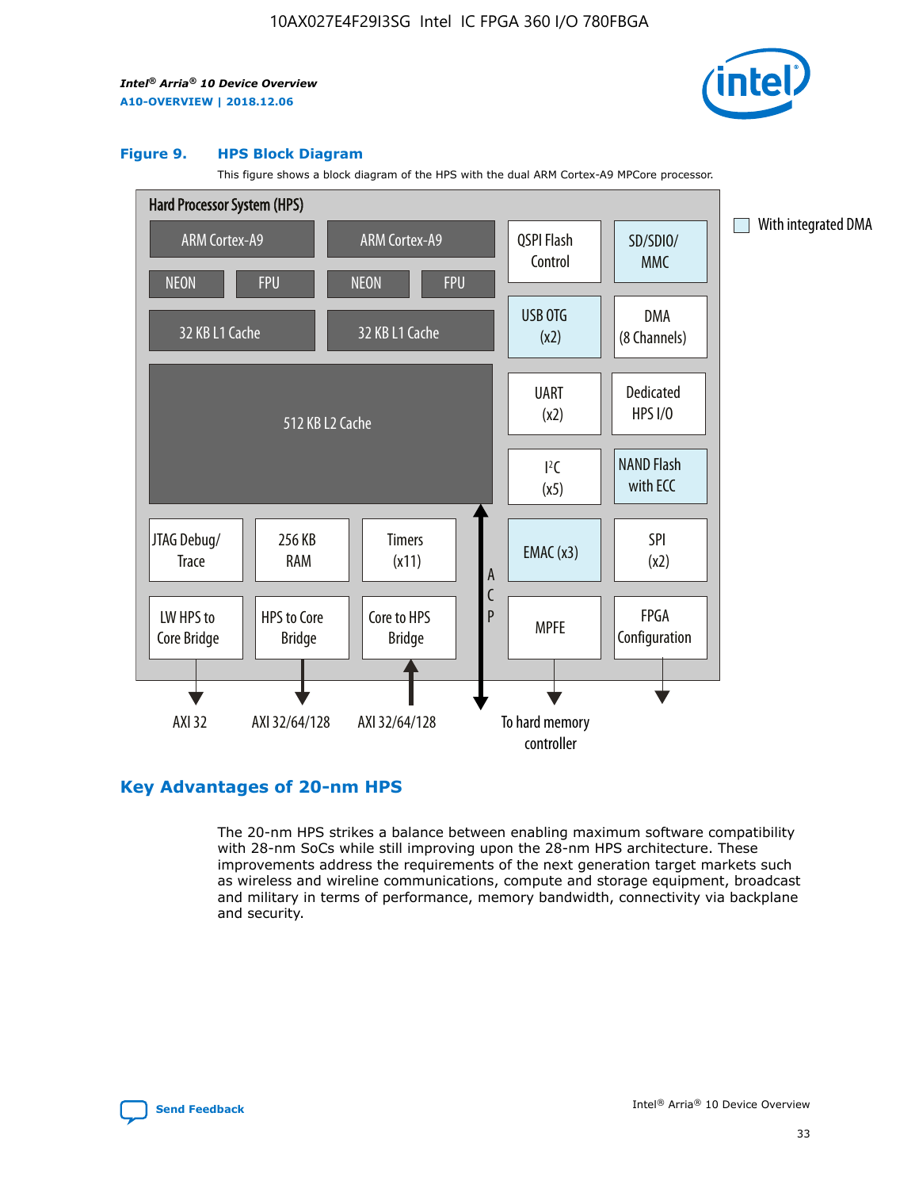**Figure 9. HPS Block Diagram**

This figure shows a block diagram of the HPS with the dual ARM Cortex-A9 MPCore processor.

Hard Processor System (HPS)

ARM Cortex-A9 | ARM Cortex-A9
NEON | FPU | NEON | FPU
32 KB L1 Cache | 32 KB L1 Cache
512 KB L2 Cache

QSPI Flash Control | SD/SDIO/MMC
USB OTG (x2) | DMA (8 Channels)
UART (x2) | Dedicated HPS I/O
I²C (x5) | NAND Flash with ECC
EMAC (x3) | SPI (x2)
MPFE | FPGA Configuration

JTAG Debug/Trace | 256 KB RAM | Timers (x11)
LW HPS to Core Bridge | HPS to Core Bridge | Core to HPS Bridge

ACP

AXI 32 | AXI 32/64/128 | AXI 32/64/128 | To hard memory controller

With integrated DMA

## Key Advantages of 20-nm HPS

The 20-nm HPS strikes a balance between enabling maximum software compatibility with 28-nm SoCs while still improving upon the 28-nm HPS architecture. These improvements address the requirements of the next generation target markets such as wireless and wireline communications, compute and storage equipment, broadcast and military in terms of performance, memory bandwidth, connectivity via backplane and security.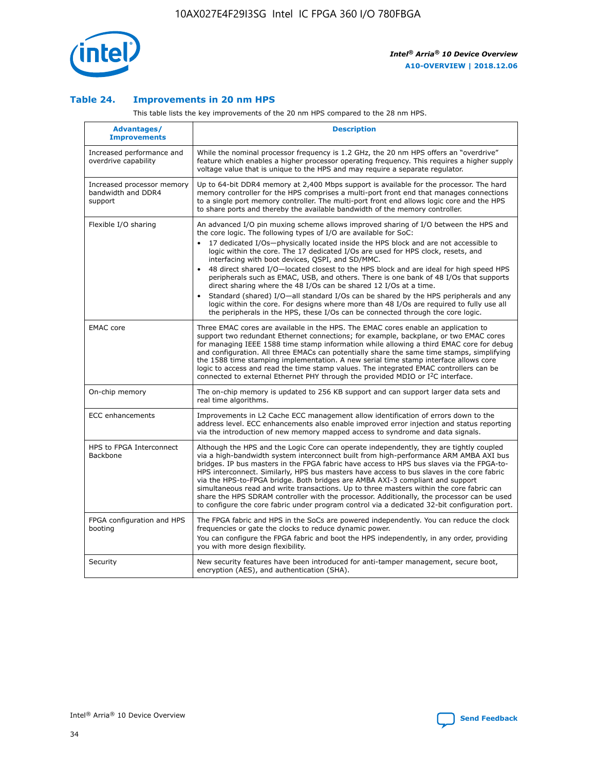## Table 24. Improvements in 20 nm HPS

This table lists the key improvements of the 20 nm HPS compared to the 28 nm HPS.

| Advantages/ Improvements | Description |
|---|---|
| Increased performance and overdrive capability | While the nominal processor frequency is 1.2 GHz, the 20 nm HPS offers an "overdrive" feature which enables a higher processor operating frequency. This requires a higher supply voltage value that is unique to the HPS and may require a separate regulator. |
| Increased processor memory bandwidth and DDR4 support | Up to 64-bit DDR4 memory at 2,400 Mbps support is available for the processor. The hard memory controller for the HPS comprises a multi-port front end that manages connections to a single port memory controller. The multi-port front end allows logic core and the HPS to share ports and thereby the available bandwidth of the memory controller. |
| Flexible I/O sharing | An advanced I/O pin muxing scheme allows improved sharing of I/O between the HPS and the core logic. The following types of I/O are available for SoC:<br>• 17 dedicated I/Os—physically located inside the HPS block and are not accessible to logic within the core. The 17 dedicated I/Os are used for HPS clock, resets, and interfacing with boot devices, QSPI, and SD/MMC.<br>• 48 direct shared I/O—located closest to the HPS block and are ideal for high speed HPS peripherals such as EMAC, USB, and others. There is one bank of 48 I/Os that supports direct sharing where the 48 I/Os can be shared 12 I/Os at a time.<br>• Standard (shared) I/O—all standard I/Os can be shared by the HPS peripherals and any logic within the core. For designs where more than 48 I/Os are required to fully use all the peripherals in the HPS, these I/Os can be connected through the core logic. |
| EMAC core | Three EMAC cores are available in the HPS. The EMAC cores enable an application to support two redundant Ethernet connections; for example, backplane, or two EMAC cores for managing IEEE 1588 time stamp information while allowing a third EMAC core for debug and configuration. All three EMACs can potentially share the same time stamps, simplifying the 1588 time stamping implementation. A new serial time stamp interface allows core logic to access and read the time stamp values. The integrated EMAC controllers can be connected to external Ethernet PHY through the provided MDIO or I²C interface. |
| On-chip memory | The on-chip memory is updated to 256 KB support and can support larger data sets and real time algorithms. |
| ECC enhancements | Improvements in L2 Cache ECC management allow identification of errors down to the address level. ECC enhancements also enable improved error injection and status reporting via the introduction of new memory mapped access to syndrome and data signals. |
| HPS to FPGA Interconnect Backbone | Although the HPS and the Logic Core can operate independently, they are tightly coupled via a high-bandwidth system interconnect built from high-performance ARM AMBA AXI bus bridges. IP bus masters in the FPGA fabric have access to HPS bus slaves via the FPGA-to-HPS interconnect. Similarly, HPS bus masters have access to bus slaves in the core fabric via the HPS-to-FPGA bridge. Both bridges are AMBA AXI-3 compliant and support simultaneous read and write transactions. Up to three masters within the core fabric can share the HPS SDRAM controller with the processor. Additionally, the processor can be used to configure the core fabric under program control via a dedicated 32-bit configuration port. |
| FPGA configuration and HPS booting | The FPGA fabric and HPS in the SoCs are powered independently. You can reduce the clock frequencies or gate the clocks to reduce dynamic power.<br>You can configure the FPGA fabric and boot the HPS independently, in any order, providing you with more design flexibility. |
| Security | New security features have been introduced for anti-tamper management, secure boot, encryption (AES), and authentication (SHA). |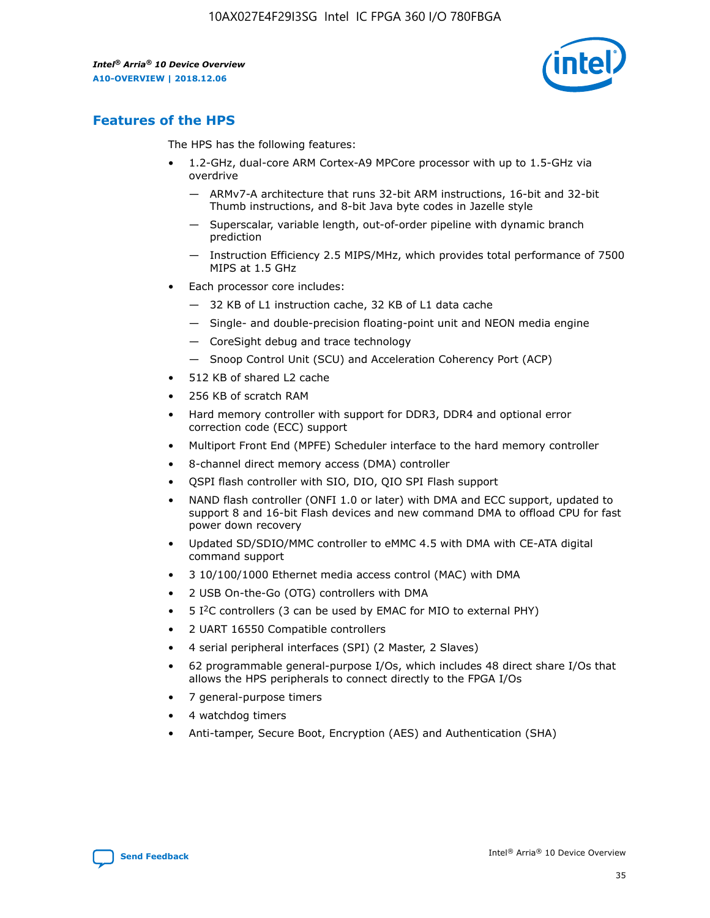## Features of the HPS

The HPS has the following features:

- 1.2-GHz, dual-core ARM Cortex-A9 MPCore processor with up to 1.5-GHz via overdrive
  - — ARMv7-A architecture that runs 32-bit ARM instructions, 16-bit and 32-bit Thumb instructions, and 8-bit Java byte codes in Jazelle style
  - — Superscalar, variable length, out-of-order pipeline with dynamic branch prediction
  - — Instruction Efficiency 2.5 MIPS/MHz, which provides total performance of 7500 MIPS at 1.5 GHz
- Each processor core includes:
  - — 32 KB of L1 instruction cache, 32 KB of L1 data cache
  - — Single- and double-precision floating-point unit and NEON media engine
  - — CoreSight debug and trace technology
  - — Snoop Control Unit (SCU) and Acceleration Coherency Port (ACP)
- 512 KB of shared L2 cache
- 256 KB of scratch RAM
- Hard memory controller with support for DDR3, DDR4 and optional error correction code (ECC) support
- Multiport Front End (MPFE) Scheduler interface to the hard memory controller
- 8-channel direct memory access (DMA) controller
- QSPI flash controller with SIO, DIO, QIO SPI Flash support
- NAND flash controller (ONFI 1.0 or later) with DMA and ECC support, updated to support 8 and 16-bit Flash devices and new command DMA to offload CPU for fast power down recovery
- Updated SD/SDIO/MMC controller to eMMC 4.5 with DMA with CE-ATA digital command support
- 3 10/100/1000 Ethernet media access control (MAC) with DMA
- 2 USB On-the-Go (OTG) controllers with DMA
- 5 I²C controllers (3 can be used by EMAC for MIO to external PHY)
- 2 UART 16550 Compatible controllers
- 4 serial peripheral interfaces (SPI) (2 Master, 2 Slaves)
- 62 programmable general-purpose I/Os, which includes 48 direct share I/Os that allows the HPS peripherals to connect directly to the FPGA I/Os
- 7 general-purpose timers
- 4 watchdog timers
- Anti-tamper, Secure Boot, Encryption (AES) and Authentication (SHA)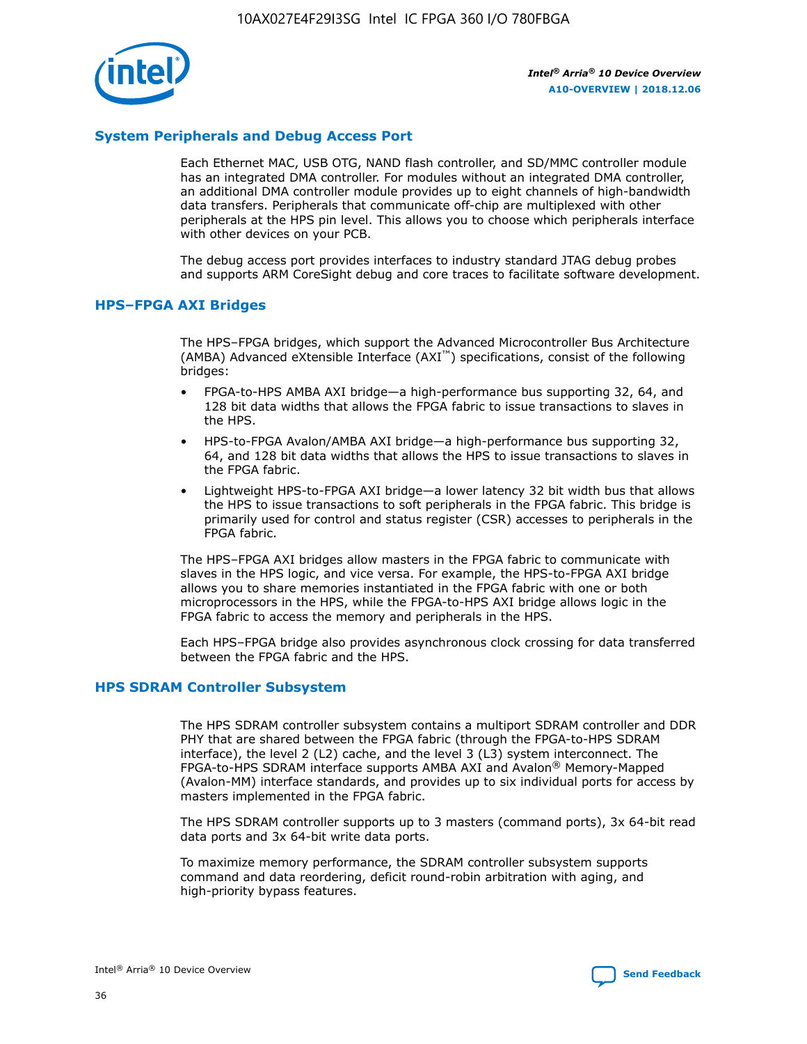## System Peripherals and Debug Access Port

Each Ethernet MAC, USB OTG, NAND flash controller, and SD/MMC controller module has an integrated DMA controller. For modules without an integrated DMA controller, an additional DMA controller module provides up to eight channels of high-bandwidth data transfers. Peripherals that communicate off-chip are multiplexed with other peripherals at the HPS pin level. This allows you to choose which peripherals interface with other devices on your PCB.

The debug access port provides interfaces to industry standard JTAG debug probes and supports ARM CoreSight debug and core traces to facilitate software development.

## HPS–FPGA AXI Bridges

The HPS–FPGA bridges, which support the Advanced Microcontroller Bus Architecture (AMBA) Advanced eXtensible Interface (AXI™) specifications, consist of the following bridges:

- FPGA-to-HPS AMBA AXI bridge—a high-performance bus supporting 32, 64, and 128 bit data widths that allows the FPGA fabric to issue transactions to slaves in the HPS.
- HPS-to-FPGA Avalon/AMBA AXI bridge—a high-performance bus supporting 32, 64, and 128 bit data widths that allows the HPS to issue transactions to slaves in the FPGA fabric.
- Lightweight HPS-to-FPGA AXI bridge—a lower latency 32 bit width bus that allows the HPS to issue transactions to soft peripherals in the FPGA fabric. This bridge is primarily used for control and status register (CSR) accesses to peripherals in the FPGA fabric.

The HPS–FPGA AXI bridges allow masters in the FPGA fabric to communicate with slaves in the HPS logic, and vice versa. For example, the HPS-to-FPGA AXI bridge allows you to share memories instantiated in the FPGA fabric with one or both microprocessors in the HPS, while the FPGA-to-HPS AXI bridge allows logic in the FPGA fabric to access the memory and peripherals in the HPS.

Each HPS–FPGA bridge also provides asynchronous clock crossing for data transferred between the FPGA fabric and the HPS.

## HPS SDRAM Controller Subsystem

The HPS SDRAM controller subsystem contains a multiport SDRAM controller and DDR PHY that are shared between the FPGA fabric (through the FPGA-to-HPS SDRAM interface), the level 2 (L2) cache, and the level 3 (L3) system interconnect. The FPGA-to-HPS SDRAM interface supports AMBA AXI and Avalon® Memory-Mapped (Avalon-MM) interface standards, and provides up to six individual ports for access by masters implemented in the FPGA fabric.

The HPS SDRAM controller supports up to 3 masters (command ports), 3x 64-bit read data ports and 3x 64-bit write data ports.

To maximize memory performance, the SDRAM controller subsystem supports command and data reordering, deficit round-robin arbitration with aging, and high-priority bypass features.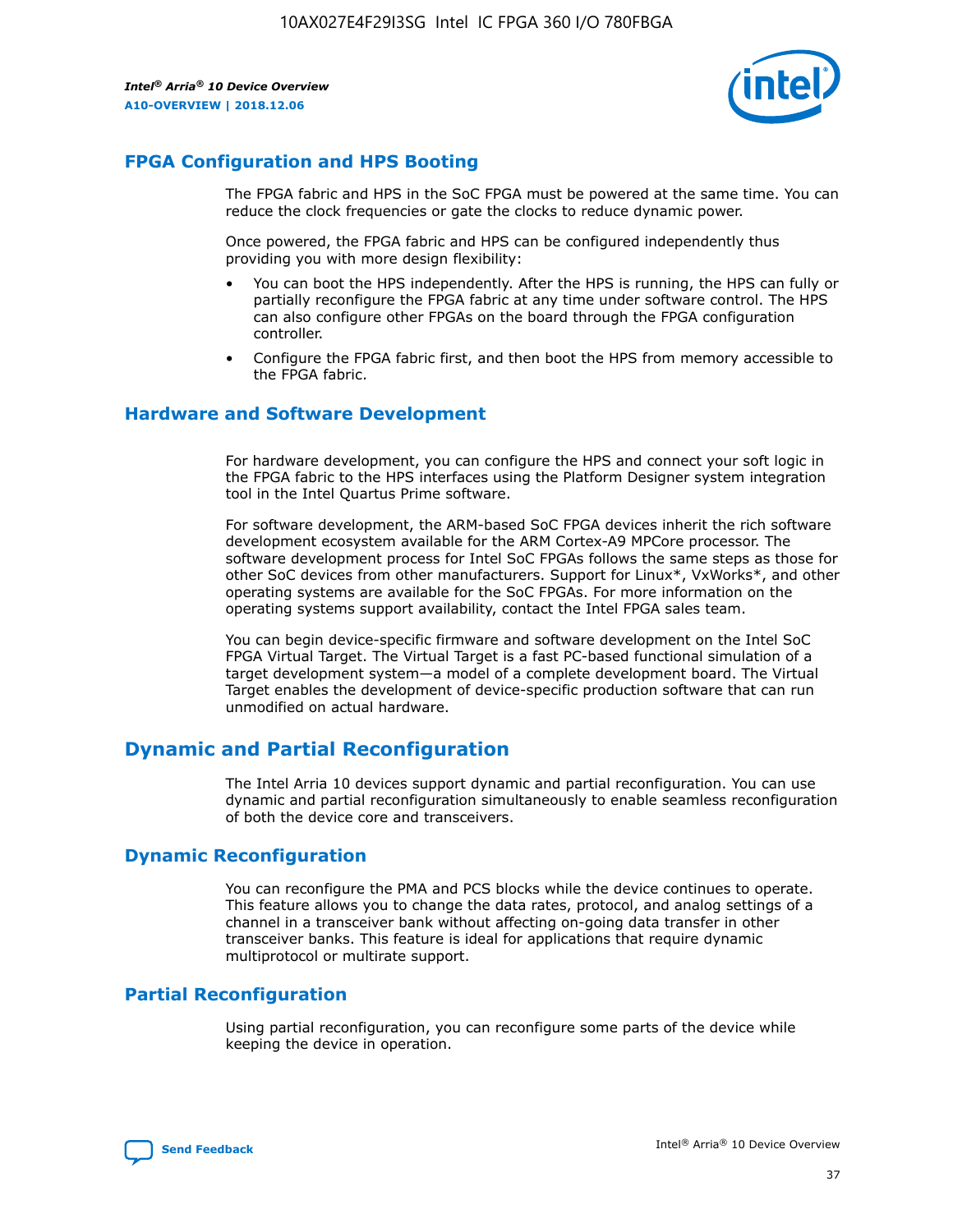## FPGA Configuration and HPS Booting

The FPGA fabric and HPS in the SoC FPGA must be powered at the same time. You can reduce the clock frequencies or gate the clocks to reduce dynamic power.

Once powered, the FPGA fabric and HPS can be configured independently thus providing you with more design flexibility:

- You can boot the HPS independently. After the HPS is running, the HPS can fully or partially reconfigure the FPGA fabric at any time under software control. The HPS can also configure other FPGAs on the board through the FPGA configuration controller.
- Configure the FPGA fabric first, and then boot the HPS from memory accessible to the FPGA fabric.

## Hardware and Software Development

For hardware development, you can configure the HPS and connect your soft logic in the FPGA fabric to the HPS interfaces using the Platform Designer system integration tool in the Intel Quartus Prime software.

For software development, the ARM-based SoC FPGA devices inherit the rich software development ecosystem available for the ARM Cortex-A9 MPCore processor. The software development process for Intel SoC FPGAs follows the same steps as those for other SoC devices from other manufacturers. Support for Linux*, VxWorks*, and other operating systems are available for the SoC FPGAs. For more information on the operating systems support availability, contact the Intel FPGA sales team.

You can begin device-specific firmware and software development on the Intel SoC FPGA Virtual Target. The Virtual Target is a fast PC-based functional simulation of a target development system—a model of a complete development board. The Virtual Target enables the development of device-specific production software that can run unmodified on actual hardware.

# Dynamic and Partial Reconfiguration

The Intel Arria 10 devices support dynamic and partial reconfiguration. You can use dynamic and partial reconfiguration simultaneously to enable seamless reconfiguration of both the device core and transceivers.

## Dynamic Reconfiguration

You can reconfigure the PMA and PCS blocks while the device continues to operate. This feature allows you to change the data rates, protocol, and analog settings of a channel in a transceiver bank without affecting on-going data transfer in other transceiver banks. This feature is ideal for applications that require dynamic multiprotocol or multirate support.

## Partial Reconfiguration

Using partial reconfiguration, you can reconfigure some parts of the device while keeping the device in operation.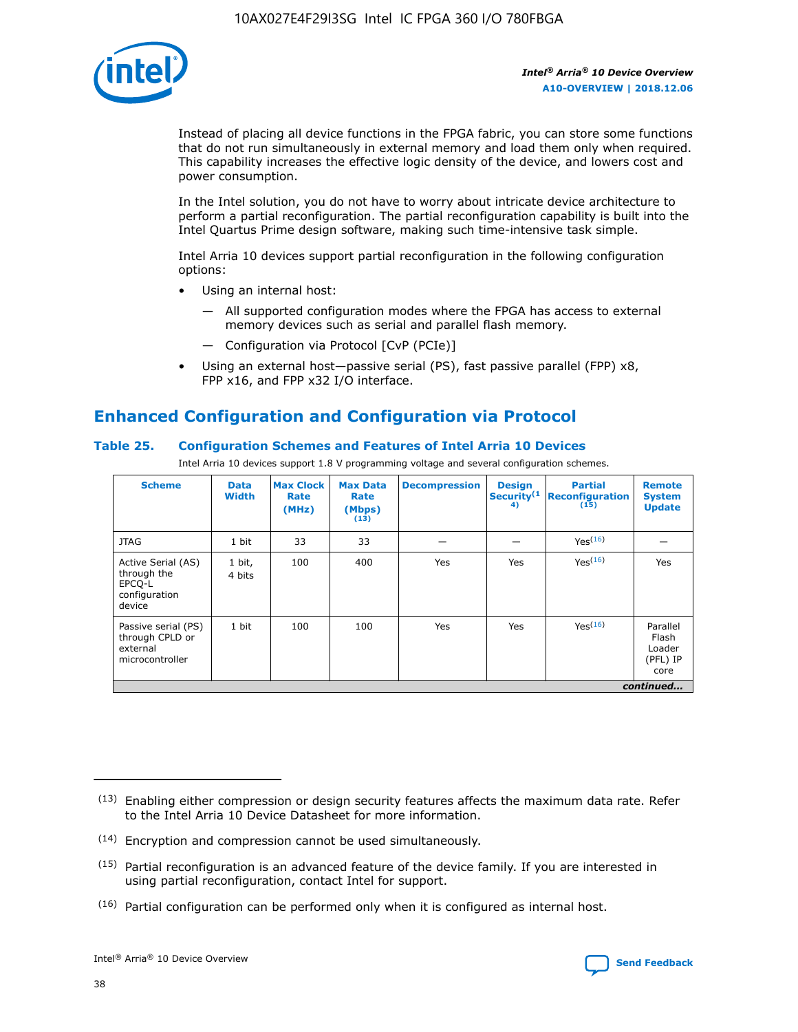Instead of placing all device functions in the FPGA fabric, you can store some functions that do not run simultaneously in external memory and load them only when required. This capability increases the effective logic density of the device, and lowers cost and power consumption.

In the Intel solution, you do not have to worry about intricate device architecture to perform a partial reconfiguration. The partial reconfiguration capability is built into the Intel Quartus Prime design software, making such time-intensive task simple.

Intel Arria 10 devices support partial reconfiguration in the following configuration options:

- Using an internal host:
  - — All supported configuration modes where the FPGA has access to external memory devices such as serial and parallel flash memory.
  - — Configuration via Protocol [CvP (PCIe)]
- Using an external host—passive serial (PS), fast passive parallel (FPP) x8, FPP x16, and FPP x32 I/O interface.

## Enhanced Configuration and Configuration via Protocol

### Table 25. Configuration Schemes and Features of Intel Arria 10 Devices

Intel Arria 10 devices support 1.8 V programming voltage and several configuration schemes.

| Scheme | Data Width | Max Clock Rate (MHz) | Max Data Rate (Mbps) (13) | Decompression | Design Security (14) | Partial Reconfiguration (15) | Remote System Update |
|---|---|---|---|---|---|---|---|
| JTAG | 1 bit | 33 | 33 | — | — | Yes(16) | — |
| Active Serial (AS) through the EPCQ-L configuration device | 1 bit, 4 bits | 100 | 400 | Yes | Yes | Yes(16) | Yes |
| Passive serial (PS) through CPLD or external microcontroller | 1 bit | 100 | 100 | Yes | Yes | Yes(16) | Parallel Flash Loader (PFL) IP core |

*continued...*

(13) Enabling either compression or design security features affects the maximum data rate. Refer to the Intel Arria 10 Device Datasheet for more information.

(14) Encryption and compression cannot be used simultaneously.

(15) Partial reconfiguration is an advanced feature of the device family. If you are interested in using partial reconfiguration, contact Intel for support.

(16) Partial configuration can be performed only when it is configured as internal host.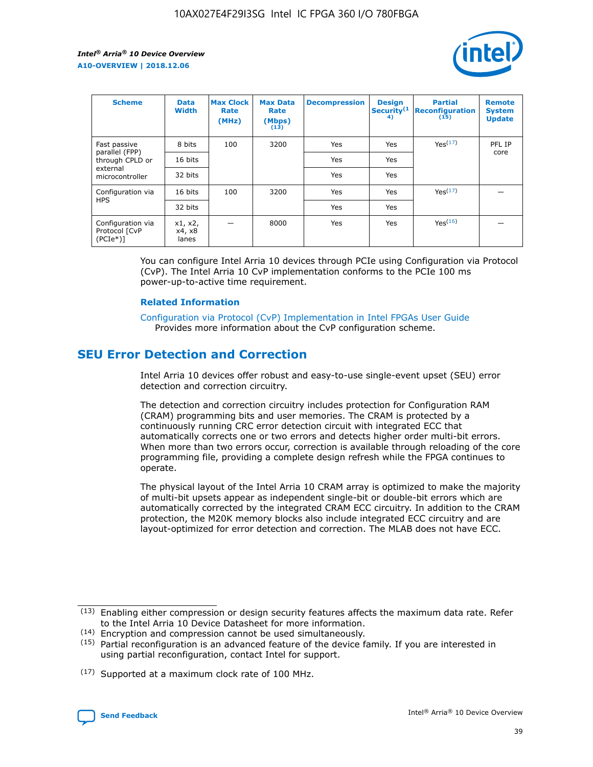| Scheme | Data Width | Max Clock Rate (MHz) | Max Data Rate (Mbps) (13) | Decompression | Design Security(14) | Partial Reconfiguration (15) | Remote System Update |
| --- | --- | --- | --- | --- | --- | --- | --- |
| Fast passive parallel (FPP) through CPLD or external microcontroller | 8 bits | 100 | 3200 | Yes | Yes | Yes(17) | PFL IP core |
| | 16 bits | | | Yes | Yes | | |
| | 32 bits | | | Yes | Yes | | |
| Configuration via HPS | 16 bits | 100 | 3200 | Yes | Yes | Yes(17) | — |
| | 32 bits | | | Yes | Yes | | |
| Configuration via Protocol [CvP (PCIe*)] | x1, x2, x4, x8 lanes | — | 8000 | Yes | Yes | Yes(16) | — |

You can configure Intel Arria 10 devices through PCIe using Configuration via Protocol (CvP). The Intel Arria 10 CvP implementation conforms to the PCIe 100 ms power-up-to-active time requirement.

**Related Information**

Configuration via Protocol (CvP) Implementation in Intel FPGAs User Guide
Provides more information about the CvP configuration scheme.

## SEU Error Detection and Correction

Intel Arria 10 devices offer robust and easy-to-use single-event upset (SEU) error detection and correction circuitry.

The detection and correction circuitry includes protection for Configuration RAM (CRAM) programming bits and user memories. The CRAM is protected by a continuously running CRC error detection circuit with integrated ECC that automatically corrects one or two errors and detects higher order multi-bit errors. When more than two errors occur, correction is available through reloading of the core programming file, providing a complete design refresh while the FPGA continues to operate.

The physical layout of the Intel Arria 10 CRAM array is optimized to make the majority of multi-bit upsets appear as independent single-bit or double-bit errors which are automatically corrected by the integrated CRAM ECC circuitry. In addition to the CRAM protection, the M20K memory blocks also include integrated ECC circuitry and are layout-optimized for error detection and correction. The MLAB does not have ECC.

(13) Enabling either compression or design security features affects the maximum data rate. Refer to the Intel Arria 10 Device Datasheet for more information.

(14) Encryption and compression cannot be used simultaneously.

(15) Partial reconfiguration is an advanced feature of the device family. If you are interested in using partial reconfiguration, contact Intel for support.

(17) Supported at a maximum clock rate of 100 MHz.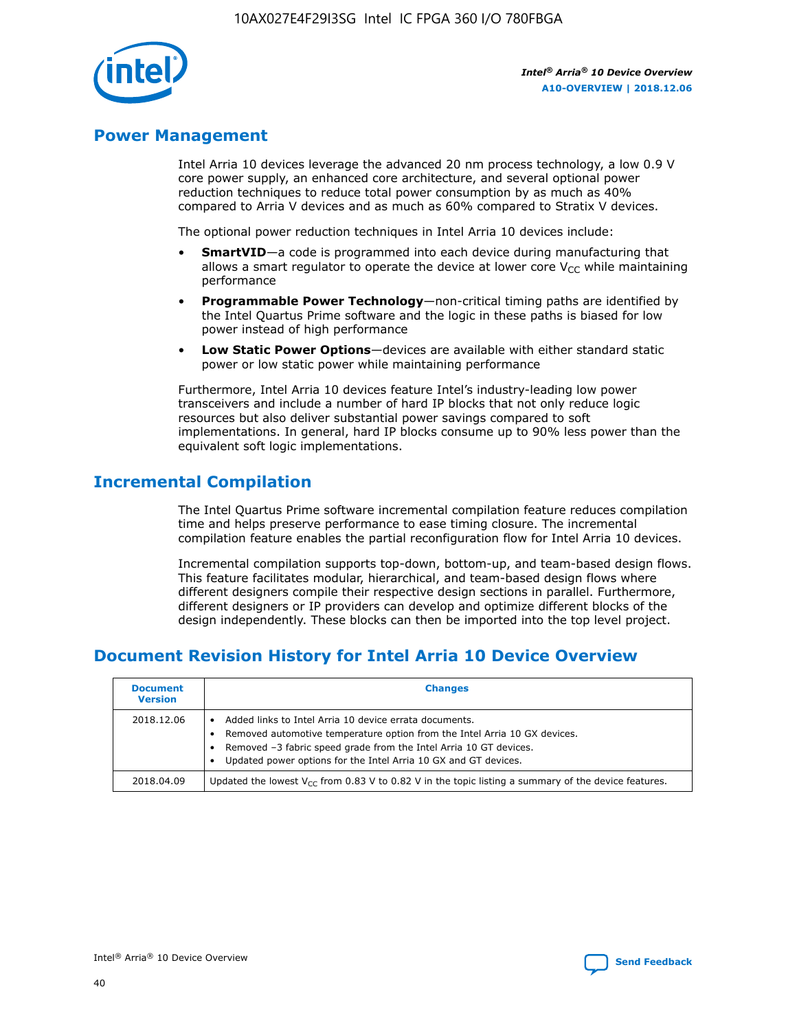## Power Management

Intel Arria 10 devices leverage the advanced 20 nm process technology, a low 0.9 V core power supply, an enhanced core architecture, and several optional power reduction techniques to reduce total power consumption by as much as 40% compared to Arria V devices and as much as 60% compared to Stratix V devices.

The optional power reduction techniques in Intel Arria 10 devices include:

- **SmartVID**—a code is programmed into each device during manufacturing that allows a smart regulator to operate the device at lower core $V_{CC}$ while maintaining performance
- **Programmable Power Technology**—non-critical timing paths are identified by the Intel Quartus Prime software and the logic in these paths is biased for low power instead of high performance
- **Low Static Power Options**—devices are available with either standard static power or low static power while maintaining performance

Furthermore, Intel Arria 10 devices feature Intel's industry-leading low power transceivers and include a number of hard IP blocks that not only reduce logic resources but also deliver substantial power savings compared to soft implementations. In general, hard IP blocks consume up to 90% less power than the equivalent soft logic implementations.

## Incremental Compilation

The Intel Quartus Prime software incremental compilation feature reduces compilation time and helps preserve performance to ease timing closure. The incremental compilation feature enables the partial reconfiguration flow for Intel Arria 10 devices.

Incremental compilation supports top-down, bottom-up, and team-based design flows. This feature facilitates modular, hierarchical, and team-based design flows where different designers compile their respective design sections in parallel. Furthermore, different designers or IP providers can develop and optimize different blocks of the design independently. These blocks can then be imported into the top level project.

## Document Revision History for Intel Arria 10 Device Overview

| Document Version | Changes |
|---|---|
| 2018.12.06 | • Added links to Intel Arria 10 device errata documents.<br>• Removed automotive temperature option from the Intel Arria 10 GX devices.<br>• Removed –3 fabric speed grade from the Intel Arria 10 GT devices.<br>• Updated power options for the Intel Arria 10 GX and GT devices. |
| 2018.04.09 | Updated the lowest $V_{CC}$ from 0.83 V to 0.82 V in the topic listing a summary of the device features. |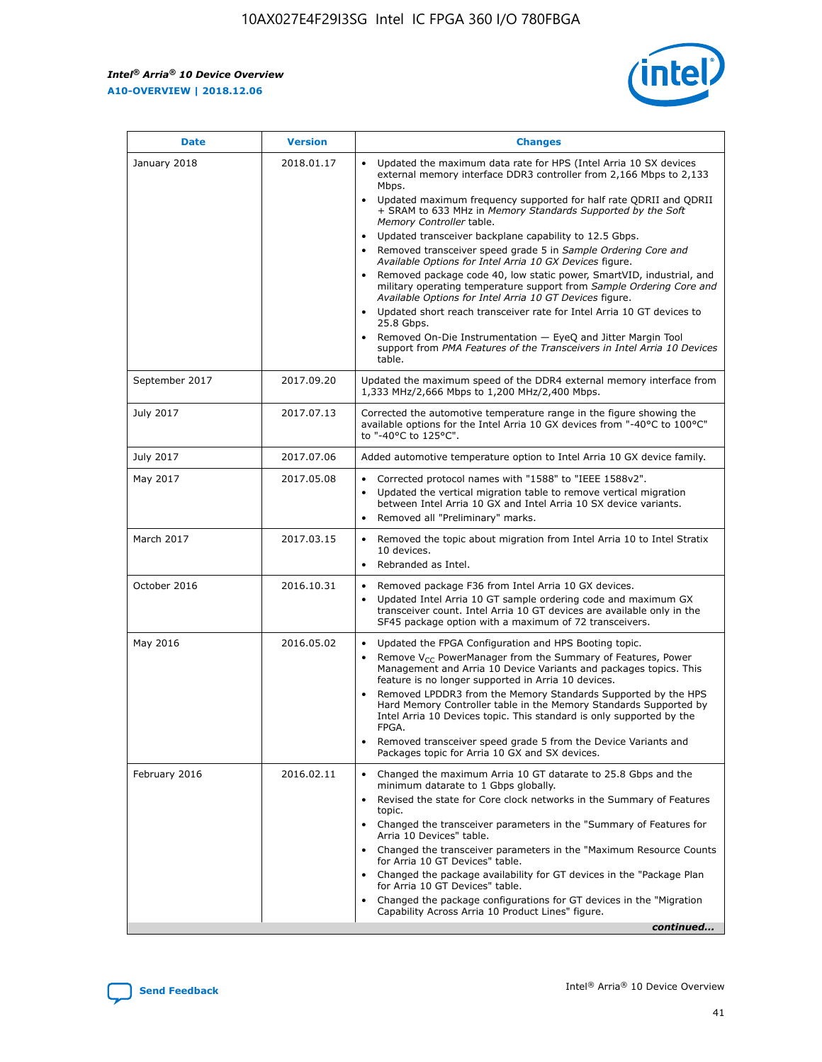| Date | Version | Changes |
|---|---|---|
| January 2018 | 2018.01.17 | • Updated the maximum data rate for HPS (Intel Arria 10 SX devices external memory interface DDR3 controller from 2,166 Mbps to 2,133 Mbps.<br>• Updated maximum frequency supported for half rate QDRII and QDRII + SRAM to 633 MHz in *Memory Standards Supported by the Soft Memory Controller* table.<br>• Updated transceiver backplane capability to 12.5 Gbps.<br>• Removed transceiver speed grade 5 in *Sample Ordering Core and Available Options for Intel Arria 10 GX Devices* figure.<br>• Removed package code 40, low static power, SmartVID, industrial, and military operating temperature support from *Sample Ordering Core and Available Options for Intel Arria 10 GT Devices* figure.<br>• Updated short reach transceiver rate for Intel Arria 10 GT devices to 25.8 Gbps.<br>• Removed On-Die Instrumentation — EyeQ and Jitter Margin Tool support from *PMA Features of the Transceivers in Intel Arria 10 Devices* table. |
| September 2017 | 2017.09.20 | Updated the maximum speed of the DDR4 external memory interface from 1,333 MHz/2,666 Mbps to 1,200 MHz/2,400 Mbps. |
| July 2017 | 2017.07.13 | Corrected the automotive temperature range in the figure showing the available options for the Intel Arria 10 GX devices from "-40°C to 100°C" to "-40°C to 125°C". |
| July 2017 | 2017.07.06 | Added automotive temperature option to Intel Arria 10 GX device family. |
| May 2017 | 2017.05.08 | • Corrected protocol names with "1588" to "IEEE 1588v2".<br>• Updated the vertical migration table to remove vertical migration between Intel Arria 10 GX and Intel Arria 10 SX device variants.<br>• Removed all "Preliminary" marks. |
| March 2017 | 2017.03.15 | • Removed the topic about migration from Intel Arria 10 to Intel Stratix 10 devices.<br>• Rebranded as Intel. |
| October 2016 | 2016.10.31 | • Removed package F36 from Intel Arria 10 GX devices.<br>• Updated Intel Arria 10 GT sample ordering code and maximum GX transceiver count. Intel Arria 10 GT devices are available only in the SF45 package option with a maximum of 72 transceivers. |
| May 2016 | 2016.05.02 | • Updated the FPGA Configuration and HPS Booting topic.<br>• Remove $V_{CC}$ PowerManager from the Summary of Features, Power Management and Arria 10 Device Variants and packages topics. This feature is no longer supported in Arria 10 devices.<br>• Removed LPDDR3 from the Memory Standards Supported by the HPS Hard Memory Controller table in the Memory Standards Supported by Intel Arria 10 Devices topic. This standard is only supported by the FPGA.<br>• Removed transceiver speed grade 5 from the Device Variants and Packages topic for Arria 10 GX and SX devices. |
| February 2016 | 2016.02.11 | • Changed the maximum Arria 10 GT datarate to 25.8 Gbps and the minimum datarate to 1 Gbps globally.<br>• Revised the state for Core clock networks in the Summary of Features topic.<br>• Changed the transceiver parameters in the "Summary of Features for Arria 10 Devices" table.<br>• Changed the transceiver parameters in the "Maximum Resource Counts for Arria 10 GT Devices" table.<br>• Changed the package availability for GT devices in the "Package Plan for Arria 10 GT Devices" table.<br>• Changed the package configurations for GT devices in the "Migration Capability Across Arria 10 Product Lines" figure. |

*continued...*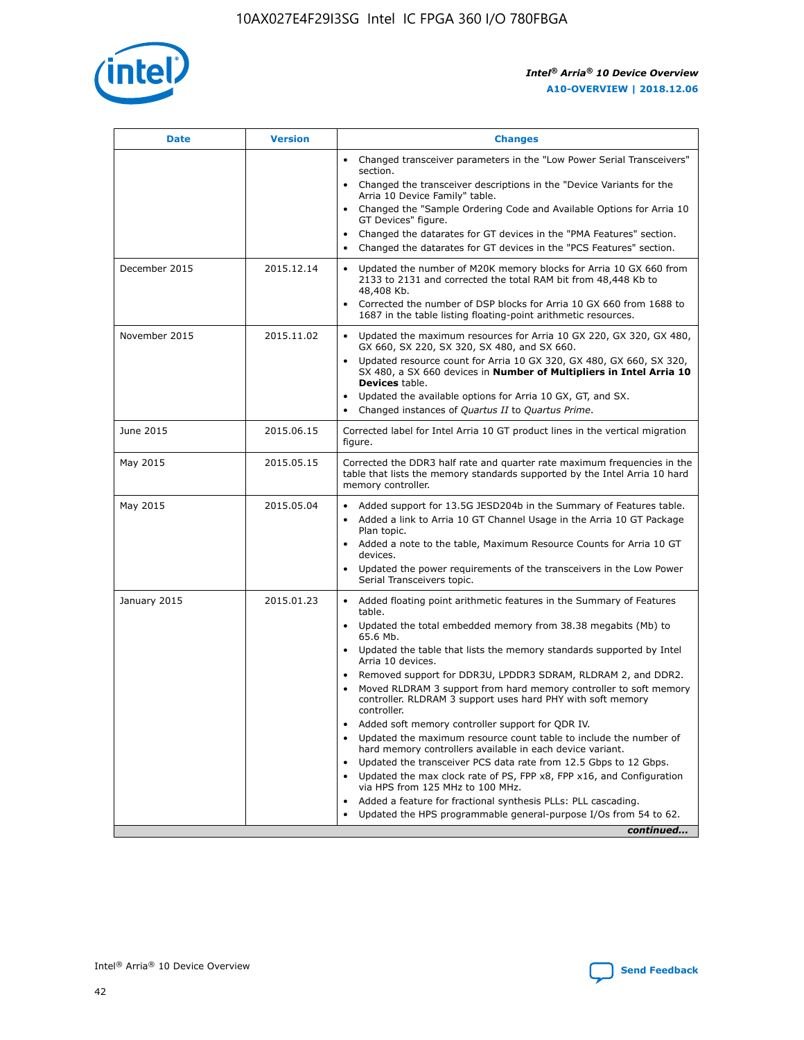| Date | Version | Changes |
| --- | --- | --- |
| | | • Changed transceiver parameters in the "Low Power Serial Transceivers" section.<br>• Changed the transceiver descriptions in the "Device Variants for the Arria 10 Device Family" table.<br>• Changed the "Sample Ordering Code and Available Options for Arria 10 GT Devices" figure.<br>• Changed the datarates for GT devices in the "PMA Features" section.<br>• Changed the datarates for GT devices in the "PCS Features" section. |
| December 2015 | 2015.12.14 | • Updated the number of M20K memory blocks for Arria 10 GX 660 from 2133 to 2131 and corrected the total RAM bit from 48,448 Kb to 48,408 Kb.<br>• Corrected the number of DSP blocks for Arria 10 GX 660 from 1688 to 1687 in the table listing floating-point arithmetic resources. |
| November 2015 | 2015.11.02 | • Updated the maximum resources for Arria 10 GX 220, GX 320, GX 480, GX 660, SX 220, SX 320, SX 480, and SX 660.<br>• Updated resource count for Arria 10 GX 320, GX 480, GX 660, SX 320, SX 480, a SX 660 devices in **Number of Multipliers in Intel Arria 10 Devices** table.<br>• Updated the available options for Arria 10 GX, GT, and SX.<br>• Changed instances of *Quartus II* to *Quartus Prime*. |
| June 2015 | 2015.06.15 | Corrected label for Intel Arria 10 GT product lines in the vertical migration figure. |
| May 2015 | 2015.05.15 | Corrected the DDR3 half rate and quarter rate maximum frequencies in the table that lists the memory standards supported by the Intel Arria 10 hard memory controller. |
| May 2015 | 2015.05.04 | • Added support for 13.5G JESD204b in the Summary of Features table.<br>• Added a link to Arria 10 GT Channel Usage in the Arria 10 GT Package Plan topic.<br>• Added a note to the table, Maximum Resource Counts for Arria 10 GT devices.<br>• Updated the power requirements of the transceivers in the Low Power Serial Transceivers topic. |
| January 2015 | 2015.01.23 | • Added floating point arithmetic features in the Summary of Features table.<br>• Updated the total embedded memory from 38.38 megabits (Mb) to 65.6 Mb.<br>• Updated the table that lists the memory standards supported by Intel Arria 10 devices.<br>• Removed support for DDR3U, LPDDR3 SDRAM, RLDRAM 2, and DDR2.<br>• Moved RLDRAM 3 support from hard memory controller to soft memory controller. RLDRAM 3 support uses hard PHY with soft memory controller.<br>• Added soft memory controller support for QDR IV.<br>• Updated the maximum resource count table to include the number of hard memory controllers available in each device variant.<br>• Updated the transceiver PCS data rate from 12.5 Gbps to 12 Gbps.<br>• Updated the max clock rate of PS, FPP x8, FPP x16, and Configuration via HPS from 125 MHz to 100 MHz.<br>• Added a feature for fractional synthesis PLLs: PLL cascading.<br>• Updated the HPS programmable general-purpose I/Os from 54 to 62. |

*continued...*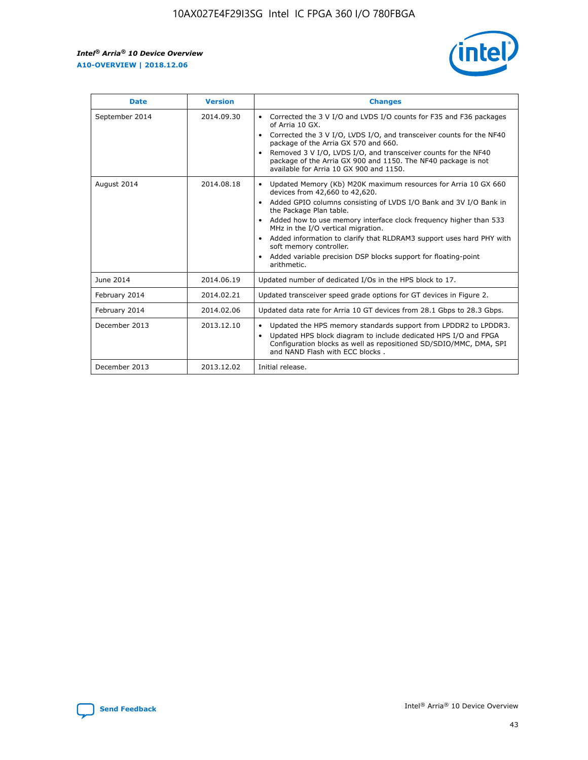| Date | Version | Changes |
| --- | --- | --- |
| September 2014 | 2014.09.30 | • Corrected the 3 V I/O and LVDS I/O counts for F35 and F36 packages of Arria 10 GX.<br>• Corrected the 3 V I/O, LVDS I/O, and transceiver counts for the NF40 package of the Arria GX 570 and 660.<br>• Removed 3 V I/O, LVDS I/O, and transceiver counts for the NF40 package of the Arria GX 900 and 1150. The NF40 package is not available for Arria 10 GX 900 and 1150. |
| August 2014 | 2014.08.18 | • Updated Memory (Kb) M20K maximum resources for Arria 10 GX 660 devices from 42,660 to 42,620.<br>• Added GPIO columns consisting of LVDS I/O Bank and 3V I/O Bank in the Package Plan table.<br>• Added how to use memory interface clock frequency higher than 533 MHz in the I/O vertical migration.<br>• Added information to clarify that RLDRAM3 support uses hard PHY with soft memory controller.<br>• Added variable precision DSP blocks support for floating-point arithmetic. |
| June 2014 | 2014.06.19 | Updated number of dedicated I/Os in the HPS block to 17. |
| February 2014 | 2014.02.21 | Updated transceiver speed grade options for GT devices in Figure 2. |
| February 2014 | 2014.02.06 | Updated data rate for Arria 10 GT devices from 28.1 Gbps to 28.3 Gbps. |
| December 2013 | 2013.12.10 | • Updated the HPS memory standards support from LPDDR2 to LPDDR3.<br>• Updated HPS block diagram to include dedicated HPS I/O and FPGA Configuration blocks as well as repositioned SD/SDIO/MMC, DMA, SPI and NAND Flash with ECC blocks . |
| December 2013 | 2013.12.02 | Initial release. |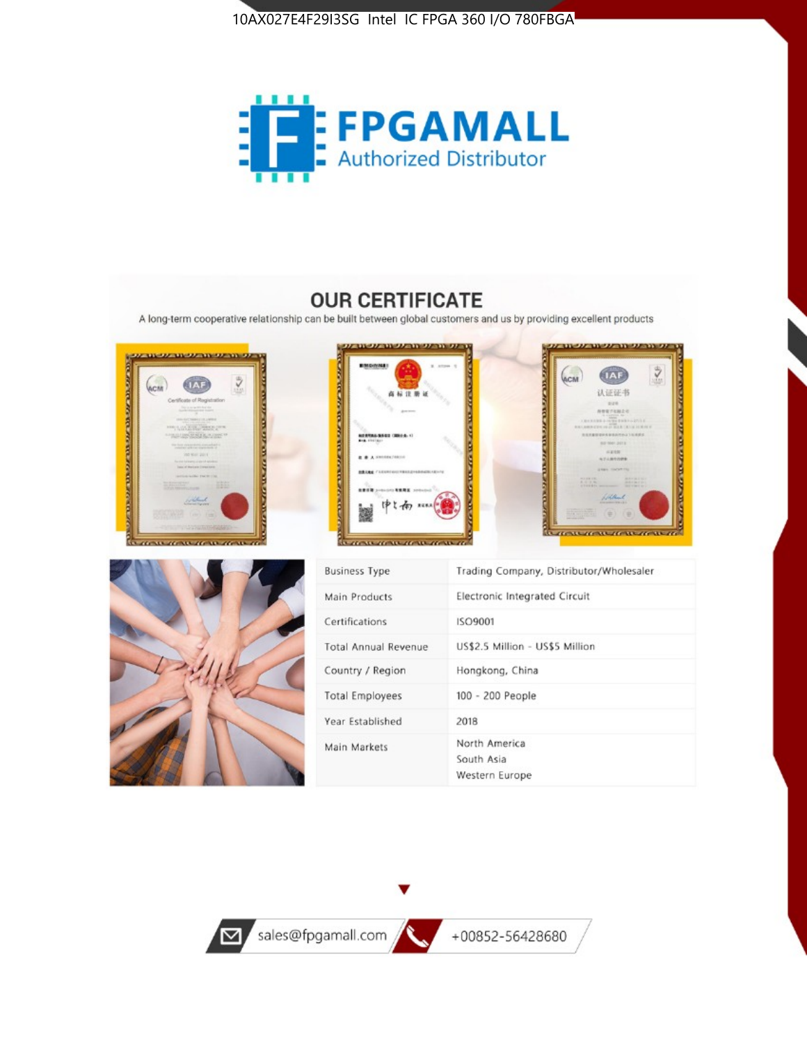FPGAMALL
Authorized Distributor

## OUR CERTIFICATE

A long-term cooperative relationship can be built between global customers and us by providing excellent products

| | |
|---|---|
| Business Type | Trading Company, Distributor/Wholesaler |
| Main Products | Electronic Integrated Circuit |
| Certifications | ISO9001 |
| Total Annual Revenue | US$2.5 Million - US$5 Million |
| Country / Region | Hongkong, China |
| Total Employees | 100 - 200 People |
| Year Established | 2018 |
| Main Markets | North America<br>South Asia<br>Western Europe |

sales@fpgamall.com

+00852-56428680